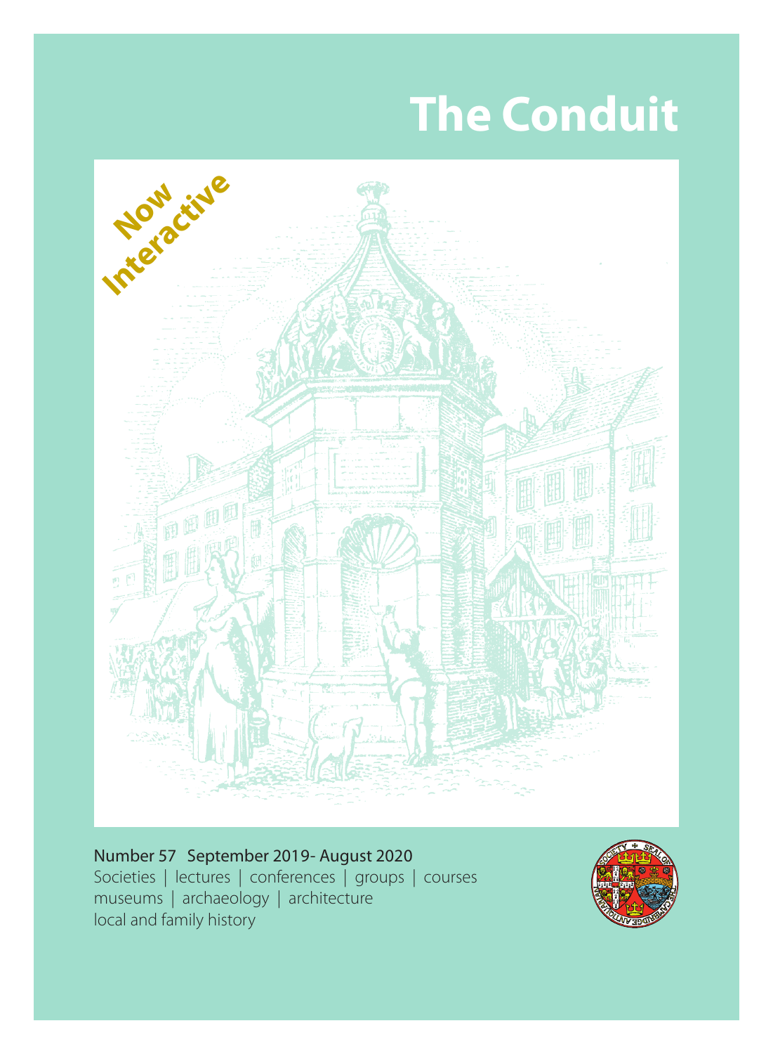# The Conduit

Now Interactive

**Number 57 September 2019- August 2020**

Societies | lectures | conferences | groups | courses
museums | archaeology | architecture
local and family history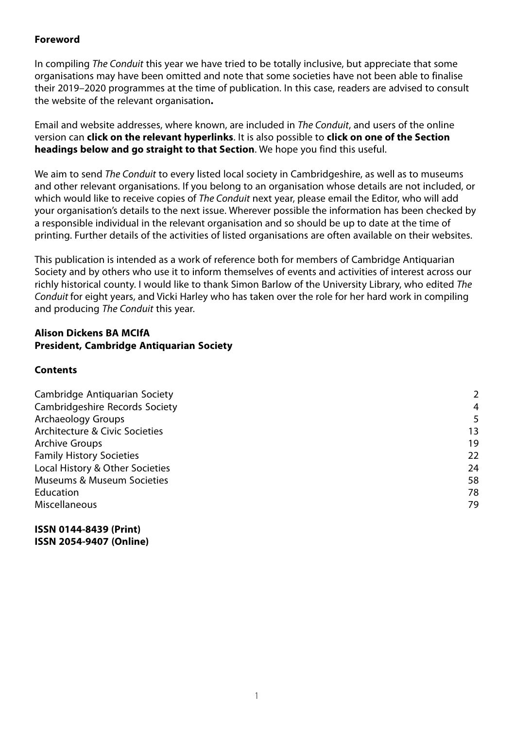## Foreword

In compiling *The Conduit* this year we have tried to be totally inclusive, but appreciate that some organisations may have been omitted and note that some societies have not been able to finalise their 2019–2020 programmes at the time of publication. In this case, readers are advised to consult the website of the relevant organisation**.**

Email and website addresses, where known, are included in *The Conduit*, and users of the online version can **click on the relevant hyperlinks**. It is also possible to **click on one of the Section headings below and go straight to that Section**. We hope you find this useful.

We aim to send *The Conduit* to every listed local society in Cambridgeshire, as well as to museums and other relevant organisations. If you belong to an organisation whose details are not included, or which would like to receive copies of *The Conduit* next year, please email the Editor, who will add your organisation's details to the next issue. Wherever possible the information has been checked by a responsible individual in the relevant organisation and so should be up to date at the time of printing. Further details of the activities of listed organisations are often available on their websites.

This publication is intended as a work of reference both for members of Cambridge Antiquarian Society and by others who use it to inform themselves of events and activities of interest across our richly historical county. I would like to thank Simon Barlow of the University Library, who edited *The Conduit* for eight years, and Vicki Harley who has taken over the role for her hard work in compiling and producing *The Conduit* this year.

**Alison Dickens BA MCIfA**
**President, Cambridge Antiquarian Society**

## Contents

| | |
|---|---|
| Cambridge Antiquarian Society | 2 |
| Cambridgeshire Records Society | 4 |
| Archaeology Groups | 5 |
| Architecture & Civic Societies | 13 |
| Archive Groups | 19 |
| Family History Societies | 22 |
| Local History & Other Societies | 24 |
| Museums & Museum Societies | 58 |
| Education | 78 |
| Miscellaneous | 79 |

**ISSN 0144-8439 (Print)**
**ISSN 2054-9407 (Online)**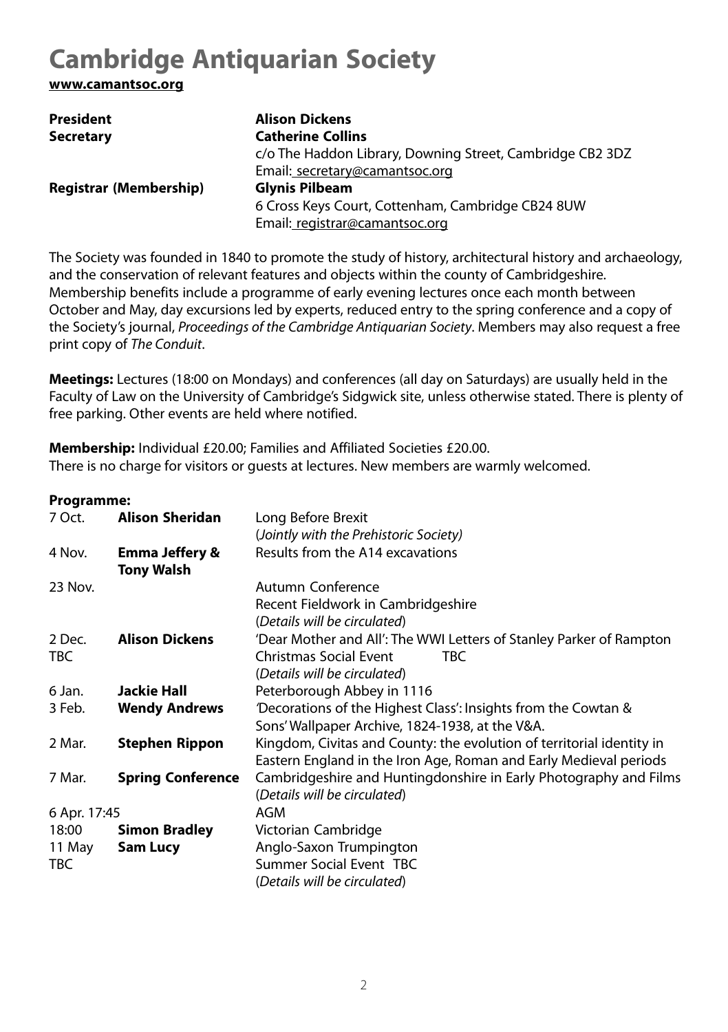# Cambridge Antiquarian Society

**www.camantsoc.org**

| | |
|---|---|
| **President** | **Alison Dickens** |
| **Secretary** | **Catherine Collins** |
| | c/o The Haddon Library, Downing Street, Cambridge CB2 3DZ |
| | Email: secretary@camantsoc.org |
| **Registrar (Membership)** | **Glynis Pilbeam** |
| | 6 Cross Keys Court, Cottenham, Cambridge CB24 8UW |
| | Email: registrar@camantsoc.org |

The Society was founded in 1840 to promote the study of history, architectural history and archaeology, and the conservation of relevant features and objects within the county of Cambridgeshire. Membership benefits include a programme of early evening lectures once each month between October and May, day excursions led by experts, reduced entry to the spring conference and a copy of the Society's journal, *Proceedings of the Cambridge Antiquarian Society*. Members may also request a free print copy of *The Conduit*.

**Meetings:** Lectures (18:00 on Mondays) and conferences (all day on Saturdays) are usually held in the Faculty of Law on the University of Cambridge's Sidgwick site, unless otherwise stated. There is plenty of free parking. Other events are held where notified.

**Membership:** Individual £20.00; Families and Affiliated Societies £20.00.
There is no charge for visitors or guests at lectures. New members are warmly welcomed.

**Programme:**

| | | |
|---|---|---|
| 7 Oct. | **Alison Sheridan** | Long Before Brexit (*Jointly with the Prehistoric Society*) |
| 4 Nov. | **Emma Jeffery & Tony Walsh** | Results from the A14 excavations |
| 23 Nov. | | Autumn Conference Recent Fieldwork in Cambridgeshire (*Details will be circulated*) |
| 2 Dec. | **Alison Dickens** | 'Dear Mother and All': The WWI Letters of Stanley Parker of Rampton |
| TBC | | Christmas Social Event TBC (*Details will be circulated*) |
| 6 Jan. | **Jackie Hall** | Peterborough Abbey in 1116 |
| 3 Feb. | **Wendy Andrews** | 'Decorations of the Highest Class': Insights from the Cowtan & Sons' Wallpaper Archive, 1824-1938, at the V&A. |
| 2 Mar. | **Stephen Rippon** | Kingdom, Civitas and County: the evolution of territorial identity in Eastern England in the Iron Age, Roman and Early Medieval periods |
| 7 Mar. | **Spring Conference** | Cambridgeshire and Huntingdonshire in Early Photography and Films (*Details will be circulated*) |
| 6 Apr. 17:45 | | AGM |
| 18:00 | **Simon Bradley** | Victorian Cambridge |
| 11 May | **Sam Lucy** | Anglo-Saxon Trumpington |
| TBC | | Summer Social Event TBC (*Details will be circulated*) |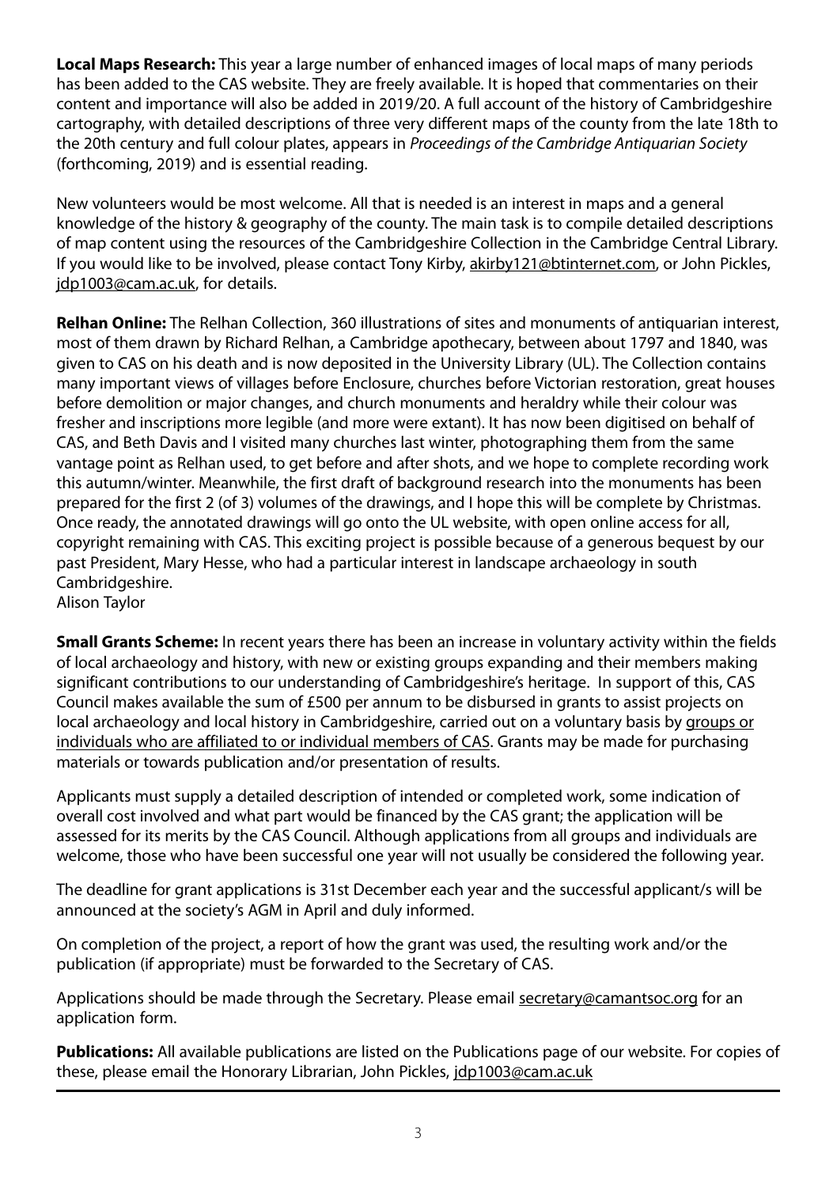**Local Maps Research:** This year a large number of enhanced images of local maps of many periods has been added to the CAS website. They are freely available. It is hoped that commentaries on their content and importance will also be added in 2019/20. A full account of the history of Cambridgeshire cartography, with detailed descriptions of three very different maps of the county from the late 18th to the 20th century and full colour plates, appears in *Proceedings of the Cambridge Antiquarian Society* (forthcoming, 2019) and is essential reading.

New volunteers would be most welcome. All that is needed is an interest in maps and a general knowledge of the history & geography of the county. The main task is to compile detailed descriptions of map content using the resources of the Cambridgeshire Collection in the Cambridge Central Library. If you would like to be involved, please contact Tony Kirby, akirby121@btinternet.com, or John Pickles, jdp1003@cam.ac.uk, for details.

**Relhan Online:** The Relhan Collection, 360 illustrations of sites and monuments of antiquarian interest, most of them drawn by Richard Relhan, a Cambridge apothecary, between about 1797 and 1840, was given to CAS on his death and is now deposited in the University Library (UL). The Collection contains many important views of villages before Enclosure, churches before Victorian restoration, great houses before demolition or major changes, and church monuments and heraldry while their colour was fresher and inscriptions more legible (and more were extant). It has now been digitised on behalf of CAS, and Beth Davis and I visited many churches last winter, photographing them from the same vantage point as Relhan used, to get before and after shots, and we hope to complete recording work this autumn/winter. Meanwhile, the first draft of background research into the monuments has been prepared for the first 2 (of 3) volumes of the drawings, and I hope this will be complete by Christmas. Once ready, the annotated drawings will go onto the UL website, with open online access for all, copyright remaining with CAS. This exciting project is possible because of a generous bequest by our past President, Mary Hesse, who had a particular interest in landscape archaeology in south Cambridgeshire.
Alison Taylor

**Small Grants Scheme:** In recent years there has been an increase in voluntary activity within the fields of local archaeology and history, with new or existing groups expanding and their members making significant contributions to our understanding of Cambridgeshire's heritage. In support of this, CAS Council makes available the sum of £500 per annum to be disbursed in grants to assist projects on local archaeology and local history in Cambridgeshire, carried out on a voluntary basis by groups or individuals who are affiliated to or individual members of CAS. Grants may be made for purchasing materials or towards publication and/or presentation of results.

Applicants must supply a detailed description of intended or completed work, some indication of overall cost involved and what part would be financed by the CAS grant; the application will be assessed for its merits by the CAS Council. Although applications from all groups and individuals are welcome, those who have been successful one year will not usually be considered the following year.

The deadline for grant applications is 31st December each year and the successful applicant/s will be announced at the society's AGM in April and duly informed.

On completion of the project, a report of how the grant was used, the resulting work and/or the publication (if appropriate) must be forwarded to the Secretary of CAS.

Applications should be made through the Secretary. Please email secretary@camantsoc.org for an application form.

**Publications:** All available publications are listed on the Publications page of our website. For copies of these, please email the Honorary Librarian, John Pickles, jdp1003@cam.ac.uk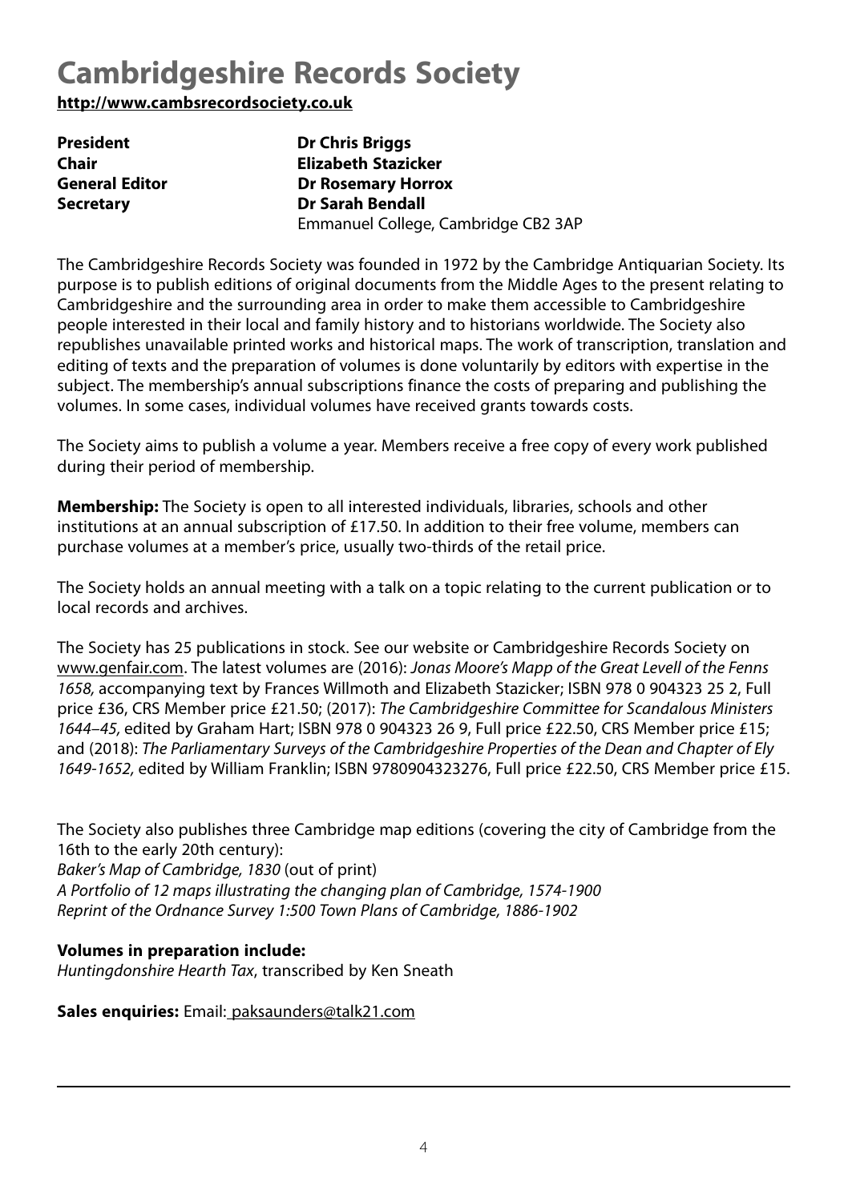# Cambridgeshire Records Society

**http://www.cambsrecordsociety.co.uk**

| | |
|---|---|
| **President** | **Dr Chris Briggs** |
| **Chair** | **Elizabeth Stazicker** |
| **General Editor** | **Dr Rosemary Horrox** |
| **Secretary** | **Dr Sarah Bendall** |
| | Emmanuel College, Cambridge CB2 3AP |

The Cambridgeshire Records Society was founded in 1972 by the Cambridge Antiquarian Society. Its purpose is to publish editions of original documents from the Middle Ages to the present relating to Cambridgeshire and the surrounding area in order to make them accessible to Cambridgeshire people interested in their local and family history and to historians worldwide. The Society also republishes unavailable printed works and historical maps. The work of transcription, translation and editing of texts and the preparation of volumes is done voluntarily by editors with expertise in the subject. The membership's annual subscriptions finance the costs of preparing and publishing the volumes. In some cases, individual volumes have received grants towards costs.

The Society aims to publish a volume a year. Members receive a free copy of every work published during their period of membership.

**Membership:** The Society is open to all interested individuals, libraries, schools and other institutions at an annual subscription of £17.50. In addition to their free volume, members can purchase volumes at a member's price, usually two-thirds of the retail price.

The Society holds an annual meeting with a talk on a topic relating to the current publication or to local records and archives.

The Society has 25 publications in stock. See our website or Cambridgeshire Records Society on www.genfair.com. The latest volumes are (2016): *Jonas Moore's Mapp of the Great Levell of the Fenns 1658,* accompanying text by Frances Willmoth and Elizabeth Stazicker; ISBN 978 0 904323 25 2, Full price £36, CRS Member price £21.50; (2017): *The Cambridgeshire Committee for Scandalous Ministers 1644–45,* edited by Graham Hart; ISBN 978 0 904323 26 9, Full price £22.50, CRS Member price £15; and (2018): *The Parliamentary Surveys of the Cambridgeshire Properties of the Dean and Chapter of Ely 1649-1652,* edited by William Franklin; ISBN 9780904323276, Full price £22.50, CRS Member price £15.

The Society also publishes three Cambridge map editions (covering the city of Cambridge from the 16th to the early 20th century):
*Baker's Map of Cambridge, 1830* (out of print)
*A Portfolio of 12 maps illustrating the changing plan of Cambridge, 1574-1900*
*Reprint of the Ordnance Survey 1:500 Town Plans of Cambridge, 1886-1902*

**Volumes in preparation include:**
*Huntingdonshire Hearth Tax*, transcribed by Ken Sneath

**Sales enquiries:** Email: paksaunders@talk21.com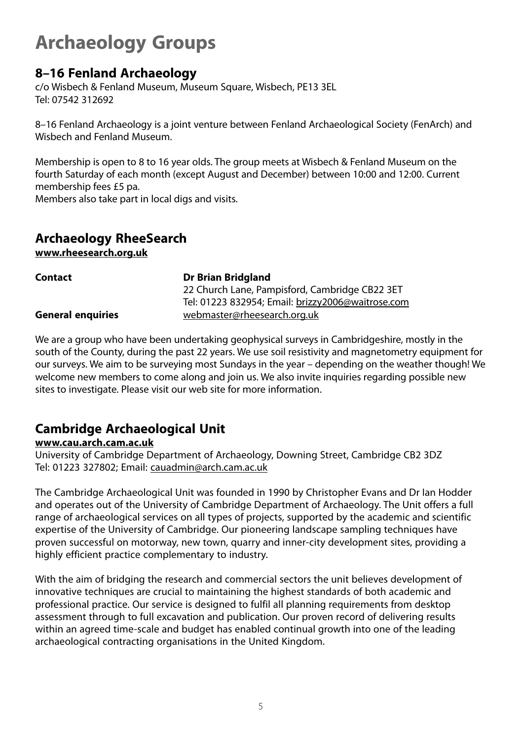# Archaeology Groups

## 8–16 Fenland Archaeology

c/o Wisbech & Fenland Museum, Museum Square, Wisbech, PE13 3EL
Tel: 07542 312692

8–16 Fenland Archaeology is a joint venture between Fenland Archaeological Society (FenArch) and Wisbech and Fenland Museum.

Membership is open to 8 to 16 year olds. The group meets at Wisbech & Fenland Museum on the fourth Saturday of each month (except August and December) between 10:00 and 12:00. Current membership fees £5 pa.
Members also take part in local digs and visits.

## Archaeology RheeSearch

**www.rheesearch.org.uk**

| | |
|---|---|
| **Contact** | **Dr Brian Bridgland**<br>22 Church Lane, Pampisford, Cambridge CB22 3ET<br>Tel: 01223 832954; Email: brizzy2006@waitrose.com |
| **General enquiries** | webmaster@rheesearch.org.uk |

We are a group who have been undertaking geophysical surveys in Cambridgeshire, mostly in the south of the County, during the past 22 years. We use soil resistivity and magnetometry equipment for our surveys. We aim to be surveying most Sundays in the year – depending on the weather though! We welcome new members to come along and join us. We also invite inquiries regarding possible new sites to investigate. Please visit our web site for more information.

## Cambridge Archaeological Unit

**www.cau.arch.cam.ac.uk**
University of Cambridge Department of Archaeology, Downing Street, Cambridge CB2 3DZ
Tel: 01223 327802; Email: cauadmin@arch.cam.ac.uk

The Cambridge Archaeological Unit was founded in 1990 by Christopher Evans and Dr Ian Hodder and operates out of the University of Cambridge Department of Archaeology. The Unit offers a full range of archaeological services on all types of projects, supported by the academic and scientific expertise of the University of Cambridge. Our pioneering landscape sampling techniques have proven successful on motorway, new town, quarry and inner-city development sites, providing a highly efficient practice complementary to industry.

With the aim of bridging the research and commercial sectors the unit believes development of innovative techniques are crucial to maintaining the highest standards of both academic and professional practice. Our service is designed to fulfil all planning requirements from desktop assessment through to full excavation and publication. Our proven record of delivering results within an agreed time-scale and budget has enabled continual growth into one of the leading archaeological contracting organisations in the United Kingdom.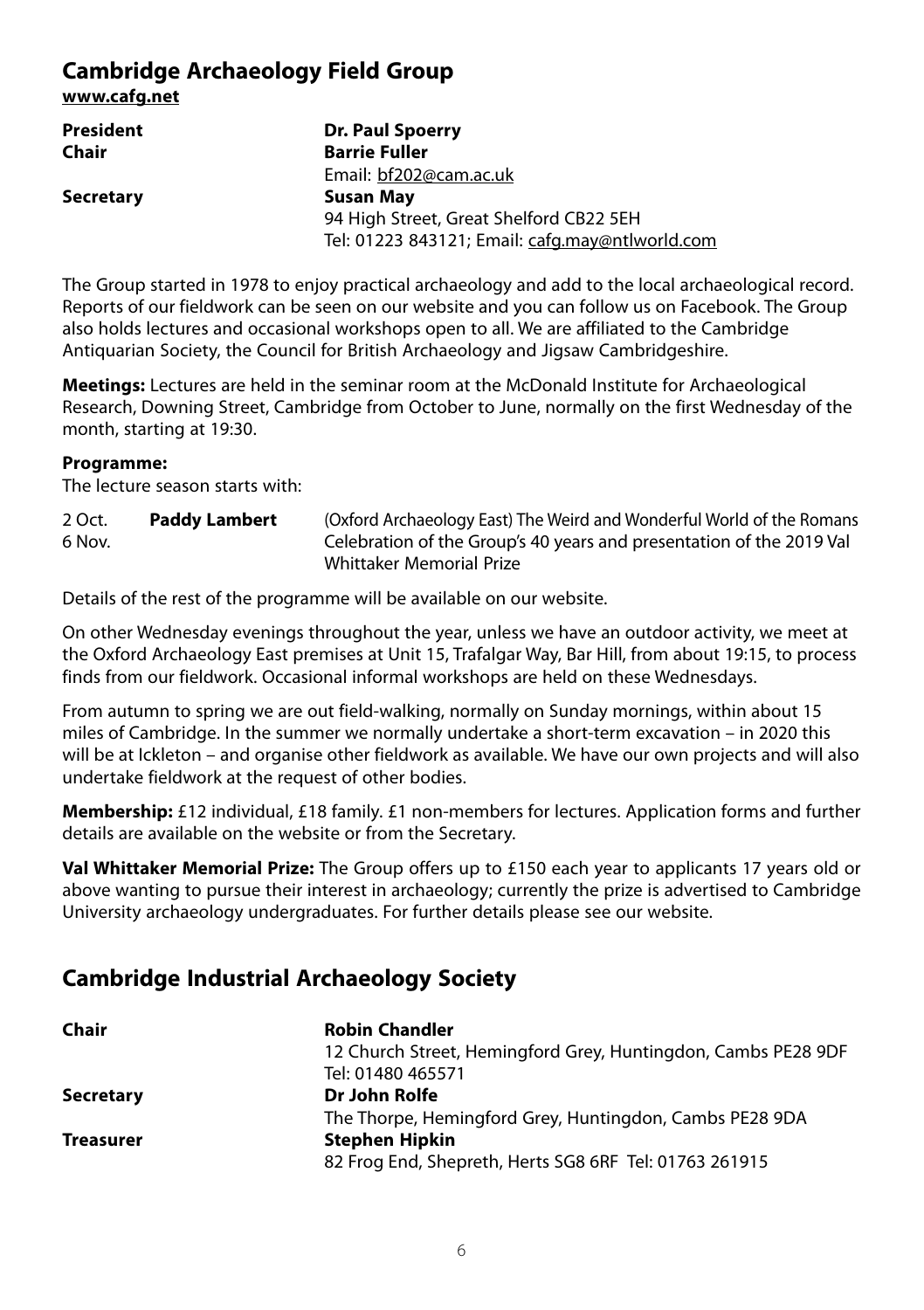## Cambridge Archaeology Field Group

**www.cafg.net**

| | |
|---|---|
| **President** | **Dr. Paul Spoerry** |
| **Chair** | **Barrie Fuller**<br>Email: bf202@cam.ac.uk |
| **Secretary** | **Susan May**<br>94 High Street, Great Shelford CB22 5EH<br>Tel: 01223 843121; Email: cafg.may@ntlworld.com |

The Group started in 1978 to enjoy practical archaeology and add to the local archaeological record. Reports of our fieldwork can be seen on our website and you can follow us on Facebook. The Group also holds lectures and occasional workshops open to all. We are affiliated to the Cambridge Antiquarian Society, the Council for British Archaeology and Jigsaw Cambridgeshire.

**Meetings:** Lectures are held in the seminar room at the McDonald Institute for Archaeological Research, Downing Street, Cambridge from October to June, normally on the first Wednesday of the month, starting at 19:30.

**Programme:**

The lecture season starts with:

| | | |
|---|---|---|
| 2 Oct. | **Paddy Lambert** | (Oxford Archaeology East) The Weird and Wonderful World of the Romans |
| 6 Nov. | | Celebration of the Group's 40 years and presentation of the 2019 Val Whittaker Memorial Prize |

Details of the rest of the programme will be available on our website.

On other Wednesday evenings throughout the year, unless we have an outdoor activity, we meet at the Oxford Archaeology East premises at Unit 15, Trafalgar Way, Bar Hill, from about 19:15, to process finds from our fieldwork. Occasional informal workshops are held on these Wednesdays.

From autumn to spring we are out field-walking, normally on Sunday mornings, within about 15 miles of Cambridge. In the summer we normally undertake a short-term excavation – in 2020 this will be at Ickleton – and organise other fieldwork as available. We have our own projects and will also undertake fieldwork at the request of other bodies.

**Membership:** £12 individual, £18 family. £1 non-members for lectures. Application forms and further details are available on the website or from the Secretary.

**Val Whittaker Memorial Prize:** The Group offers up to £150 each year to applicants 17 years old or above wanting to pursue their interest in archaeology; currently the prize is advertised to Cambridge University archaeology undergraduates. For further details please see our website.

## Cambridge Industrial Archaeology Society

| | |
|---|---|
| **Chair** | **Robin Chandler**<br>12 Church Street, Hemingford Grey, Huntingdon, Cambs PE28 9DF<br>Tel: 01480 465571 |
| **Secretary** | **Dr John Rolfe**<br>The Thorpe, Hemingford Grey, Huntingdon, Cambs PE28 9DA |
| **Treasurer** | **Stephen Hipkin**<br>82 Frog End, Shepreth, Herts SG8 6RF Tel: 01763 261915 |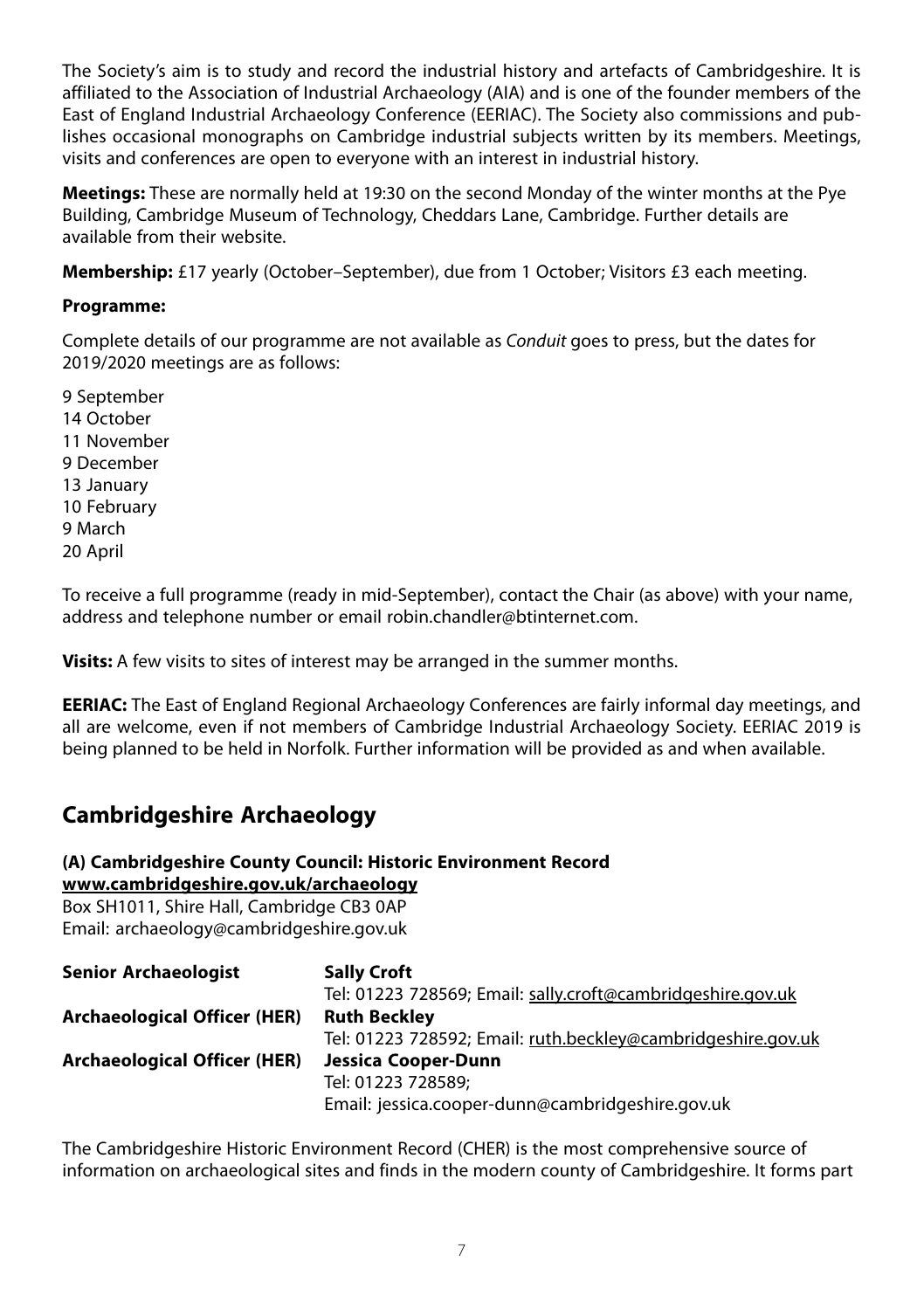The Society's aim is to study and record the industrial history and artefacts of Cambridgeshire. It is affiliated to the Association of Industrial Archaeology (AIA) and is one of the founder members of the East of England Industrial Archaeology Conference (EERIAC). The Society also commissions and publishes occasional monographs on Cambridge industrial subjects written by its members. Meetings, visits and conferences are open to everyone with an interest in industrial history.

**Meetings:** These are normally held at 19:30 on the second Monday of the winter months at the Pye Building, Cambridge Museum of Technology, Cheddars Lane, Cambridge. Further details are available from their website.

**Membership:** £17 yearly (October–September), due from 1 October; Visitors £3 each meeting.

**Programme:**

Complete details of our programme are not available as *Conduit* goes to press, but the dates for 2019/2020 meetings are as follows:

9 September
14 October
11 November
9 December
13 January
10 February
9 March
20 April

To receive a full programme (ready in mid-September), contact the Chair (as above) with your name, address and telephone number or email robin.chandler@btinternet.com.

**Visits:** A few visits to sites of interest may be arranged in the summer months.

**EERIAC:** The East of England Regional Archaeology Conferences are fairly informal day meetings, and all are welcome, even if not members of Cambridge Industrial Archaeology Society. EERIAC 2019 is being planned to be held in Norfolk. Further information will be provided as and when available.

## Cambridgeshire Archaeology

### (A) Cambridgeshire County Council: Historic Environment Record

**www.cambridgeshire.gov.uk/archaeology**

Box SH1011, Shire Hall, Cambridge CB3 0AP
Email: archaeology@cambridgeshire.gov.uk

| | |
|---|---|
| **Senior Archaeologist** | **Sally Croft**<br>Tel: 01223 728569; Email: sally.croft@cambridgeshire.gov.uk |
| **Archaeological Officer (HER)** | **Ruth Beckley**<br>Tel: 01223 728592; Email: ruth.beckley@cambridgeshire.gov.uk |
| **Archaeological Officer (HER)** | **Jessica Cooper-Dunn**<br>Tel: 01223 728589;<br>Email: jessica.cooper-dunn@cambridgeshire.gov.uk |

The Cambridgeshire Historic Environment Record (CHER) is the most comprehensive source of information on archaeological sites and finds in the modern county of Cambridgeshire. It forms part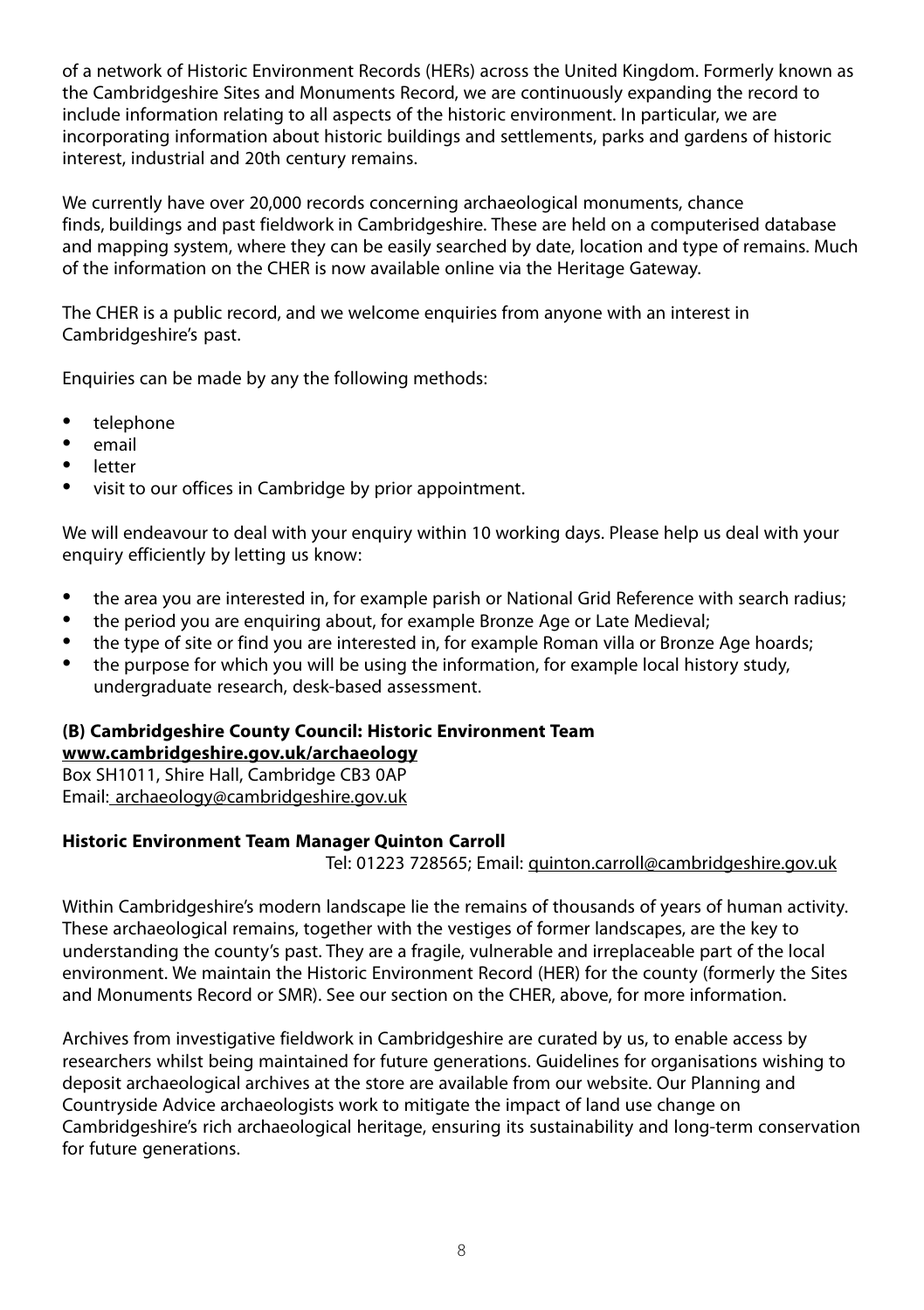of a network of Historic Environment Records (HERs) across the United Kingdom. Formerly known as the Cambridgeshire Sites and Monuments Record, we are continuously expanding the record to include information relating to all aspects of the historic environment. In particular, we are incorporating information about historic buildings and settlements, parks and gardens of historic interest, industrial and 20th century remains.

We currently have over 20,000 records concerning archaeological monuments, chance finds, buildings and past fieldwork in Cambridgeshire. These are held on a computerised database and mapping system, where they can be easily searched by date, location and type of remains. Much of the information on the CHER is now available online via the Heritage Gateway.

The CHER is a public record, and we welcome enquiries from anyone with an interest in Cambridgeshire's past.

Enquiries can be made by any the following methods:

- telephone
- email
- letter
- visit to our offices in Cambridge by prior appointment.

We will endeavour to deal with your enquiry within 10 working days. Please help us deal with your enquiry efficiently by letting us know:

- the area you are interested in, for example parish or National Grid Reference with search radius;
- the period you are enquiring about, for example Bronze Age or Late Medieval;
- the type of site or find you are interested in, for example Roman villa or Bronze Age hoards;
- the purpose for which you will be using the information, for example local history study, undergraduate research, desk-based assessment.

**(B) Cambridgeshire County Council: Historic Environment Team**
**www.cambridgeshire.gov.uk/archaeology**
Box SH1011, Shire Hall, Cambridge CB3 0AP
Email: archaeology@cambridgeshire.gov.uk

**Historic Environment Team Manager Quinton Carroll**
Tel: 01223 728565; Email: quinton.carroll@cambridgeshire.gov.uk

Within Cambridgeshire's modern landscape lie the remains of thousands of years of human activity. These archaeological remains, together with the vestiges of former landscapes, are the key to understanding the county's past. They are a fragile, vulnerable and irreplaceable part of the local environment. We maintain the Historic Environment Record (HER) for the county (formerly the Sites and Monuments Record or SMR). See our section on the CHER, above, for more information.

Archives from investigative fieldwork in Cambridgeshire are curated by us, to enable access by researchers whilst being maintained for future generations. Guidelines for organisations wishing to deposit archaeological archives at the store are available from our website. Our Planning and Countryside Advice archaeologists work to mitigate the impact of land use change on Cambridgeshire's rich archaeological heritage, ensuring its sustainability and long-term conservation for future generations.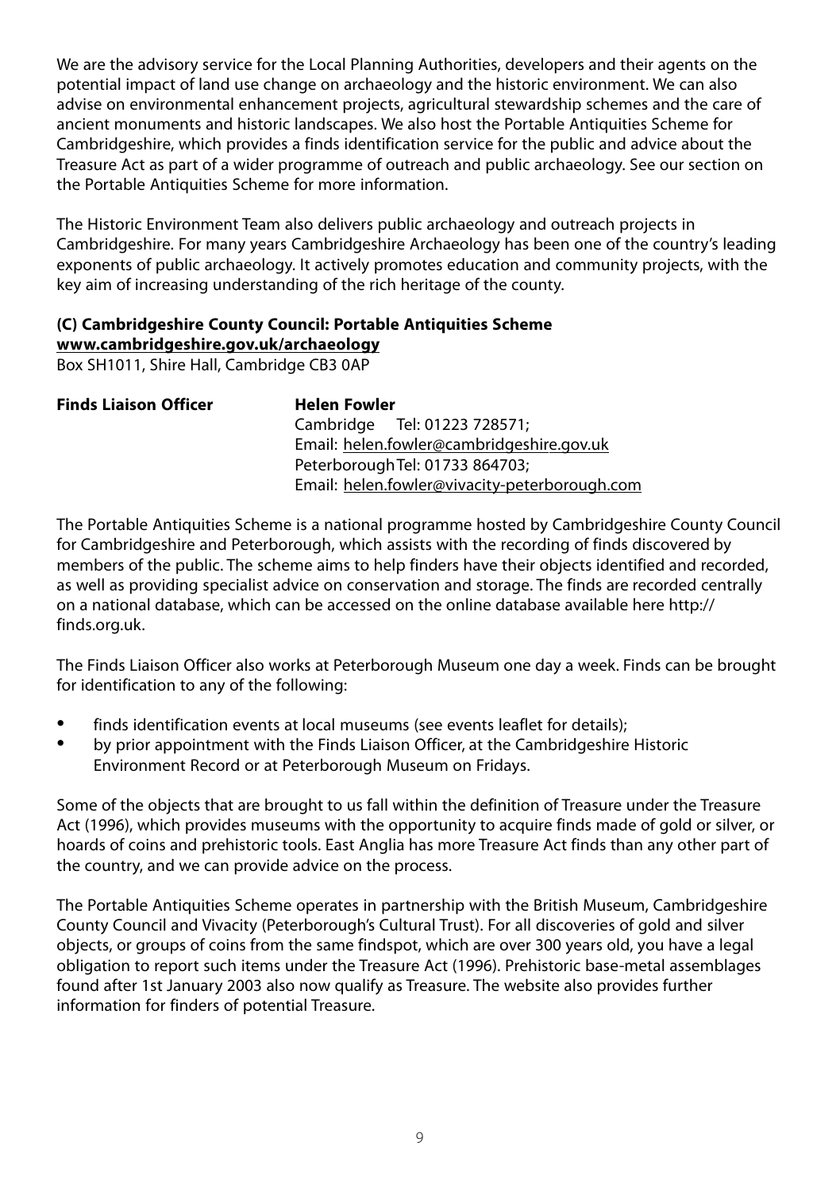We are the advisory service for the Local Planning Authorities, developers and their agents on the potential impact of land use change on archaeology and the historic environment. We can also advise on environmental enhancement projects, agricultural stewardship schemes and the care of ancient monuments and historic landscapes. We also host the Portable Antiquities Scheme for Cambridgeshire, which provides a finds identification service for the public and advice about the Treasure Act as part of a wider programme of outreach and public archaeology. See our section on the Portable Antiquities Scheme for more information.

The Historic Environment Team also delivers public archaeology and outreach projects in Cambridgeshire. For many years Cambridgeshire Archaeology has been one of the country's leading exponents of public archaeology. It actively promotes education and community projects, with the key aim of increasing understanding of the rich heritage of the county.

**(C) Cambridgeshire County Council: Portable Antiquities Scheme**
**www.cambridgeshire.gov.uk/archaeology**
Box SH1011, Shire Hall, Cambridge CB3 0AP

**Finds Liaison Officer** **Helen Fowler**
Cambridge Tel: 01223 728571;
Email: helen.fowler@cambridgeshire.gov.uk
Peterborough Tel: 01733 864703;
Email: helen.fowler@vivacity-peterborough.com

The Portable Antiquities Scheme is a national programme hosted by Cambridgeshire County Council for Cambridgeshire and Peterborough, which assists with the recording of finds discovered by members of the public. The scheme aims to help finders have their objects identified and recorded, as well as providing specialist advice on conservation and storage. The finds are recorded centrally on a national database, which can be accessed on the online database available here http://finds.org.uk.

The Finds Liaison Officer also works at Peterborough Museum one day a week. Finds can be brought for identification to any of the following:

- finds identification events at local museums (see events leaflet for details);
- by prior appointment with the Finds Liaison Officer, at the Cambridgeshire Historic Environment Record or at Peterborough Museum on Fridays.

Some of the objects that are brought to us fall within the definition of Treasure under the Treasure Act (1996), which provides museums with the opportunity to acquire finds made of gold or silver, or hoards of coins and prehistoric tools. East Anglia has more Treasure Act finds than any other part of the country, and we can provide advice on the process.

The Portable Antiquities Scheme operates in partnership with the British Museum, Cambridgeshire County Council and Vivacity (Peterborough's Cultural Trust). For all discoveries of gold and silver objects, or groups of coins from the same findspot, which are over 300 years old, you have a legal obligation to report such items under the Treasure Act (1996). Prehistoric base-metal assemblages found after 1st January 2003 also now qualify as Treasure. The website also provides further information for finders of potential Treasure.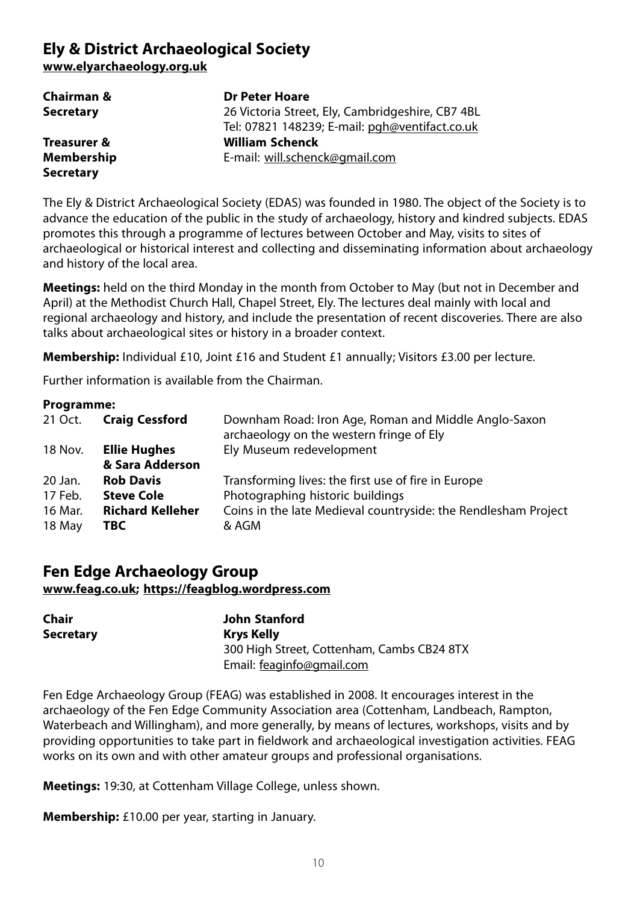## Ely & District Archaeological Society

**www.elyarchaeology.org.uk**

| | |
|---|---|
| **Chairman & Secretary** | **Dr Peter Hoare**<br>26 Victoria Street, Ely, Cambridgeshire, CB7 4BL<br>Tel: 07821 148239; E-mail: pgh@ventifact.co.uk |
| **Treasurer & Membership Secretary** | **William Schenck**<br>E-mail: will.schenck@gmail.com |

The Ely & District Archaeological Society (EDAS) was founded in 1980. The object of the Society is to advance the education of the public in the study of archaeology, history and kindred subjects. EDAS promotes this through a programme of lectures between October and May, visits to sites of archaeological or historical interest and collecting and disseminating information about archaeology and history of the local area.

**Meetings:** held on the third Monday in the month from October to May (but not in December and April) at the Methodist Church Hall, Chapel Street, Ely. The lectures deal mainly with local and regional archaeology and history, and include the presentation of recent discoveries. There are also talks about archaeological sites or history in a broader context.

**Membership:** Individual £10, Joint £16 and Student £1 annually; Visitors £3.00 per lecture.

Further information is available from the Chairman.

**Programme:**

| | | |
|---|---|---|
| 21 Oct. | **Craig Cessford** | Downham Road: Iron Age, Roman and Middle Anglo-Saxon archaeology on the western fringe of Ely |
| 18 Nov. | **Ellie Hughes & Sara Adderson** | Ely Museum redevelopment |
| 20 Jan. | **Rob Davis** | Transforming lives: the first use of fire in Europe |
| 17 Feb. | **Steve Cole** | Photographing historic buildings |
| 16 Mar. | **Richard Kelleher** | Coins in the late Medieval countryside: the Rendlesham Project |
| 18 May | **TBC** | & AGM |

## Fen Edge Archaeology Group

**www.feag.co.uk; https://feagblog.wordpress.com**

| | |
|---|---|
| **Chair** | **John Stanford** |
| **Secretary** | **Krys Kelly**<br>300 High Street, Cottenham, Cambs CB24 8TX<br>Email: feaginfo@gmail.com |

Fen Edge Archaeology Group (FEAG) was established in 2008. It encourages interest in the archaeology of the Fen Edge Community Association area (Cottenham, Landbeach, Rampton, Waterbeach and Willingham), and more generally, by means of lectures, workshops, visits and by providing opportunities to take part in fieldwork and archaeological investigation activities. FEAG works on its own and with other amateur groups and professional organisations.

**Meetings:** 19:30, at Cottenham Village College, unless shown.

**Membership:** £10.00 per year, starting in January.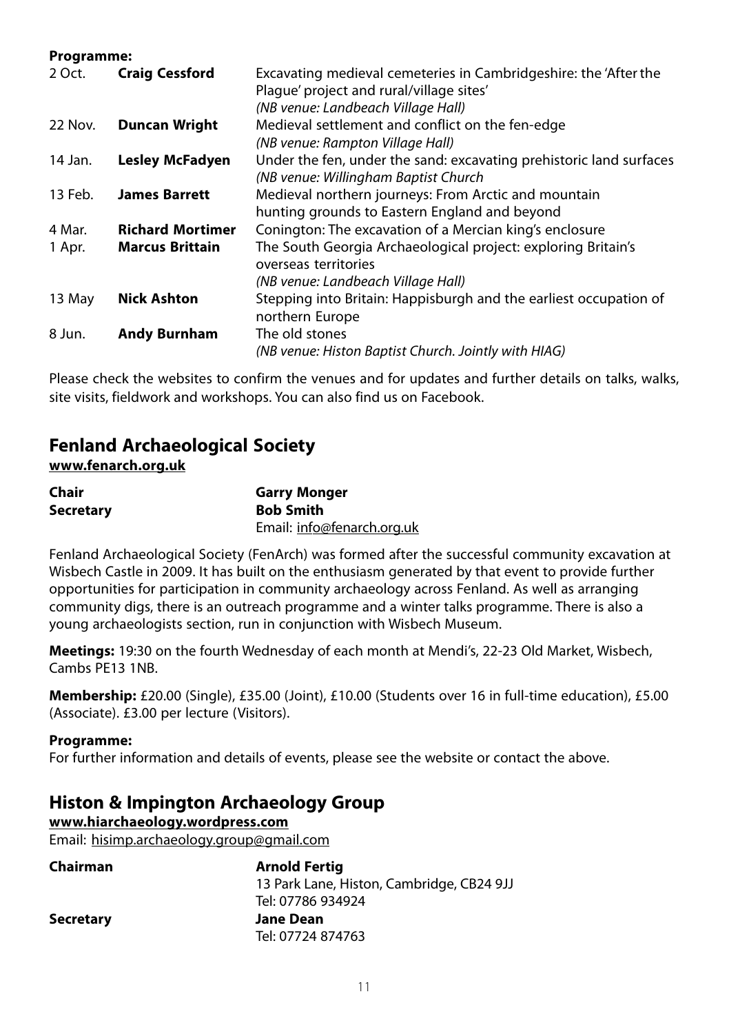**Programme:**

| | | |
|---|---|---|
| 2 Oct. | **Craig Cessford** | Excavating medieval cemeteries in Cambridgeshire: the 'After the Plague' project and rural/village sites' *(NB venue: Landbeach Village Hall)* |
| 22 Nov. | **Duncan Wright** | Medieval settlement and conflict on the fen-edge *(NB venue: Rampton Village Hall)* |
| 14 Jan. | **Lesley McFadyen** | Under the fen, under the sand: excavating prehistoric land surfaces *(NB venue: Willingham Baptist Church* |
| 13 Feb. | **James Barrett** | Medieval northern journeys: From Arctic and mountain hunting grounds to Eastern England and beyond |
| 4 Mar. | **Richard Mortimer** | Conington: The excavation of a Mercian king's enclosure |
| 1 Apr. | **Marcus Brittain** | The South Georgia Archaeological project: exploring Britain's overseas territories *(NB venue: Landbeach Village Hall)* |
| 13 May | **Nick Ashton** | Stepping into Britain: Happisburgh and the earliest occupation of northern Europe |
| 8 Jun. | **Andy Burnham** | The old stones *(NB venue: Histon Baptist Church. Jointly with HIAG)* |

Please check the websites to confirm the venues and for updates and further details on talks, walks, site visits, fieldwork and workshops. You can also find us on Facebook.

## Fenland Archaeological Society

**www.fenarch.org.uk**

**Chair** — **Garry Monger**

**Secretary** — **Bob Smith**
Email: info@fenarch.org.uk

Fenland Archaeological Society (FenArch) was formed after the successful community excavation at Wisbech Castle in 2009. It has built on the enthusiasm generated by that event to provide further opportunities for participation in community archaeology across Fenland. As well as arranging community digs, there is an outreach programme and a winter talks programme. There is also a young archaeologists section, run in conjunction with Wisbech Museum.

**Meetings:** 19:30 on the fourth Wednesday of each month at Mendi's, 22-23 Old Market, Wisbech, Cambs PE13 1NB.

**Membership:** £20.00 (Single), £35.00 (Joint), £10.00 (Students over 16 in full-time education), £5.00 (Associate). £3.00 per lecture (Visitors).

**Programme:**
For further information and details of events, please see the website or contact the above.

## Histon & Impington Archaeology Group

**www.hiarchaeology.wordpress.com**
Email: hisimp.archaeology.group@gmail.com

**Chairman** — **Arnold Fertig**
13 Park Lane, Histon, Cambridge, CB24 9JJ
Tel: 07786 934924

**Secretary** — **Jane Dean**
Tel: 07724 874763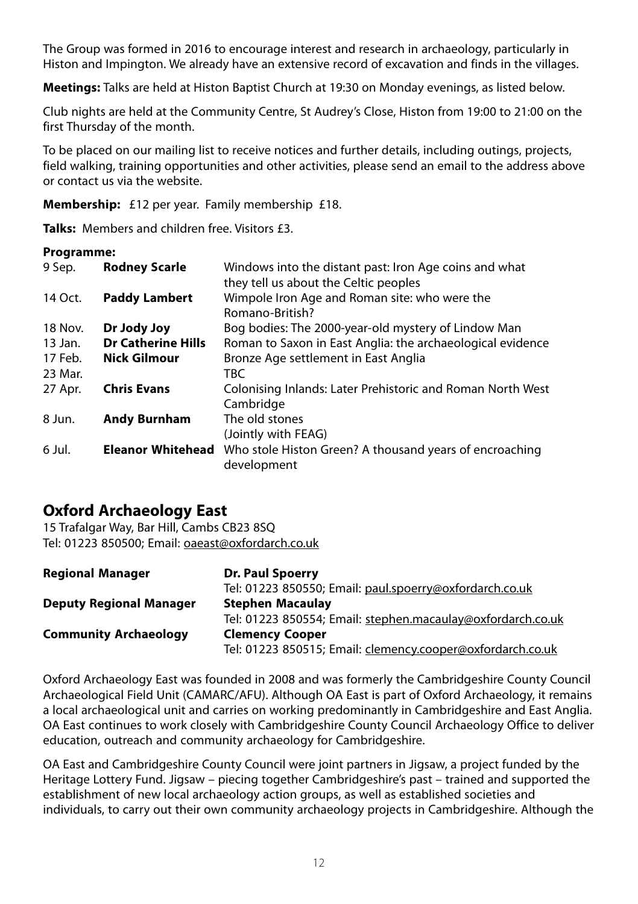The Group was formed in 2016 to encourage interest and research in archaeology, particularly in Histon and Impington. We already have an extensive record of excavation and finds in the villages.

**Meetings:** Talks are held at Histon Baptist Church at 19:30 on Monday evenings, as listed below.

Club nights are held at the Community Centre, St Audrey's Close, Histon from 19:00 to 21:00 on the first Thursday of the month.

To be placed on our mailing list to receive notices and further details, including outings, projects, field walking, training opportunities and other activities, please send an email to the address above or contact us via the website.

**Membership:** £12 per year. Family membership £18.

**Talks:** Members and children free. Visitors £3.

**Programme:**

| | | |
|---|---|---|
| 9 Sep. | **Rodney Scarle** | Windows into the distant past: Iron Age coins and what they tell us about the Celtic peoples |
| 14 Oct. | **Paddy Lambert** | Wimpole Iron Age and Roman site: who were the Romano-British? |
| 18 Nov. | **Dr Jody Joy** | Bog bodies: The 2000-year-old mystery of Lindow Man |
| 13 Jan. | **Dr Catherine Hills** | Roman to Saxon in East Anglia: the archaeological evidence |
| 17 Feb. | **Nick Gilmour** | Bronze Age settlement in East Anglia |
| 23 Mar. | | TBC |
| 27 Apr. | **Chris Evans** | Colonising Inlands: Later Prehistoric and Roman North West Cambridge |
| 8 Jun. | **Andy Burnham** | The old stones (Jointly with FEAG) |
| 6 Jul. | **Eleanor Whitehead** | Who stole Histon Green? A thousand years of encroaching development |

## Oxford Archaeology East

15 Trafalgar Way, Bar Hill, Cambs CB23 8SQ
Tel: 01223 850500; Email: oaeast@oxfordarch.co.uk

| | |
|---|---|
| **Regional Manager** | **Dr. Paul Spoerry**<br>Tel: 01223 850550; Email: paul.spoerry@oxfordarch.co.uk |
| **Deputy Regional Manager** | **Stephen Macaulay**<br>Tel: 01223 850554; Email: stephen.macaulay@oxfordarch.co.uk |
| **Community Archaeology** | **Clemency Cooper**<br>Tel: 01223 850515; Email: clemency.cooper@oxfordarch.co.uk |

Oxford Archaeology East was founded in 2008 and was formerly the Cambridgeshire County Council Archaeological Field Unit (CAMARC/AFU). Although OA East is part of Oxford Archaeology, it remains a local archaeological unit and carries on working predominantly in Cambridgeshire and East Anglia. OA East continues to work closely with Cambridgeshire County Council Archaeology Office to deliver education, outreach and community archaeology for Cambridgeshire.

OA East and Cambridgeshire County Council were joint partners in Jigsaw, a project funded by the Heritage Lottery Fund. Jigsaw – piecing together Cambridgeshire's past – trained and supported the establishment of new local archaeology action groups, as well as established societies and individuals, to carry out their own community archaeology projects in Cambridgeshire. Although the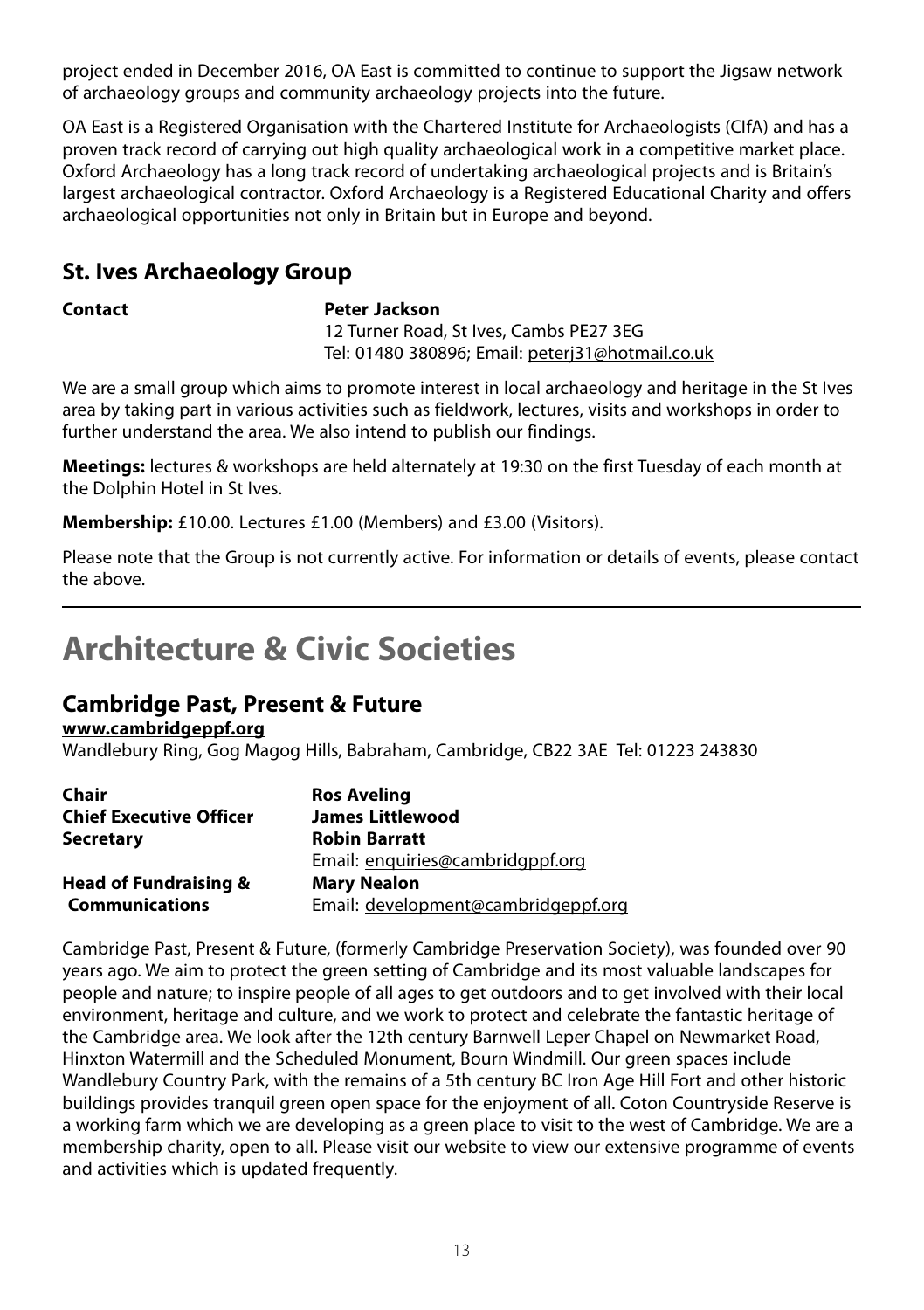project ended in December 2016, OA East is committed to continue to support the Jigsaw network of archaeology groups and community archaeology projects into the future.

OA East is a Registered Organisation with the Chartered Institute for Archaeologists (CIfA) and has a proven track record of carrying out high quality archaeological work in a competitive market place. Oxford Archaeology has a long track record of undertaking archaeological projects and is Britain's largest archaeological contractor. Oxford Archaeology is a Registered Educational Charity and offers archaeological opportunities not only in Britain but in Europe and beyond.

## St. Ives Archaeology Group

| | |
|---|---|
| **Contact** | **Peter Jackson** |
| | 12 Turner Road, St Ives, Cambs PE27 3EG |
| | Tel: 01480 380896; Email: peterj31@hotmail.co.uk |

We are a small group which aims to promote interest in local archaeology and heritage in the St Ives area by taking part in various activities such as fieldwork, lectures, visits and workshops in order to further understand the area. We also intend to publish our findings.

**Meetings:** lectures & workshops are held alternately at 19:30 on the first Tuesday of each month at the Dolphin Hotel in St Ives.

**Membership:** £10.00. Lectures £1.00 (Members) and £3.00 (Visitors).

Please note that the Group is not currently active. For information or details of events, please contact the above.

# Architecture & Civic Societies

## Cambridge Past, Present & Future

**www.cambridgeppf.org**

Wandlebury Ring, Gog Magog Hills, Babraham, Cambridge, CB22 3AE Tel: 01223 243830

| | |
|---|---|
| **Chair** | **Ros Aveling** |
| **Chief Executive Officer** | **James Littlewood** |
| **Secretary** | **Robin Barratt** |
| | Email: enquiries@cambridgppf.org |
| **Head of Fundraising & Communications** | **Mary Nealon** |
| | Email: development@cambridgeppf.org |

Cambridge Past, Present & Future, (formerly Cambridge Preservation Society), was founded over 90 years ago. We aim to protect the green setting of Cambridge and its most valuable landscapes for people and nature; to inspire people of all ages to get outdoors and to get involved with their local environment, heritage and culture, and we work to protect and celebrate the fantastic heritage of the Cambridge area. We look after the 12th century Barnwell Leper Chapel on Newmarket Road, Hinxton Watermill and the Scheduled Monument, Bourn Windmill. Our green spaces include Wandlebury Country Park, with the remains of a 5th century BC Iron Age Hill Fort and other historic buildings provides tranquil green open space for the enjoyment of all. Coton Countryside Reserve is a working farm which we are developing as a green place to visit to the west of Cambridge. We are a membership charity, open to all. Please visit our website to view our extensive programme of events and activities which is updated frequently.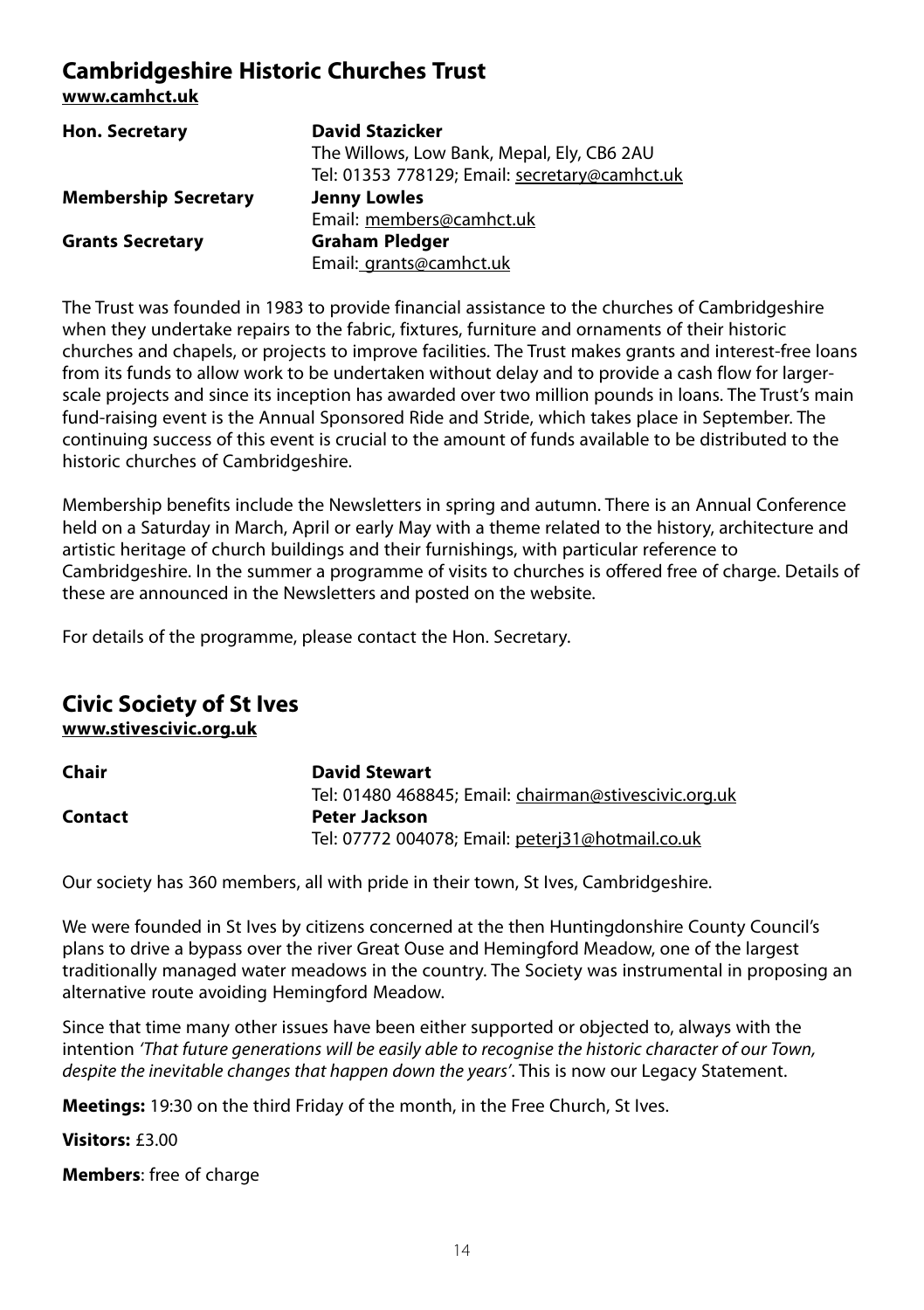## Cambridgeshire Historic Churches Trust

**www.camhct.uk**

| | |
|---|---|
| **Hon. Secretary** | **David Stazicker**<br>The Willows, Low Bank, Mepal, Ely, CB6 2AU<br>Tel: 01353 778129; Email: secretary@camhct.uk |
| **Membership Secretary** | **Jenny Lowles**<br>Email: members@camhct.uk |
| **Grants Secretary** | **Graham Pledger**<br>Email: grants@camhct.uk |

The Trust was founded in 1983 to provide financial assistance to the churches of Cambridgeshire when they undertake repairs to the fabric, fixtures, furniture and ornaments of their historic churches and chapels, or projects to improve facilities. The Trust makes grants and interest-free loans from its funds to allow work to be undertaken without delay and to provide a cash flow for larger-scale projects and since its inception has awarded over two million pounds in loans. The Trust's main fund-raising event is the Annual Sponsored Ride and Stride, which takes place in September. The continuing success of this event is crucial to the amount of funds available to be distributed to the historic churches of Cambridgeshire.

Membership benefits include the Newsletters in spring and autumn. There is an Annual Conference held on a Saturday in March, April or early May with a theme related to the history, architecture and artistic heritage of church buildings and their furnishings, with particular reference to Cambridgeshire. In the summer a programme of visits to churches is offered free of charge. Details of these are announced in the Newsletters and posted on the website.

For details of the programme, please contact the Hon. Secretary.

## Civic Society of St Ives

**www.stivescivic.org.uk**

| | |
|---|---|
| **Chair** | **David Stewart**<br>Tel: 01480 468845; Email: chairman@stivescivic.org.uk |
| **Contact** | **Peter Jackson**<br>Tel: 07772 004078; Email: peterj31@hotmail.co.uk |

Our society has 360 members, all with pride in their town, St Ives, Cambridgeshire.

We were founded in St Ives by citizens concerned at the then Huntingdonshire County Council's plans to drive a bypass over the river Great Ouse and Hemingford Meadow, one of the largest traditionally managed water meadows in the country. The Society was instrumental in proposing an alternative route avoiding Hemingford Meadow.

Since that time many other issues have been either supported or objected to, always with the intention *'That future generations will be easily able to recognise the historic character of our Town, despite the inevitable changes that happen down the years'*. This is now our Legacy Statement.

**Meetings:** 19:30 on the third Friday of the month, in the Free Church, St Ives.

**Visitors:** £3.00

**Members**: free of charge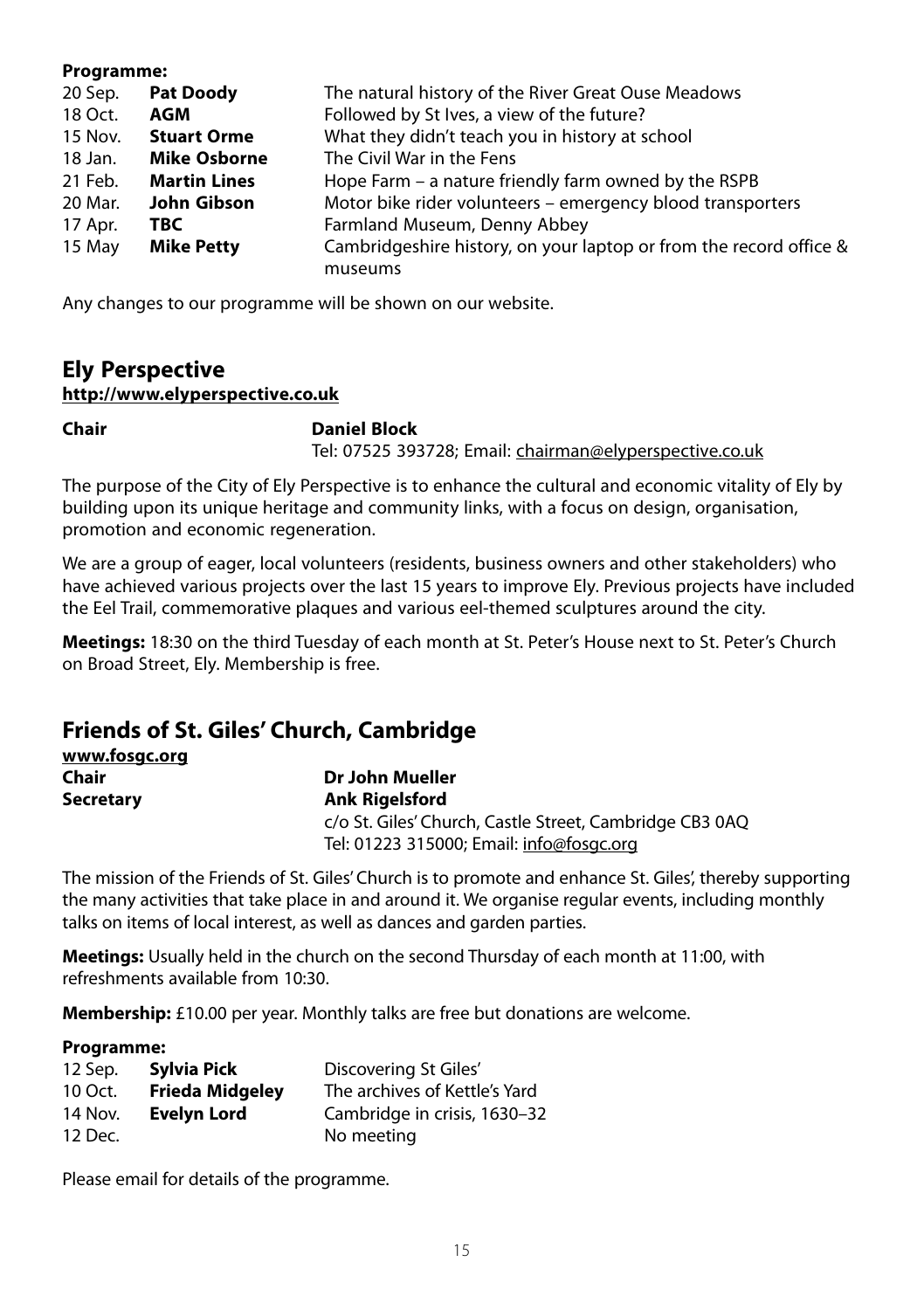**Programme:**

| | | |
|---|---|---|
| 20 Sep. | **Pat Doody** | The natural history of the River Great Ouse Meadows |
| 18 Oct. | **AGM** | Followed by St Ives, a view of the future? |
| 15 Nov. | **Stuart Orme** | What they didn't teach you in history at school |
| 18 Jan. | **Mike Osborne** | The Civil War in the Fens |
| 21 Feb. | **Martin Lines** | Hope Farm – a nature friendly farm owned by the RSPB |
| 20 Mar. | **John Gibson** | Motor bike rider volunteers – emergency blood transporters |
| 17 Apr. | **TBC** | Farmland Museum, Denny Abbey |
| 15 May | **Mike Petty** | Cambridgeshire history, on your laptop or from the record office & museums |

Any changes to our programme will be shown on our website.

## Ely Perspective

**http://www.elyperspective.co.uk**

**Chair** **Daniel Block**
Tel: 07525 393728; Email: chairman@elyperspective.co.uk

The purpose of the City of Ely Perspective is to enhance the cultural and economic vitality of Ely by building upon its unique heritage and community links, with a focus on design, organisation, promotion and economic regeneration.

We are a group of eager, local volunteers (residents, business owners and other stakeholders) who have achieved various projects over the last 15 years to improve Ely. Previous projects have included the Eel Trail, commemorative plaques and various eel-themed sculptures around the city.

**Meetings:** 18:30 on the third Tuesday of each month at St. Peter's House next to St. Peter's Church on Broad Street, Ely. Membership is free.

## Friends of St. Giles' Church, Cambridge

**www.fosgc.org**

**Chair** **Dr John Mueller**
**Secretary** **Ank Rigelsford**
c/o St. Giles' Church, Castle Street, Cambridge CB3 0AQ
Tel: 01223 315000; Email: info@fosgc.org

The mission of the Friends of St. Giles' Church is to promote and enhance St. Giles', thereby supporting the many activities that take place in and around it. We organise regular events, including monthly talks on items of local interest, as well as dances and garden parties.

**Meetings:** Usually held in the church on the second Thursday of each month at 11:00, with refreshments available from 10:30.

**Membership:** £10.00 per year. Monthly talks are free but donations are welcome.

**Programme:**

| | | |
|---|---|---|
| 12 Sep. | **Sylvia Pick** | Discovering St Giles' |
| 10 Oct. | **Frieda Midgeley** | The archives of Kettle's Yard |
| 14 Nov. | **Evelyn Lord** | Cambridge in crisis, 1630–32 |
| 12 Dec. | | No meeting |

Please email for details of the programme.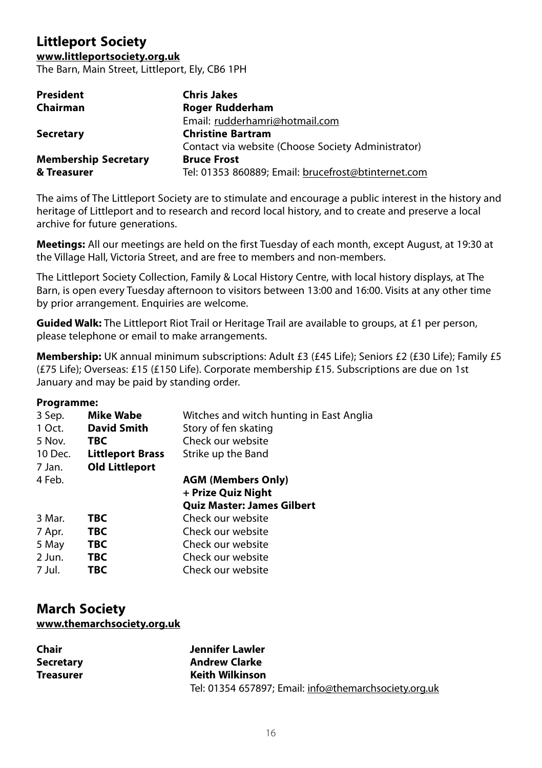## Littleport Society

**www.littleportsociety.org.uk**

The Barn, Main Street, Littleport, Ely, CB6 1PH

| | |
|---|---|
| **President** | **Chris Jakes** |
| **Chairman** | **Roger Rudderham** |
| | Email: rudderhamri@hotmail.com |
| **Secretary** | **Christine Bartram** |
| | Contact via website (Choose Society Administrator) |
| **Membership Secretary & Treasurer** | **Bruce Frost** |
| | Tel: 01353 860889; Email: brucefrost@btinternet.com |

The aims of The Littleport Society are to stimulate and encourage a public interest in the history and heritage of Littleport and to research and record local history, and to create and preserve a local archive for future generations.

**Meetings:** All our meetings are held on the first Tuesday of each month, except August, at 19:30 at the Village Hall, Victoria Street, and are free to members and non-members.

The Littleport Society Collection, Family & Local History Centre, with local history displays, at The Barn, is open every Tuesday afternoon to visitors between 13:00 and 16:00. Visits at any other time by prior arrangement. Enquiries are welcome.

**Guided Walk:** The Littleport Riot Trail or Heritage Trail are available to groups, at £1 per person, please telephone or email to make arrangements.

**Membership:** UK annual minimum subscriptions: Adult £3 (£45 Life); Seniors £2 (£30 Life); Family £5 (£75 Life); Overseas: £15 (£150 Life). Corporate membership £15. Subscriptions are due on 1st January and may be paid by standing order.

**Programme:**

| | | |
|---|---|---|
| 3 Sep. | **Mike Wabe** | Witches and witch hunting in East Anglia |
| 1 Oct. | **David Smith** | Story of fen skating |
| 5 Nov. | **TBC** | Check our website |
| 10 Dec. | **Littleport Brass** | Strike up the Band |
| 7 Jan. | **Old Littleport** | |
| 4 Feb. | | **AGM (Members Only) + Prize Quiz Night Quiz Master: James Gilbert** |
| 3 Mar. | **TBC** | Check our website |
| 7 Apr. | **TBC** | Check our website |
| 5 May | **TBC** | Check our website |
| 2 Jun. | **TBC** | Check our website |
| 7 Jul. | **TBC** | Check our website |

## March Society

**www.themarchsociety.org.uk**

| | |
|---|---|
| **Chair** | **Jennifer Lawler** |
| **Secretary** | **Andrew Clarke** |
| **Treasurer** | **Keith Wilkinson** |
| | Tel: 01354 657897; Email: info@themarchsociety.org.uk |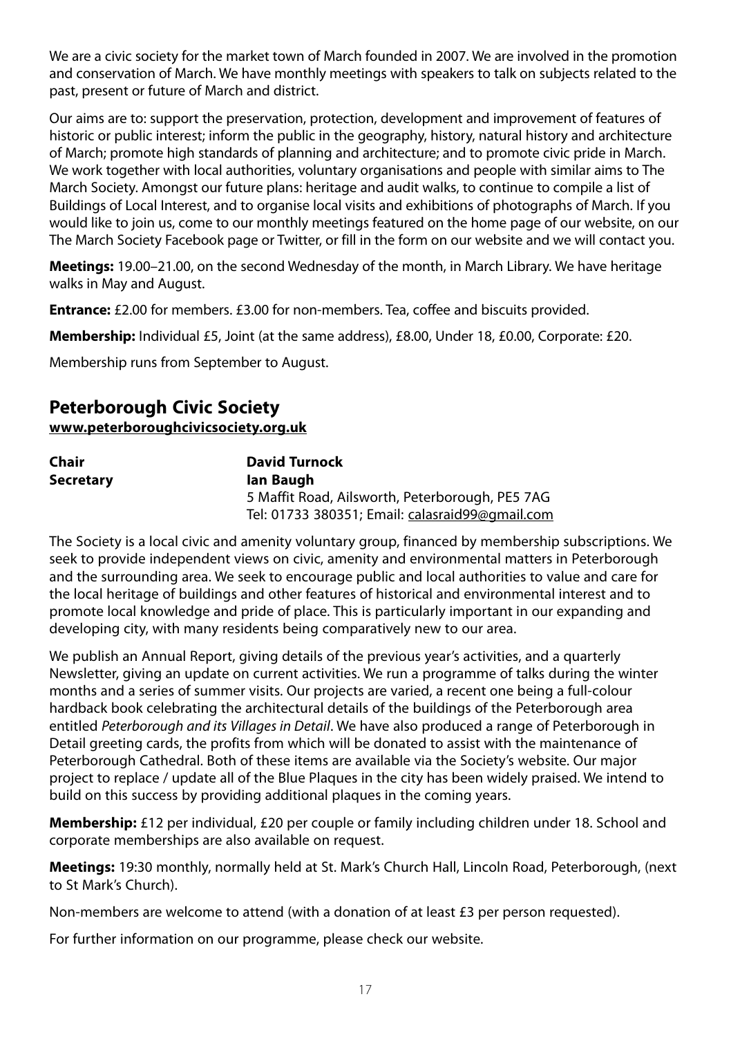We are a civic society for the market town of March founded in 2007. We are involved in the promotion and conservation of March. We have monthly meetings with speakers to talk on subjects related to the past, present or future of March and district.

Our aims are to: support the preservation, protection, development and improvement of features of historic or public interest; inform the public in the geography, history, natural history and architecture of March; promote high standards of planning and architecture; and to promote civic pride in March. We work together with local authorities, voluntary organisations and people with similar aims to The March Society. Amongst our future plans: heritage and audit walks, to continue to compile a list of Buildings of Local Interest, and to organise local visits and exhibitions of photographs of March. If you would like to join us, come to our monthly meetings featured on the home page of our website, on our The March Society Facebook page or Twitter, or fill in the form on our website and we will contact you.

**Meetings:** 19.00–21.00, on the second Wednesday of the month, in March Library. We have heritage walks in May and August.

**Entrance:** £2.00 for members. £3.00 for non-members. Tea, coffee and biscuits provided.

**Membership:** Individual £5, Joint (at the same address), £8.00, Under 18, £0.00, Corporate: £20.

Membership runs from September to August.

## Peterborough Civic Society

**www.peterboroughcivicsociety.org.uk**

| | |
|---|---|
| **Chair** | **David Turnock** |
| **Secretary** | **Ian Baugh**<br>5 Maffit Road, Ailsworth, Peterborough, PE5 7AG<br>Tel: 01733 380351; Email: calasraid99@gmail.com |

The Society is a local civic and amenity voluntary group, financed by membership subscriptions. We seek to provide independent views on civic, amenity and environmental matters in Peterborough and the surrounding area. We seek to encourage public and local authorities to value and care for the local heritage of buildings and other features of historical and environmental interest and to promote local knowledge and pride of place. This is particularly important in our expanding and developing city, with many residents being comparatively new to our area.

We publish an Annual Report, giving details of the previous year's activities, and a quarterly Newsletter, giving an update on current activities. We run a programme of talks during the winter months and a series of summer visits. Our projects are varied, a recent one being a full-colour hardback book celebrating the architectural details of the buildings of the Peterborough area entitled *Peterborough and its Villages in Detail*. We have also produced a range of Peterborough in Detail greeting cards, the profits from which will be donated to assist with the maintenance of Peterborough Cathedral. Both of these items are available via the Society's website. Our major project to replace / update all of the Blue Plaques in the city has been widely praised. We intend to build on this success by providing additional plaques in the coming years.

**Membership:** £12 per individual, £20 per couple or family including children under 18. School and corporate memberships are also available on request.

**Meetings:** 19:30 monthly, normally held at St. Mark's Church Hall, Lincoln Road, Peterborough, (next to St Mark's Church).

Non-members are welcome to attend (with a donation of at least £3 per person requested).

For further information on our programme, please check our website.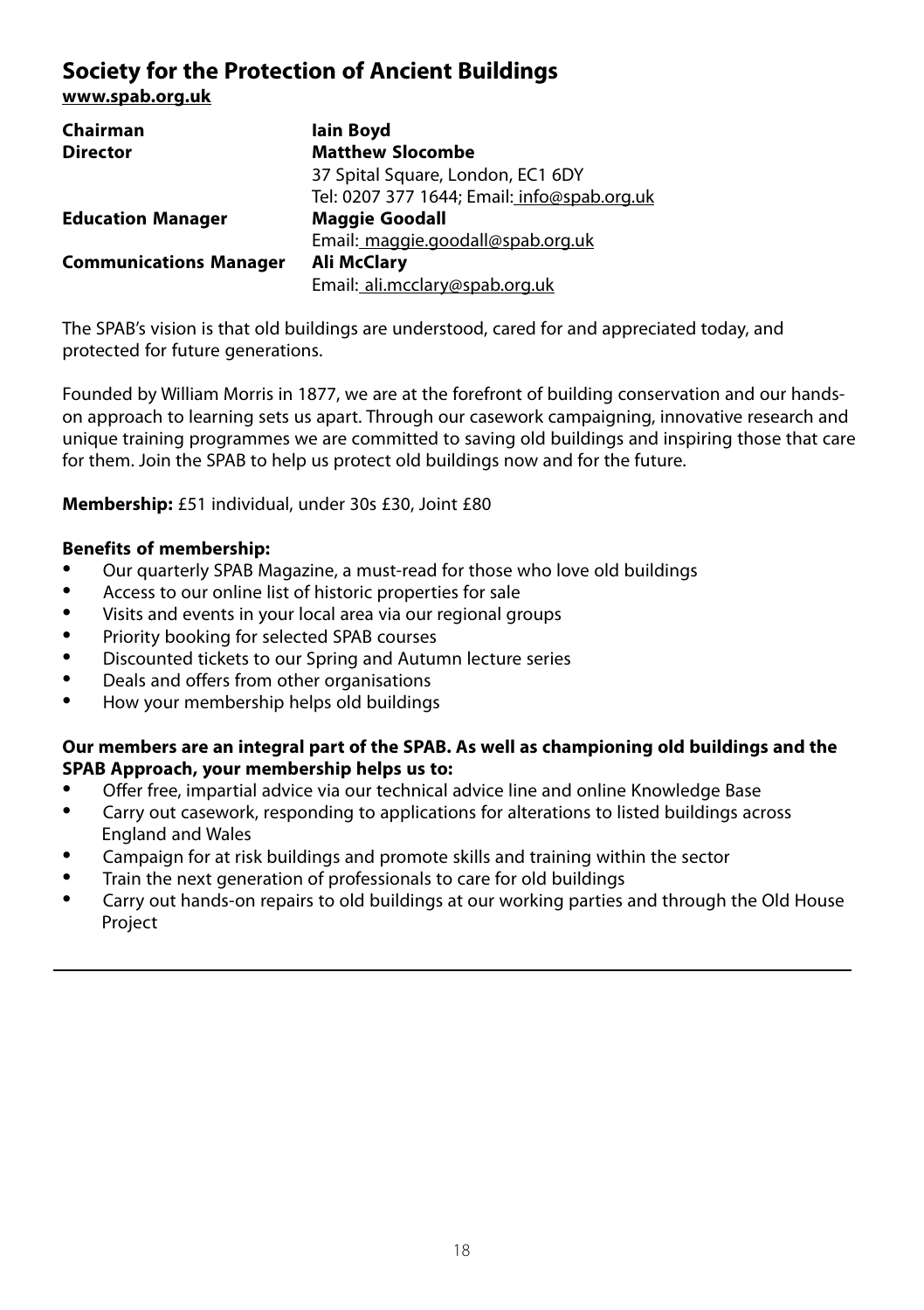## Society for the Protection of Ancient Buildings

**www.spab.org.uk**

| | |
|---|---|
| **Chairman** | **Iain Boyd** |
| **Director** | **Matthew Slocombe** |
| | 37 Spital Square, London, EC1 6DY |
| | Tel: 0207 377 1644; Email: info@spab.org.uk |
| **Education Manager** | **Maggie Goodall** |
| | Email: maggie.goodall@spab.org.uk |
| **Communications Manager** | **Ali McClary** |
| | Email: ali.mcclary@spab.org.uk |

The SPAB's vision is that old buildings are understood, cared for and appreciated today, and protected for future generations.

Founded by William Morris in 1877, we are at the forefront of building conservation and our hands-on approach to learning sets us apart. Through our casework campaigning, innovative research and unique training programmes we are committed to saving old buildings and inspiring those that care for them. Join the SPAB to help us protect old buildings now and for the future.

**Membership:** £51 individual, under 30s £30, Joint £80

**Benefits of membership:**

- Our quarterly SPAB Magazine, a must-read for those who love old buildings
- Access to our online list of historic properties for sale
- Visits and events in your local area via our regional groups
- Priority booking for selected SPAB courses
- Discounted tickets to our Spring and Autumn lecture series
- Deals and offers from other organisations
- How your membership helps old buildings

**Our members are an integral part of the SPAB. As well as championing old buildings and the SPAB Approach, your membership helps us to:**

- Offer free, impartial advice via our technical advice line and online Knowledge Base
- Carry out casework, responding to applications for alterations to listed buildings across England and Wales
- Campaign for at risk buildings and promote skills and training within the sector
- Train the next generation of professionals to care for old buildings
- Carry out hands-on repairs to old buildings at our working parties and through the Old House Project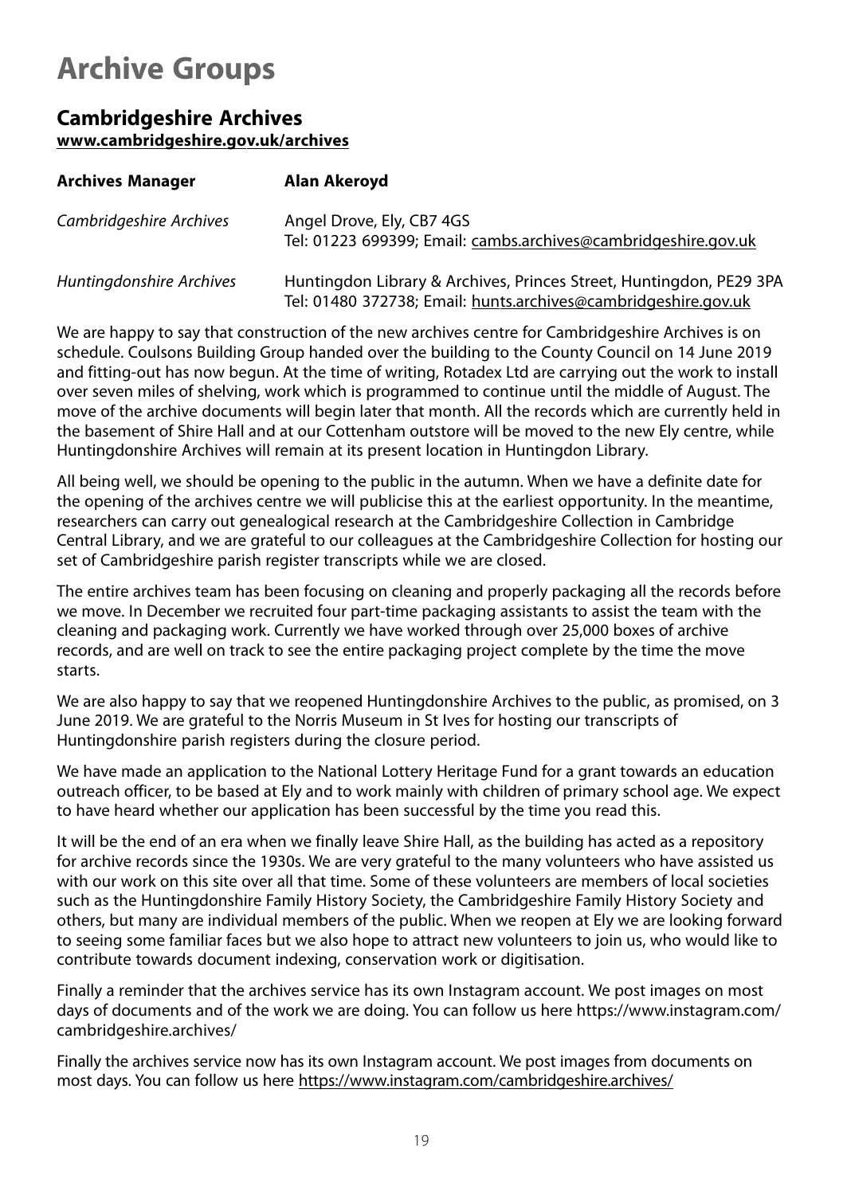# Archive Groups

## Cambridgeshire Archives

**www.cambridgeshire.gov.uk/archives**

| **Archives Manager** | **Alan Akeroyd** |
|---|---|
| *Cambridgeshire Archives* | Angel Drove, Ely, CB7 4GS<br>Tel: 01223 699399; Email: cambs.archives@cambridgeshire.gov.uk |
| *Huntingdonshire Archives* | Huntingdon Library & Archives, Princes Street, Huntingdon, PE29 3PA<br>Tel: 01480 372738; Email: hunts.archives@cambridgeshire.gov.uk |

We are happy to say that construction of the new archives centre for Cambridgeshire Archives is on schedule. Coulsons Building Group handed over the building to the County Council on 14 June 2019 and fitting-out has now begun. At the time of writing, Rotadex Ltd are carrying out the work to install over seven miles of shelving, work which is programmed to continue until the middle of August. The move of the archive documents will begin later that month. All the records which are currently held in the basement of Shire Hall and at our Cottenham outstore will be moved to the new Ely centre, while Huntingdonshire Archives will remain at its present location in Huntingdon Library.

All being well, we should be opening to the public in the autumn. When we have a definite date for the opening of the archives centre we will publicise this at the earliest opportunity. In the meantime, researchers can carry out genealogical research at the Cambridgeshire Collection in Cambridge Central Library, and we are grateful to our colleagues at the Cambridgeshire Collection for hosting our set of Cambridgeshire parish register transcripts while we are closed.

The entire archives team has been focusing on cleaning and properly packaging all the records before we move. In December we recruited four part-time packaging assistants to assist the team with the cleaning and packaging work. Currently we have worked through over 25,000 boxes of archive records, and are well on track to see the entire packaging project complete by the time the move starts.

We are also happy to say that we reopened Huntingdonshire Archives to the public, as promised, on 3 June 2019. We are grateful to the Norris Museum in St Ives for hosting our transcripts of Huntingdonshire parish registers during the closure period.

We have made an application to the National Lottery Heritage Fund for a grant towards an education outreach officer, to be based at Ely and to work mainly with children of primary school age. We expect to have heard whether our application has been successful by the time you read this.

It will be the end of an era when we finally leave Shire Hall, as the building has acted as a repository for archive records since the 1930s. We are very grateful to the many volunteers who have assisted us with our work on this site over all that time. Some of these volunteers are members of local societies such as the Huntingdonshire Family History Society, the Cambridgeshire Family History Society and others, but many are individual members of the public. When we reopen at Ely we are looking forward to seeing some familiar faces but we also hope to attract new volunteers to join us, who would like to contribute towards document indexing, conservation work or digitisation.

Finally a reminder that the archives service has its own Instagram account. We post images on most days of documents and of the work we are doing. You can follow us here https://www.instagram.com/cambridgeshire.archives/

Finally the archives service now has its own Instagram account. We post images from documents on most days. You can follow us here https://www.instagram.com/cambridgeshire.archives/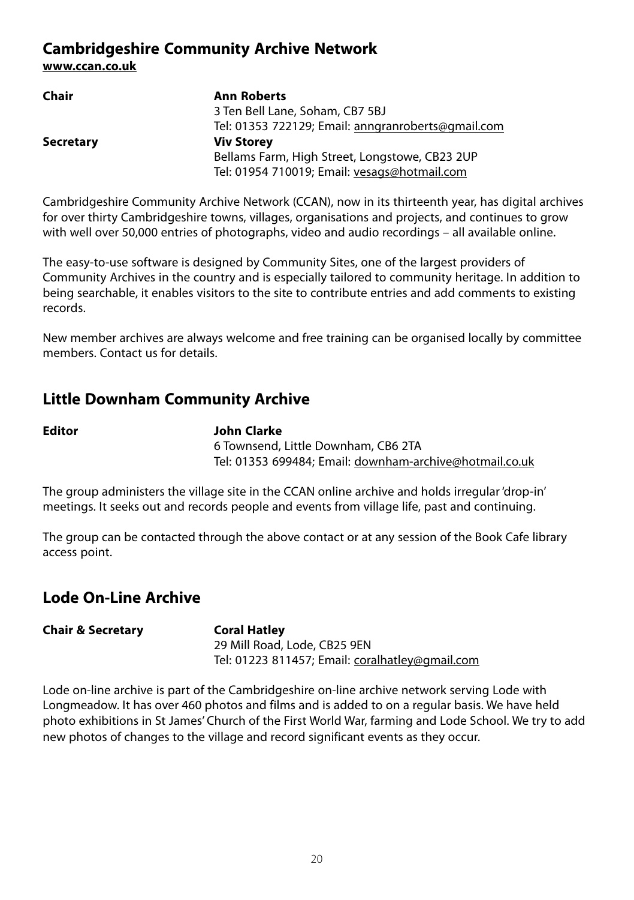## Cambridgeshire Community Archive Network

**www.ccan.co.uk**

| | |
|---|---|
| **Chair** | **Ann Roberts**<br>3 Ten Bell Lane, Soham, CB7 5BJ<br>Tel: 01353 722129; Email: anngranroberts@gmail.com |
| **Secretary** | **Viv Storey**<br>Bellams Farm, High Street, Longstowe, CB23 2UP<br>Tel: 01954 710019; Email: vesags@hotmail.com |

Cambridgeshire Community Archive Network (CCAN), now in its thirteenth year, has digital archives for over thirty Cambridgeshire towns, villages, organisations and projects, and continues to grow with well over 50,000 entries of photographs, video and audio recordings – all available online.

The easy-to-use software is designed by Community Sites, one of the largest providers of Community Archives in the country and is especially tailored to community heritage. In addition to being searchable, it enables visitors to the site to contribute entries and add comments to existing records.

New member archives are always welcome and free training can be organised locally by committee members. Contact us for details.

## Little Downham Community Archive

| | |
|---|---|
| **Editor** | **John Clarke**<br>6 Townsend, Little Downham, CB6 2TA<br>Tel: 01353 699484; Email: downham-archive@hotmail.co.uk |

The group administers the village site in the CCAN online archive and holds irregular 'drop-in' meetings. It seeks out and records people and events from village life, past and continuing.

The group can be contacted through the above contact or at any session of the Book Cafe library access point.

## Lode On-Line Archive

| | |
|---|---|
| **Chair & Secretary** | **Coral Hatley**<br>29 Mill Road, Lode, CB25 9EN<br>Tel: 01223 811457; Email: coralhatley@gmail.com |

Lode on-line archive is part of the Cambridgeshire on-line archive network serving Lode with Longmeadow. It has over 460 photos and films and is added to on a regular basis. We have held photo exhibitions in St James' Church of the First World War, farming and Lode School. We try to add new photos of changes to the village and record significant events as they occur.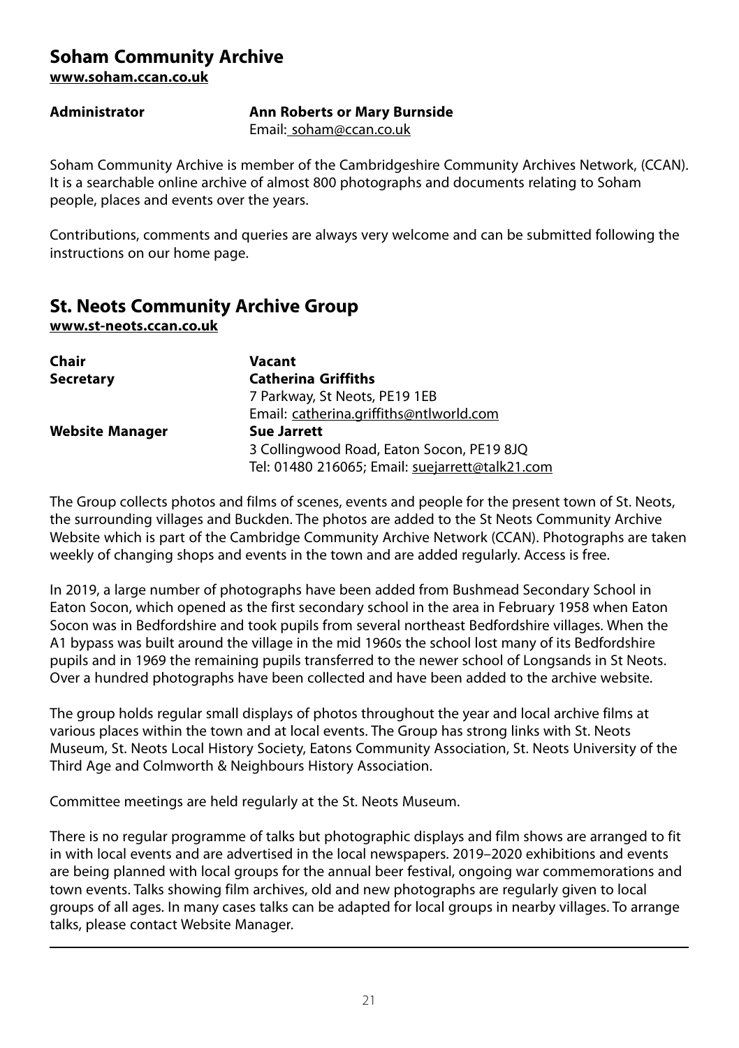## Soham Community Archive

**www.soham.ccan.co.uk**

| | |
|---|---|
| **Administrator** | **Ann Roberts or Mary Burnside** |
| | Email: soham@ccan.co.uk |

Soham Community Archive is member of the Cambridgeshire Community Archives Network, (CCAN). It is a searchable online archive of almost 800 photographs and documents relating to Soham people, places and events over the years.

Contributions, comments and queries are always very welcome and can be submitted following the instructions on our home page.

## St. Neots Community Archive Group

**www.st-neots.ccan.co.uk**

| | |
|---|---|
| **Chair** | **Vacant** |
| **Secretary** | **Catherina Griffiths** |
| | 7 Parkway, St Neots, PE19 1EB |
| | Email: catherina.griffiths@ntlworld.com |
| **Website Manager** | **Sue Jarrett** |
| | 3 Collingwood Road, Eaton Socon, PE19 8JQ |
| | Tel: 01480 216065; Email: suejarrett@talk21.com |

The Group collects photos and films of scenes, events and people for the present town of St. Neots, the surrounding villages and Buckden. The photos are added to the St Neots Community Archive Website which is part of the Cambridge Community Archive Network (CCAN). Photographs are taken weekly of changing shops and events in the town and are added regularly. Access is free.

In 2019, a large number of photographs have been added from Bushmead Secondary School in Eaton Socon, which opened as the first secondary school in the area in February 1958 when Eaton Socon was in Bedfordshire and took pupils from several northeast Bedfordshire villages. When the A1 bypass was built around the village in the mid 1960s the school lost many of its Bedfordshire pupils and in 1969 the remaining pupils transferred to the newer school of Longsands in St Neots. Over a hundred photographs have been collected and have been added to the archive website.

The group holds regular small displays of photos throughout the year and local archive films at various places within the town and at local events. The Group has strong links with St. Neots Museum, St. Neots Local History Society, Eatons Community Association, St. Neots University of the Third Age and Colmworth & Neighbours History Association.

Committee meetings are held regularly at the St. Neots Museum.

There is no regular programme of talks but photographic displays and film shows are arranged to fit in with local events and are advertised in the local newspapers. 2019–2020 exhibitions and events are being planned with local groups for the annual beer festival, ongoing war commemorations and town events. Talks showing film archives, old and new photographs are regularly given to local groups of all ages. In many cases talks can be adapted for local groups in nearby villages. To arrange talks, please contact Website Manager.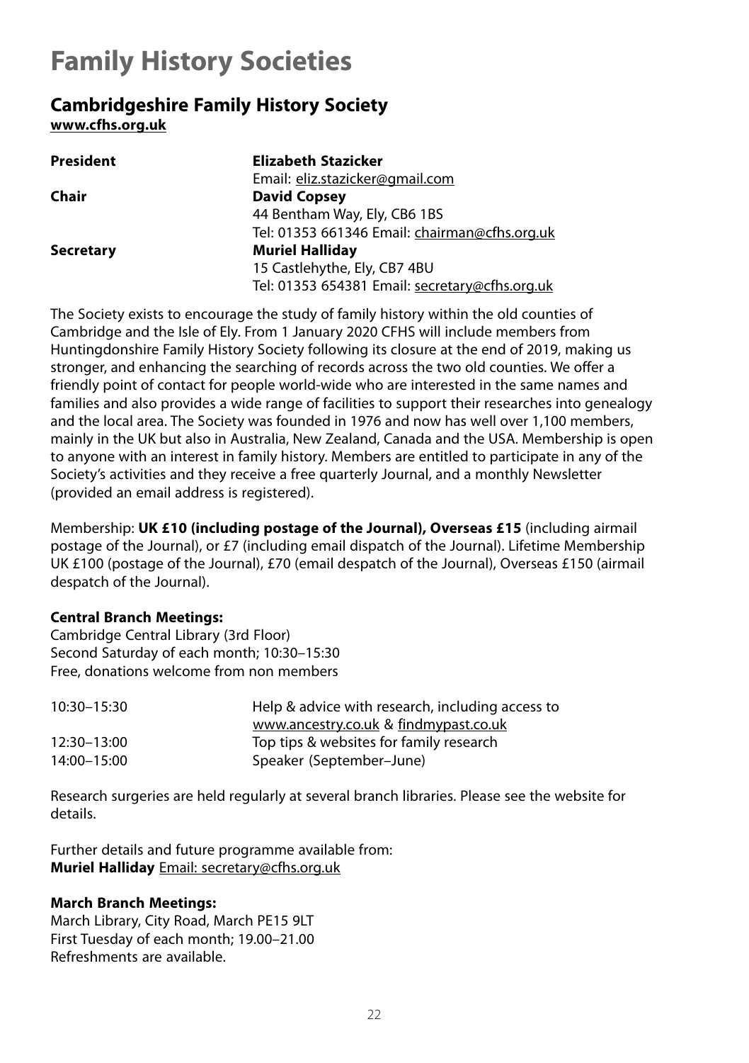# Family History Societies

## Cambridgeshire Family History Society

**www.cfhs.org.uk**

| | |
|---|---|
| **President** | **Elizabeth Stazicker**<br>Email: eliz.stazicker@gmail.com |
| **Chair** | **David Copsey**<br>44 Bentham Way, Ely, CB6 1BS<br>Tel: 01353 661346 Email: chairman@cfhs.org.uk |
| **Secretary** | **Muriel Halliday**<br>15 Castlehythe, Ely, CB7 4BU<br>Tel: 01353 654381 Email: secretary@cfhs.org.uk |

The Society exists to encourage the study of family history within the old counties of Cambridge and the Isle of Ely. From 1 January 2020 CFHS will include members from Huntingdonshire Family History Society following its closure at the end of 2019, making us stronger, and enhancing the searching of records across the two old counties. We offer a friendly point of contact for people world-wide who are interested in the same names and families and also provides a wide range of facilities to support their researches into genealogy and the local area. The Society was founded in 1976 and now has well over 1,100 members, mainly in the UK but also in Australia, New Zealand, Canada and the USA. Membership is open to anyone with an interest in family history. Members are entitled to participate in any of the Society's activities and they receive a free quarterly Journal, and a monthly Newsletter (provided an email address is registered).

Membership: **UK £10 (including postage of the Journal), Overseas £15** (including airmail postage of the Journal), or £7 (including email dispatch of the Journal). Lifetime Membership UK £100 (postage of the Journal), £70 (email despatch of the Journal), Overseas £150 (airmail despatch of the Journal).

**Central Branch Meetings:**
Cambridge Central Library (3rd Floor)
Second Saturday of each month; 10:30–15:30
Free, donations welcome from non members

| | |
|---|---|
| 10:30–15:30 | Help & advice with research, including access to www.ancestry.co.uk & findmypast.co.uk |
| 12:30–13:00 | Top tips & websites for family research |
| 14:00–15:00 | Speaker (September–June) |

Research surgeries are held regularly at several branch libraries. Please see the website for details.

Further details and future programme available from:
**Muriel Halliday** Email: secretary@cfhs.org.uk

**March Branch Meetings:**
March Library, City Road, March PE15 9LT
First Tuesday of each month; 19.00–21.00
Refreshments are available.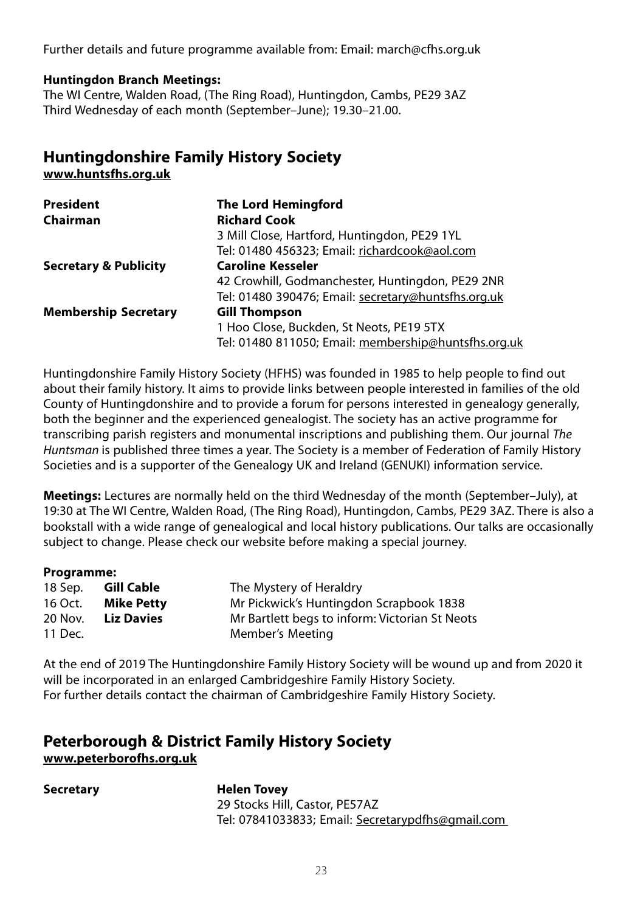Further details and future programme available from: Email: march@cfhs.org.uk

**Huntingdon Branch Meetings:**
The WI Centre, Walden Road, (The Ring Road), Huntingdon, Cambs, PE29 3AZ
Third Wednesday of each month (September–June); 19.30–21.00.

## Huntingdonshire Family History Society

**www.huntsfhs.org.uk**

| | |
|---|---|
| **President** | **The Lord Hemingford** |
| **Chairman** | **Richard Cook**<br>3 Mill Close, Hartford, Huntingdon, PE29 1YL<br>Tel: 01480 456323; Email: richardcook@aol.com |
| **Secretary & Publicity** | **Caroline Kesseler**<br>42 Crowhill, Godmanchester, Huntingdon, PE29 2NR<br>Tel: 01480 390476; Email: secretary@huntsfhs.org.uk |
| **Membership Secretary** | **Gill Thompson**<br>1 Hoo Close, Buckden, St Neots, PE19 5TX<br>Tel: 01480 811050; Email: membership@huntsfhs.org.uk |

Huntingdonshire Family History Society (HFHS) was founded in 1985 to help people to find out about their family history. It aims to provide links between people interested in families of the old County of Huntingdonshire and to provide a forum for persons interested in genealogy generally, both the beginner and the experienced genealogist. The society has an active programme for transcribing parish registers and monumental inscriptions and publishing them. Our journal *The Huntsman* is published three times a year. The Society is a member of Federation of Family History Societies and is a supporter of the Genealogy UK and Ireland (GENUKI) information service.

**Meetings:** Lectures are normally held on the third Wednesday of the month (September–July), at 19:30 at The WI Centre, Walden Road, (The Ring Road), Huntingdon, Cambs, PE29 3AZ. There is also a bookstall with a wide range of genealogical and local history publications. Our talks are occasionally subject to change. Please check our website before making a special journey.

**Programme:**

| | | |
|---|---|---|
| 18 Sep. | **Gill Cable** | The Mystery of Heraldry |
| 16 Oct. | **Mike Petty** | Mr Pickwick's Huntingdon Scrapbook 1838 |
| 20 Nov. | **Liz Davies** | Mr Bartlett begs to inform: Victorian St Neots |
| 11 Dec. | | Member's Meeting |

At the end of 2019 The Huntingdonshire Family History Society will be wound up and from 2020 it will be incorporated in an enlarged Cambridgeshire Family History Society.
For further details contact the chairman of Cambridgeshire Family History Society.

## Peterborough & District Family History Society

**www.peterborofhs.org.uk**

| | |
|---|---|
| **Secretary** | **Helen Tovey**<br>29 Stocks Hill, Castor, PE57AZ<br>Tel: 07841033833; Email: Secretarypdfhs@gmail.com |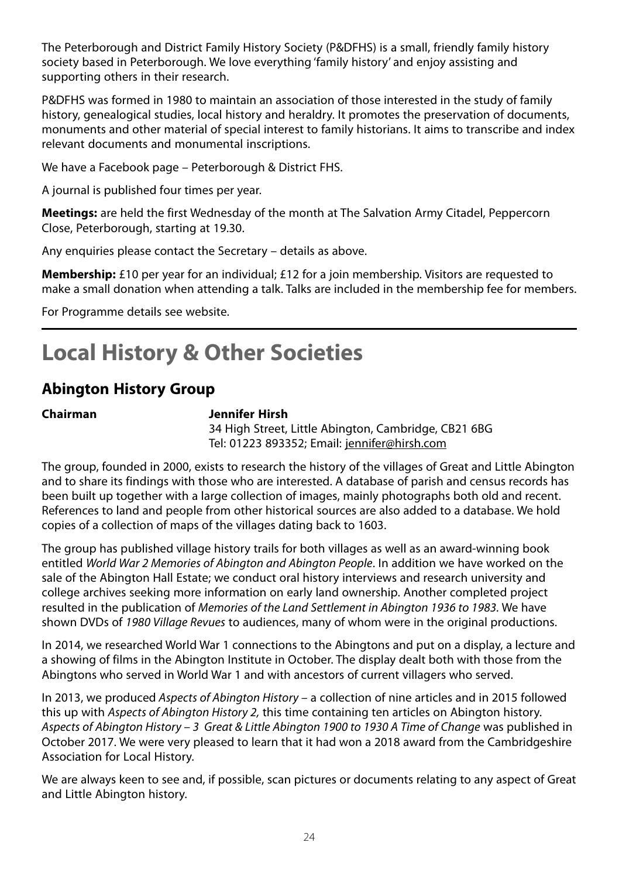The Peterborough and District Family History Society (P&DFHS) is a small, friendly family history society based in Peterborough. We love everything 'family history' and enjoy assisting and supporting others in their research.

P&DFHS was formed in 1980 to maintain an association of those interested in the study of family history, genealogical studies, local history and heraldry. It promotes the preservation of documents, monuments and other material of special interest to family historians. It aims to transcribe and index relevant documents and monumental inscriptions.

We have a Facebook page – Peterborough & District FHS.

A journal is published four times per year.

**Meetings:** are held the first Wednesday of the month at The Salvation Army Citadel, Peppercorn Close, Peterborough, starting at 19.30.

Any enquiries please contact the Secretary – details as above.

**Membership:** £10 per year for an individual; £12 for a join membership. Visitors are requested to make a small donation when attending a talk. Talks are included in the membership fee for members.

For Programme details see website.

---

# Local History & Other Societies

## Abington History Group

**Chairman** **Jennifer Hirsh**
34 High Street, Little Abington, Cambridge, CB21 6BG
Tel: 01223 893352; Email: jennifer@hirsh.com

The group, founded in 2000, exists to research the history of the villages of Great and Little Abington and to share its findings with those who are interested. A database of parish and census records has been built up together with a large collection of images, mainly photographs both old and recent. References to land and people from other historical sources are also added to a database. We hold copies of a collection of maps of the villages dating back to 1603.

The group has published village history trails for both villages as well as an award-winning book entitled *World War 2 Memories of Abington and Abington People*. In addition we have worked on the sale of the Abington Hall Estate; we conduct oral history interviews and research university and college archives seeking more information on early land ownership. Another completed project resulted in the publication of *Memories of the Land Settlement in Abington 1936 to 1983.* We have shown DVDs of *1980 Village Revues* to audiences, many of whom were in the original productions.

In 2014, we researched World War 1 connections to the Abingtons and put on a display, a lecture and a showing of films in the Abington Institute in October. The display dealt both with those from the Abingtons who served in World War 1 and with ancestors of current villagers who served.

In 2013, we produced *Aspects of Abington History* – a collection of nine articles and in 2015 followed this up with *Aspects of Abington History 2,* this time containing ten articles on Abington history. *Aspects of Abington History – 3 Great & Little Abington 1900 to 1930 A Time of Change* was published in October 2017. We were very pleased to learn that it had won a 2018 award from the Cambridgeshire Association for Local History.

We are always keen to see and, if possible, scan pictures or documents relating to any aspect of Great and Little Abington history.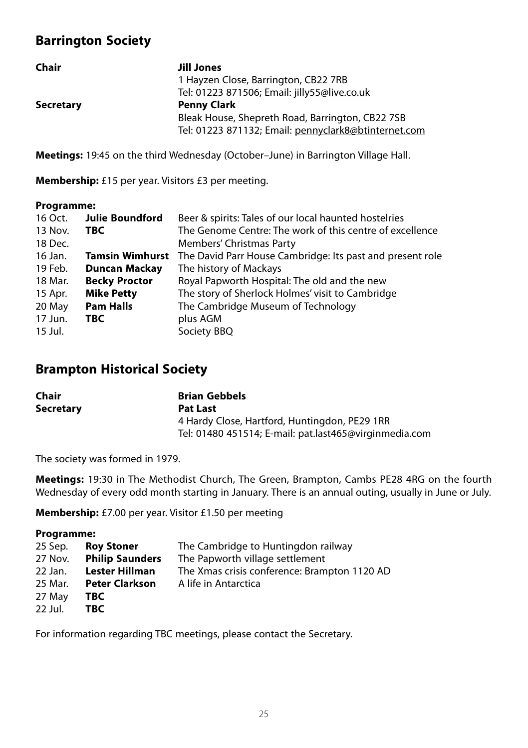## Barrington Society

| | |
|---|---|
| **Chair** | **Jill Jones**<br>1 Hayzen Close, Barrington, CB22 7RB<br>Tel: 01223 871506; Email: jilly55@live.co.uk |
| **Secretary** | **Penny Clark**<br>Bleak House, Shepreth Road, Barrington, CB22 7SB<br>Tel: 01223 871132; Email: pennyclark8@btinternet.com |

**Meetings:** 19:45 on the third Wednesday (October–June) in Barrington Village Hall.

**Membership:** £15 per year. Visitors £3 per meeting.

**Programme:**

| | | |
|---|---|---|
| 16 Oct. | **Julie Boundford** | Beer & spirits: Tales of our local haunted hostelries |
| 13 Nov. | **TBC** | The Genome Centre: The work of this centre of excellence |
| 18 Dec. | | Members' Christmas Party |
| 16 Jan. | **Tamsin Wimhurst** | The David Parr House Cambridge: Its past and present role |
| 19 Feb. | **Duncan Mackay** | The history of Mackays |
| 18 Mar. | **Becky Proctor** | Royal Papworth Hospital: The old and the new |
| 15 Apr. | **Mike Petty** | The story of Sherlock Holmes' visit to Cambridge |
| 20 May | **Pam Halls** | The Cambridge Museum of Technology |
| 17 Jun. | **TBC** | plus AGM |
| 15 Jul. | | Society BBQ |

## Brampton Historical Society

| | |
|---|---|
| **Chair** | **Brian Gebbels** |
| **Secretary** | **Pat Last**<br>4 Hardy Close, Hartford, Huntingdon, PE29 1RR<br>Tel: 01480 451514; E-mail: pat.last465@virginmedia.com |

The society was formed in 1979.

**Meetings:** 19:30 in The Methodist Church, The Green, Brampton, Cambs PE28 4RG on the fourth Wednesday of every odd month starting in January. There is an annual outing, usually in June or July.

**Membership:** £7.00 per year. Visitor £1.50 per meeting

**Programme:**

| | | |
|---|---|---|
| 25 Sep. | **Roy Stoner** | The Cambridge to Huntingdon railway |
| 27 Nov. | **Philip Saunders** | The Papworth village settlement |
| 22 Jan. | **Lester Hillman** | The Xmas crisis conference: Brampton 1120 AD |
| 25 Mar. | **Peter Clarkson** | A life in Antarctica |
| 27 May | **TBC** | |
| 22 Jul. | **TBC** | |

For information regarding TBC meetings, please contact the Secretary.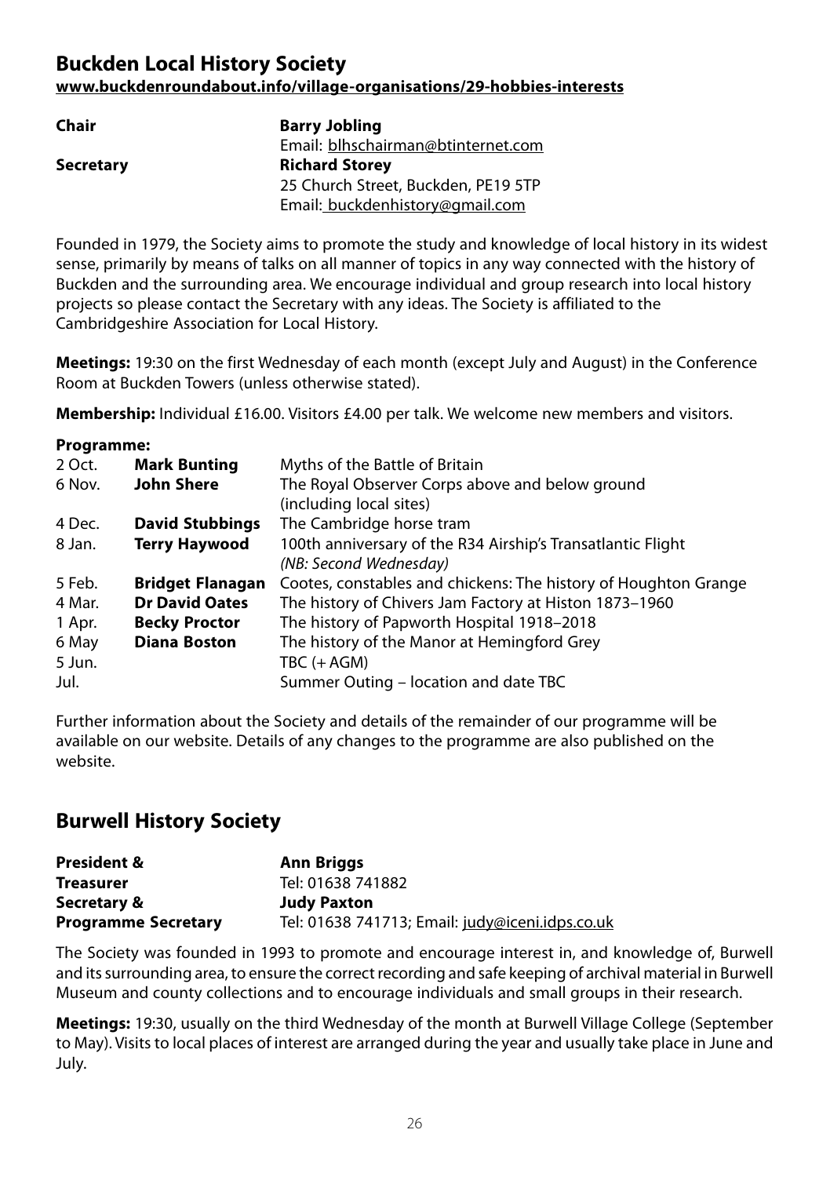## Buckden Local History Society

**www.buckdenroundabout.info/village-organisations/29-hobbies-interests**

| | |
|---|---|
| **Chair** | **Barry Jobling**<br>Email: blhschairman@btinternet.com |
| **Secretary** | **Richard Storey**<br>25 Church Street, Buckden, PE19 5TP<br>Email: buckdenhistory@gmail.com |

Founded in 1979, the Society aims to promote the study and knowledge of local history in its widest sense, primarily by means of talks on all manner of topics in any way connected with the history of Buckden and the surrounding area. We encourage individual and group research into local history projects so please contact the Secretary with any ideas. The Society is affiliated to the Cambridgeshire Association for Local History.

**Meetings:** 19:30 on the first Wednesday of each month (except July and August) in the Conference Room at Buckden Towers (unless otherwise stated).

**Membership:** Individual £16.00. Visitors £4.00 per talk. We welcome new members and visitors.

**Programme:**

| | | |
|---|---|---|
| 2 Oct. | **Mark Bunting** | Myths of the Battle of Britain |
| 6 Nov. | **John Shere** | The Royal Observer Corps above and below ground (including local sites) |
| 4 Dec. | **David Stubbings** | The Cambridge horse tram |
| 8 Jan. | **Terry Haywood** | 100th anniversary of the R34 Airship's Transatlantic Flight *(NB: Second Wednesday)* |
| 5 Feb. | **Bridget Flanagan** | Cootes, constables and chickens: The history of Houghton Grange |
| 4 Mar. | **Dr David Oates** | The history of Chivers Jam Factory at Histon 1873–1960 |
| 1 Apr. | **Becky Proctor** | The history of Papworth Hospital 1918–2018 |
| 6 May | **Diana Boston** | The history of the Manor at Hemingford Grey |
| 5 Jun. | | TBC (+ AGM) |
| Jul. | | Summer Outing – location and date TBC |

Further information about the Society and details of the remainder of our programme will be available on our website. Details of any changes to the programme are also published on the website.

## Burwell History Society

| | |
|---|---|
| **President & Treasurer** | **Ann Briggs**<br>Tel: 01638 741882 |
| **Secretary & Programme Secretary** | **Judy Paxton**<br>Tel: 01638 741713; Email: judy@iceni.idps.co.uk |

The Society was founded in 1993 to promote and encourage interest in, and knowledge of, Burwell and its surrounding area, to ensure the correct recording and safe keeping of archival material in Burwell Museum and county collections and to encourage individuals and small groups in their research.

**Meetings:** 19:30, usually on the third Wednesday of the month at Burwell Village College (September to May). Visits to local places of interest are arranged during the year and usually take place in June and July.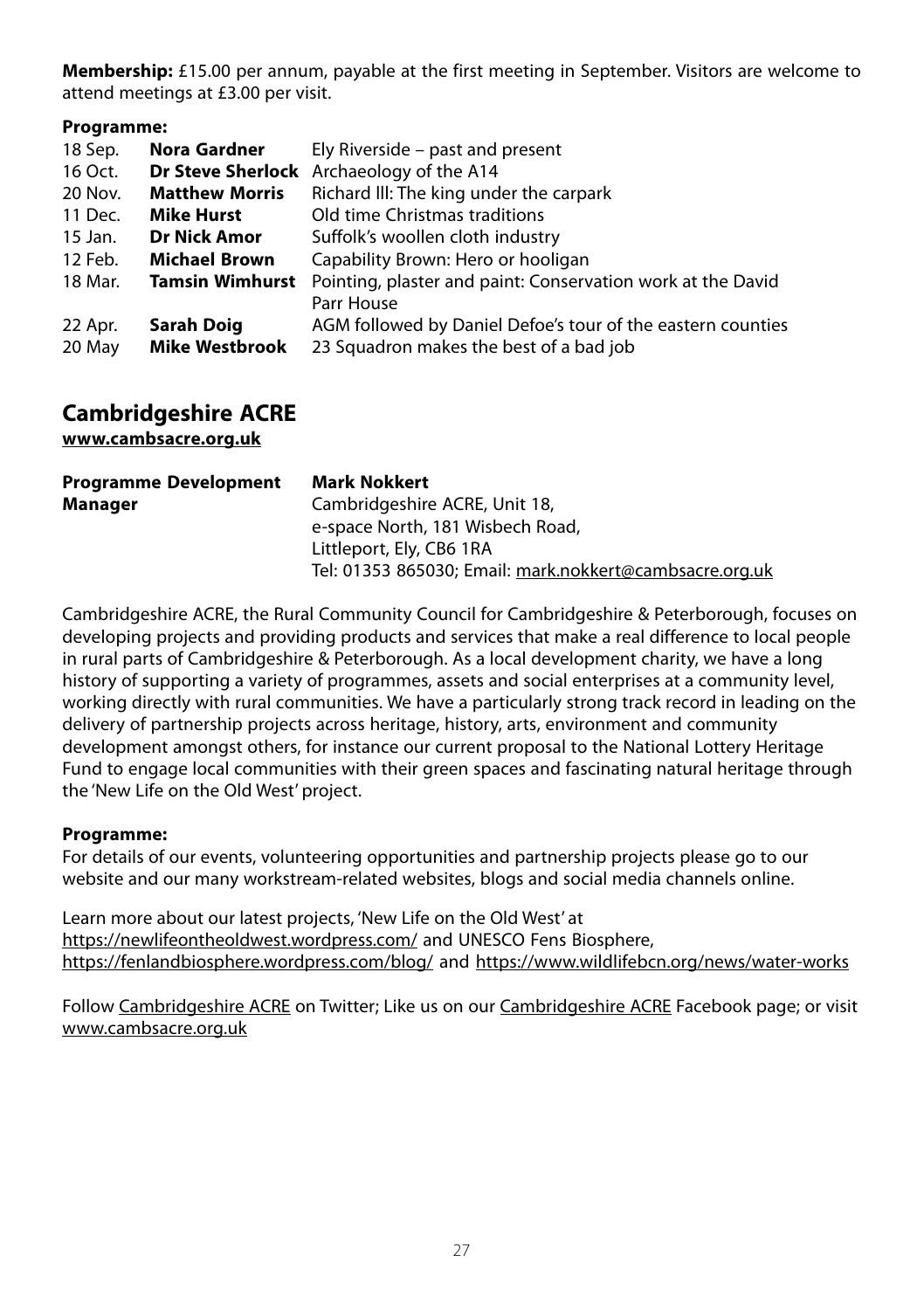**Membership:** £15.00 per annum, payable at the first meeting in September. Visitors are welcome to attend meetings at £3.00 per visit.

**Programme:**

| | | |
|---|---|---|
| 18 Sep. | **Nora Gardner** | Ely Riverside – past and present |
| 16 Oct. | **Dr Steve Sherlock** | Archaeology of the A14 |
| 20 Nov. | **Matthew Morris** | Richard lll: The king under the carpark |
| 11 Dec. | **Mike Hurst** | Old time Christmas traditions |
| 15 Jan. | **Dr Nick Amor** | Suffolk's woollen cloth industry |
| 12 Feb. | **Michael Brown** | Capability Brown: Hero or hooligan |
| 18 Mar. | **Tamsin Wimhurst** | Pointing, plaster and paint: Conservation work at the David Parr House |
| 22 Apr. | **Sarah Doig** | AGM followed by Daniel Defoe's tour of the eastern counties |
| 20 May | **Mike Westbrook** | 23 Squadron makes the best of a bad job |

## Cambridgeshire ACRE

**www.cambsacre.org.uk**

**Programme Development Manager**

**Mark Nokkert**
Cambridgeshire ACRE, Unit 18,
e-space North, 181 Wisbech Road,
Littleport, Ely, CB6 1RA
Tel: 01353 865030; Email: mark.nokkert@cambsacre.org.uk

Cambridgeshire ACRE, the Rural Community Council for Cambridgeshire & Peterborough, focuses on developing projects and providing products and services that make a real difference to local people in rural parts of Cambridgeshire & Peterborough. As a local development charity, we have a long history of supporting a variety of programmes, assets and social enterprises at a community level, working directly with rural communities. We have a particularly strong track record in leading on the delivery of partnership projects across heritage, history, arts, environment and community development amongst others, for instance our current proposal to the National Lottery Heritage Fund to engage local communities with their green spaces and fascinating natural heritage through the 'New Life on the Old West' project.

**Programme:**

For details of our events, volunteering opportunities and partnership projects please go to our website and our many workstream-related websites, blogs and social media channels online.

Learn more about our latest projects, 'New Life on the Old West' at https://newlifeontheoldwest.wordpress.com/ and UNESCO Fens Biosphere, https://fenlandbiosphere.wordpress.com/blog/ and https://www.wildlifebcn.org/news/water-works

Follow Cambridgeshire ACRE on Twitter; Like us on our Cambridgeshire ACRE Facebook page; or visit www.cambsacre.org.uk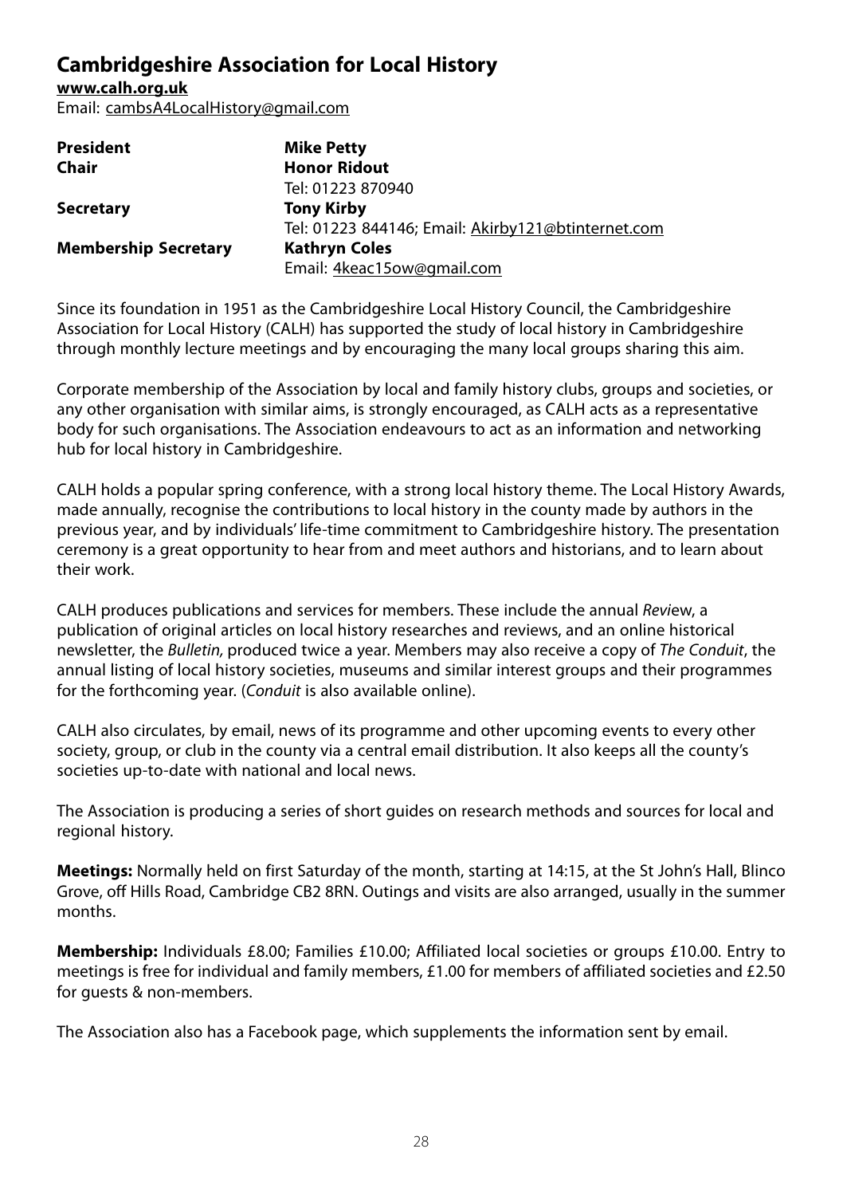## Cambridgeshire Association for Local History

**www.calh.org.uk**
Email: cambsA4LocalHistory@gmail.com

| | |
|---|---|
| **President** | **Mike Petty** |
| **Chair** | **Honor Ridout**<br>Tel: 01223 870940 |
| **Secretary** | **Tony Kirby**<br>Tel: 01223 844146; Email: Akirby121@btinternet.com |
| **Membership Secretary** | **Kathryn Coles**<br>Email: 4keac15ow@gmail.com |

Since its foundation in 1951 as the Cambridgeshire Local History Council, the Cambridgeshire Association for Local History (CALH) has supported the study of local history in Cambridgeshire through monthly lecture meetings and by encouraging the many local groups sharing this aim.

Corporate membership of the Association by local and family history clubs, groups and societies, or any other organisation with similar aims, is strongly encouraged, as CALH acts as a representative body for such organisations. The Association endeavours to act as an information and networking hub for local history in Cambridgeshire.

CALH holds a popular spring conference, with a strong local history theme. The Local History Awards, made annually, recognise the contributions to local history in the county made by authors in the previous year, and by individuals' life-time commitment to Cambridgeshire history. The presentation ceremony is a great opportunity to hear from and meet authors and historians, and to learn about their work.

CALH produces publications and services for members. These include the annual *Review*, a publication of original articles on local history researches and reviews, and an online historical newsletter, the *Bulletin,* produced twice a year. Members may also receive a copy of *The Conduit*, the annual listing of local history societies, museums and similar interest groups and their programmes for the forthcoming year. (*Conduit* is also available online).

CALH also circulates, by email, news of its programme and other upcoming events to every other society, group, or club in the county via a central email distribution. It also keeps all the county's societies up-to-date with national and local news.

The Association is producing a series of short guides on research methods and sources for local and regional history.

**Meetings:** Normally held on first Saturday of the month, starting at 14:15, at the St John's Hall, Blinco Grove, off Hills Road, Cambridge CB2 8RN. Outings and visits are also arranged, usually in the summer months.

**Membership:** Individuals £8.00; Families £10.00; Affiliated local societies or groups £10.00. Entry to meetings is free for individual and family members, £1.00 for members of affiliated societies and £2.50 for guests & non-members.

The Association also has a Facebook page, which supplements the information sent by email.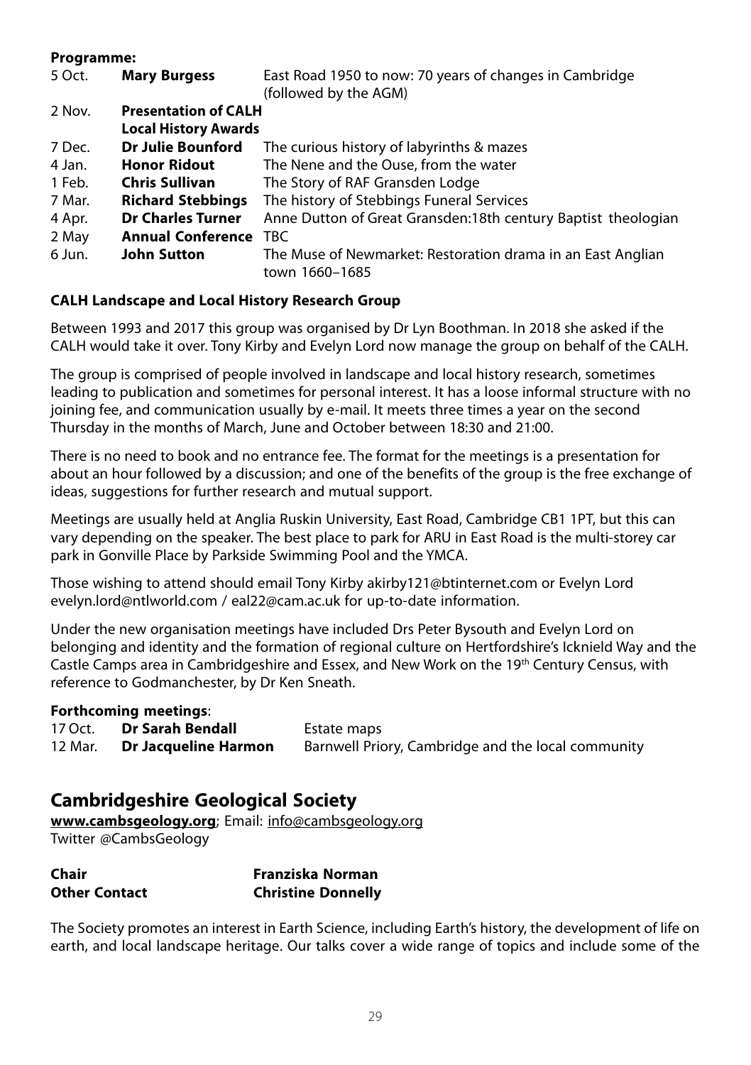**Programme:**

| | | |
|---|---|---|
| 5 Oct. | **Mary Burgess** | East Road 1950 to now: 70 years of changes in Cambridge (followed by the AGM) |
| 2 Nov. | **Presentation of CALH Local History Awards** | |
| 7 Dec. | **Dr Julie Bounford** | The curious history of labyrinths & mazes |
| 4 Jan. | **Honor Ridout** | The Nene and the Ouse, from the water |
| 1 Feb. | **Chris Sullivan** | The Story of RAF Gransden Lodge |
| 7 Mar. | **Richard Stebbings** | The history of Stebbings Funeral Services |
| 4 Apr. | **Dr Charles Turner** | Anne Dutton of Great Gransden:18th century Baptist theologian |
| 2 May | **Annual Conference** | TBC |
| 6 Jun. | **John Sutton** | The Muse of Newmarket: Restoration drama in an East Anglian town 1660–1685 |

**CALH Landscape and Local History Research Group**

Between 1993 and 2017 this group was organised by Dr Lyn Boothman. In 2018 she asked if the CALH would take it over. Tony Kirby and Evelyn Lord now manage the group on behalf of the CALH.

The group is comprised of people involved in landscape and local history research, sometimes leading to publication and sometimes for personal interest. It has a loose informal structure with no joining fee, and communication usually by e-mail. It meets three times a year on the second Thursday in the months of March, June and October between 18:30 and 21:00.

There is no need to book and no entrance fee. The format for the meetings is a presentation for about an hour followed by a discussion; and one of the benefits of the group is the free exchange of ideas, suggestions for further research and mutual support.

Meetings are usually held at Anglia Ruskin University, East Road, Cambridge CB1 1PT, but this can vary depending on the speaker. The best place to park for ARU in East Road is the multi-storey car park in Gonville Place by Parkside Swimming Pool and the YMCA.

Those wishing to attend should email Tony Kirby akirby121@btinternet.com or Evelyn Lord evelyn.lord@ntlworld.com / eal22@cam.ac.uk for up-to-date information.

Under the new organisation meetings have included Drs Peter Bysouth and Evelyn Lord on belonging and identity and the formation of regional culture on Hertfordshire's Icknield Way and the Castle Camps area in Cambridgeshire and Essex, and New Work on the 19th Century Census, with reference to Godmanchester, by Dr Ken Sneath.

**Forthcoming meetings**:

| | | |
|---|---|---|
| 17 Oct. | **Dr Sarah Bendall** | Estate maps |
| 12 Mar. | **Dr Jacqueline Harmon** | Barnwell Priory, Cambridge and the local community |

## Cambridgeshire Geological Society

**www.cambsgeology.org**; Email: info@cambsgeology.org
Twitter @CambsGeology

| | |
|---|---|
| **Chair** | **Franziska Norman** |
| **Other Contact** | **Christine Donnelly** |

The Society promotes an interest in Earth Science, including Earth's history, the development of life on earth, and local landscape heritage. Our talks cover a wide range of topics and include some of the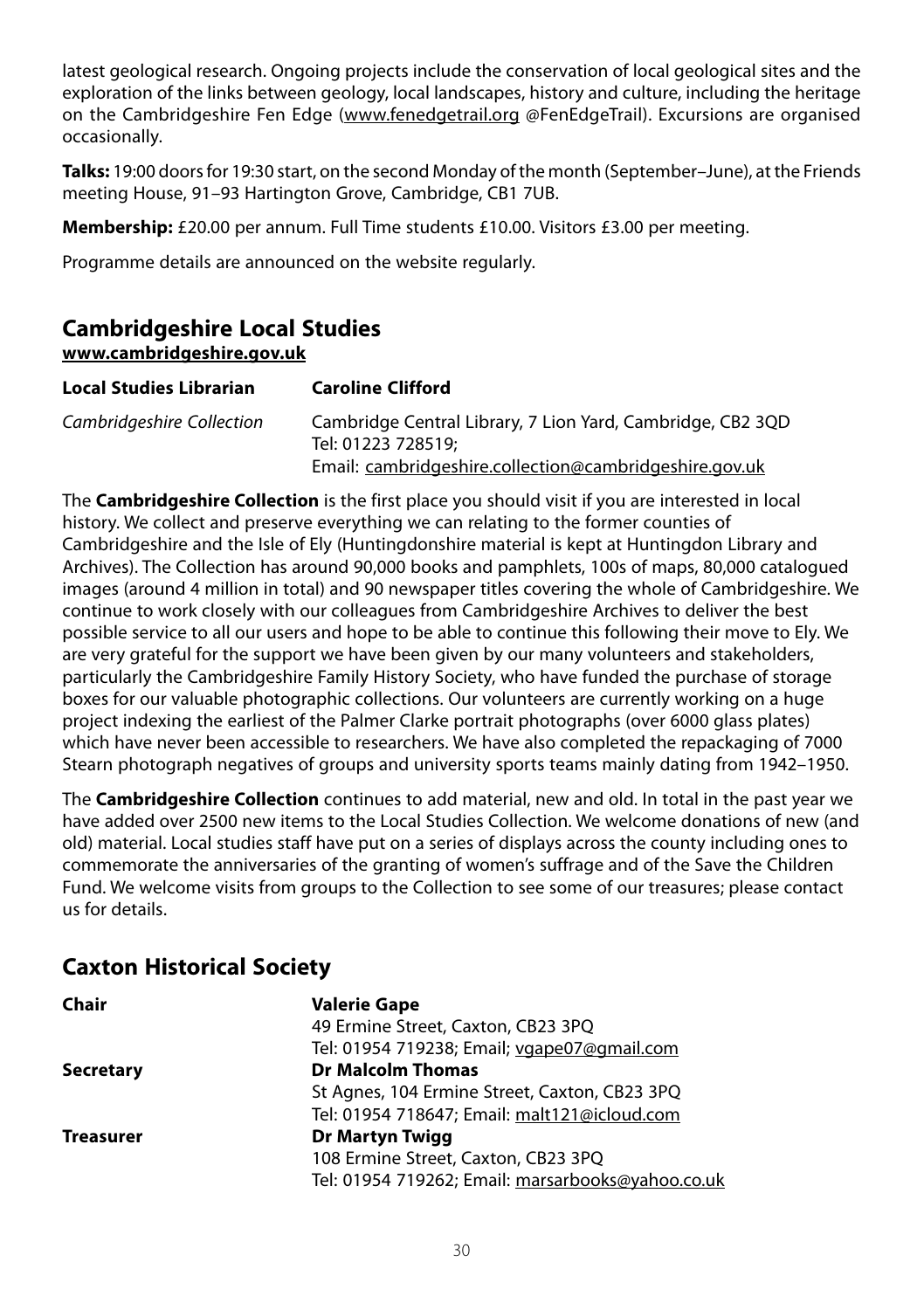latest geological research. Ongoing projects include the conservation of local geological sites and the exploration of the links between geology, local landscapes, history and culture, including the heritage on the Cambridgeshire Fen Edge (www.fenedgetrail.org @FenEdgeTrail). Excursions are organised occasionally.

**Talks:** 19:00 doors for 19:30 start, on the second Monday of the month (September–June), at the Friends meeting House, 91–93 Hartington Grove, Cambridge, CB1 7UB.

**Membership:** £20.00 per annum. Full Time students £10.00. Visitors £3.00 per meeting.

Programme details are announced on the website regularly.

## Cambridgeshire Local Studies

**www.cambridgeshire.gov.uk**

| **Local Studies Librarian** | **Caroline Clifford** |
|---|---|
| *Cambridgeshire Collection* | Cambridge Central Library, 7 Lion Yard, Cambridge, CB2 3QD<br>Tel: 01223 728519;<br>Email: cambridgeshire.collection@cambridgeshire.gov.uk |

The **Cambridgeshire Collection** is the first place you should visit if you are interested in local history. We collect and preserve everything we can relating to the former counties of Cambridgeshire and the Isle of Ely (Huntingdonshire material is kept at Huntingdon Library and Archives). The Collection has around 90,000 books and pamphlets, 100s of maps, 80,000 catalogued images (around 4 million in total) and 90 newspaper titles covering the whole of Cambridgeshire. We continue to work closely with our colleagues from Cambridgeshire Archives to deliver the best possible service to all our users and hope to be able to continue this following their move to Ely. We are very grateful for the support we have been given by our many volunteers and stakeholders, particularly the Cambridgeshire Family History Society, who have funded the purchase of storage boxes for our valuable photographic collections. Our volunteers are currently working on a huge project indexing the earliest of the Palmer Clarke portrait photographs (over 6000 glass plates) which have never been accessible to researchers. We have also completed the repackaging of 7000 Stearn photograph negatives of groups and university sports teams mainly dating from 1942–1950.

The **Cambridgeshire Collection** continues to add material, new and old. In total in the past year we have added over 2500 new items to the Local Studies Collection. We welcome donations of new (and old) material. Local studies staff have put on a series of displays across the county including ones to commemorate the anniversaries of the granting of women's suffrage and of the Save the Children Fund. We welcome visits from groups to the Collection to see some of our treasures; please contact us for details.

## Caxton Historical Society

| **Chair** | **Valerie Gape**<br>49 Ermine Street, Caxton, CB23 3PQ<br>Tel: 01954 719238; Email; vgape07@gmail.com |
|---|---|
| **Secretary** | **Dr Malcolm Thomas**<br>St Agnes, 104 Ermine Street, Caxton, CB23 3PQ<br>Tel: 01954 718647; Email: malt121@icloud.com |
| **Treasurer** | **Dr Martyn Twigg**<br>108 Ermine Street, Caxton, CB23 3PQ<br>Tel: 01954 719262; Email: marsarbooks@yahoo.co.uk |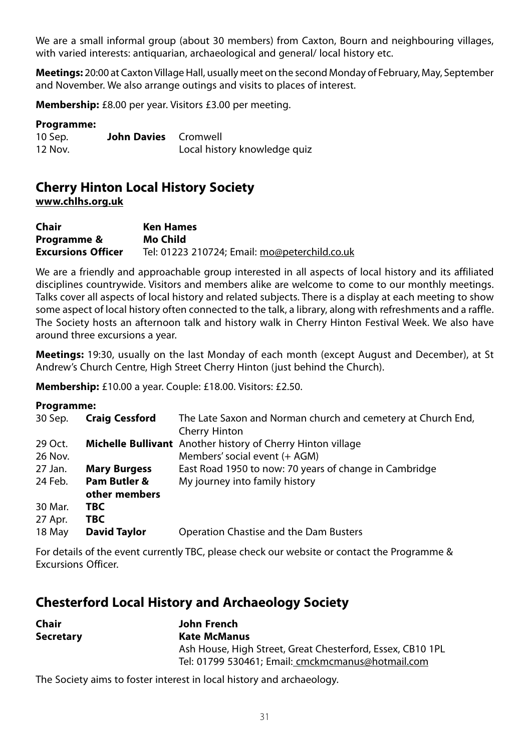We are a small informal group (about 30 members) from Caxton, Bourn and neighbouring villages, with varied interests: antiquarian, archaeological and general/ local history etc.

**Meetings:** 20:00 at Caxton Village Hall, usually meet on the second Monday of February, May, September and November. We also arrange outings and visits to places of interest.

**Membership:** £8.00 per year. Visitors £3.00 per meeting.

**Programme:**

| | | |
|---|---|---|
| 10 Sep. | **John Davies** | Cromwell |
| 12 Nov. | | Local history knowledge quiz |

## Cherry Hinton Local History Society

**www.chlhs.org.uk**

| | |
|---|---|
| **Chair** | **Ken Hames** |
| **Programme & Excursions Officer** | **Mo Child**<br>Tel: 01223 210724; Email: mo@peterchild.co.uk |

We are a friendly and approachable group interested in all aspects of local history and its affiliated disciplines countrywide. Visitors and members alike are welcome to come to our monthly meetings. Talks cover all aspects of local history and related subjects. There is a display at each meeting to show some aspect of local history often connected to the talk, a library, along with refreshments and a raffle. The Society hosts an afternoon talk and history walk in Cherry Hinton Festival Week. We also have around three excursions a year.

**Meetings:** 19:30, usually on the last Monday of each month (except August and December), at St Andrew's Church Centre, High Street Cherry Hinton (just behind the Church).

**Membership:** £10.00 a year. Couple: £18.00. Visitors: £2.50.

**Programme:**

| | | |
|---|---|---|
| 30 Sep. | **Craig Cessford** | The Late Saxon and Norman church and cemetery at Church End, Cherry Hinton |
| 29 Oct. | **Michelle Bullivant** | Another history of Cherry Hinton village |
| 26 Nov. | | Members' social event (+ AGM) |
| 27 Jan. | **Mary Burgess** | East Road 1950 to now: 70 years of change in Cambridge |
| 24 Feb. | **Pam Butler & other members** | My journey into family history |
| 30 Mar. | **TBC** | |
| 27 Apr. | **TBC** | |
| 18 May | **David Taylor** | Operation Chastise and the Dam Busters |

For details of the event currently TBC, please check our website or contact the Programme & Excursions Officer.

## Chesterford Local History and Archaeology Society

| | |
|---|---|
| **Chair** | **John French** |
| **Secretary** | **Kate McManus**<br>Ash House, High Street, Great Chesterford, Essex, CB10 1PL<br>Tel: 01799 530461; Email: cmckmcmanus@hotmail.com |

The Society aims to foster interest in local history and archaeology.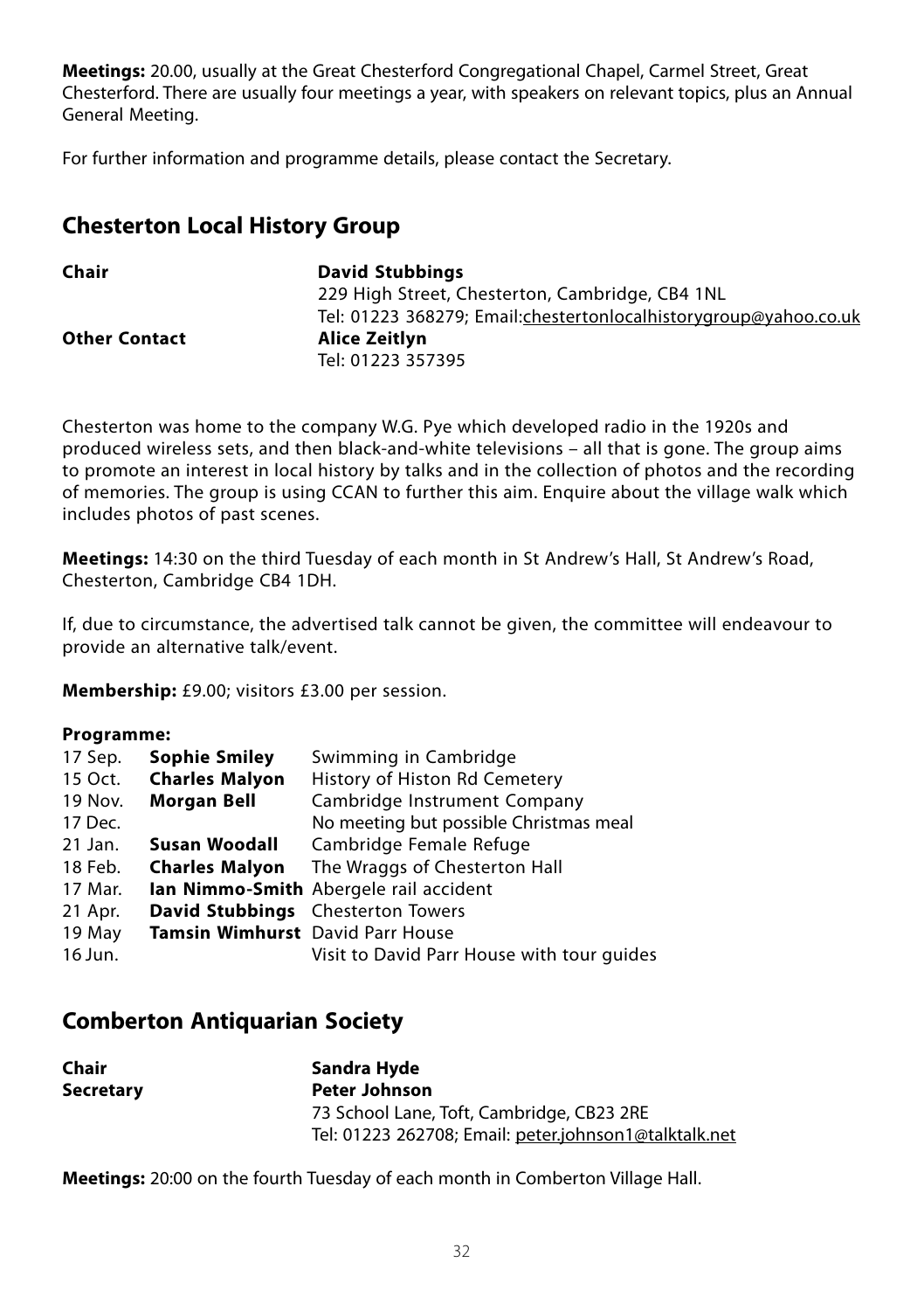**Meetings:** 20.00, usually at the Great Chesterford Congregational Chapel, Carmel Street, Great Chesterford. There are usually four meetings a year, with speakers on relevant topics, plus an Annual General Meeting.

For further information and programme details, please contact the Secretary.

## Chesterton Local History Group

| | |
|---|---|
| **Chair** | **David Stubbings**<br>229 High Street, Chesterton, Cambridge, CB4 1NL<br>Tel: 01223 368279; Email:chestertonlocalhistorygroup@yahoo.co.uk |
| **Other Contact** | **Alice Zeitlyn**<br>Tel: 01223 357395 |

Chesterton was home to the company W.G. Pye which developed radio in the 1920s and produced wireless sets, and then black-and-white televisions – all that is gone. The group aims to promote an interest in local history by talks and in the collection of photos and the recording of memories. The group is using CCAN to further this aim. Enquire about the village walk which includes photos of past scenes.

**Meetings:** 14:30 on the third Tuesday of each month in St Andrew's Hall, St Andrew's Road, Chesterton, Cambridge CB4 1DH.

If, due to circumstance, the advertised talk cannot be given, the committee will endeavour to provide an alternative talk/event.

**Membership:** £9.00; visitors £3.00 per session.

**Programme:**

| | | |
|---|---|---|
| 17 Sep. | **Sophie Smiley** | Swimming in Cambridge |
| 15 Oct. | **Charles Malyon** | History of Histon Rd Cemetery |
| 19 Nov. | **Morgan Bell** | Cambridge Instrument Company |
| 17 Dec. | | No meeting but possible Christmas meal |
| 21 Jan. | **Susan Woodall** | Cambridge Female Refuge |
| 18 Feb. | **Charles Malyon** | The Wraggs of Chesterton Hall |
| 17 Mar. | **Ian Nimmo-Smith** | Abergele rail accident |
| 21 Apr. | **David Stubbings** | Chesterton Towers |
| 19 May | **Tamsin Wimhurst** | David Parr House |
| 16 Jun. | | Visit to David Parr House with tour guides |

## Comberton Antiquarian Society

| | |
|---|---|
| **Chair** | **Sandra Hyde** |
| **Secretary** | **Peter Johnson**<br>73 School Lane, Toft, Cambridge, CB23 2RE<br>Tel: 01223 262708; Email: peter.johnson1@talktalk.net |

**Meetings:** 20:00 on the fourth Tuesday of each month in Comberton Village Hall.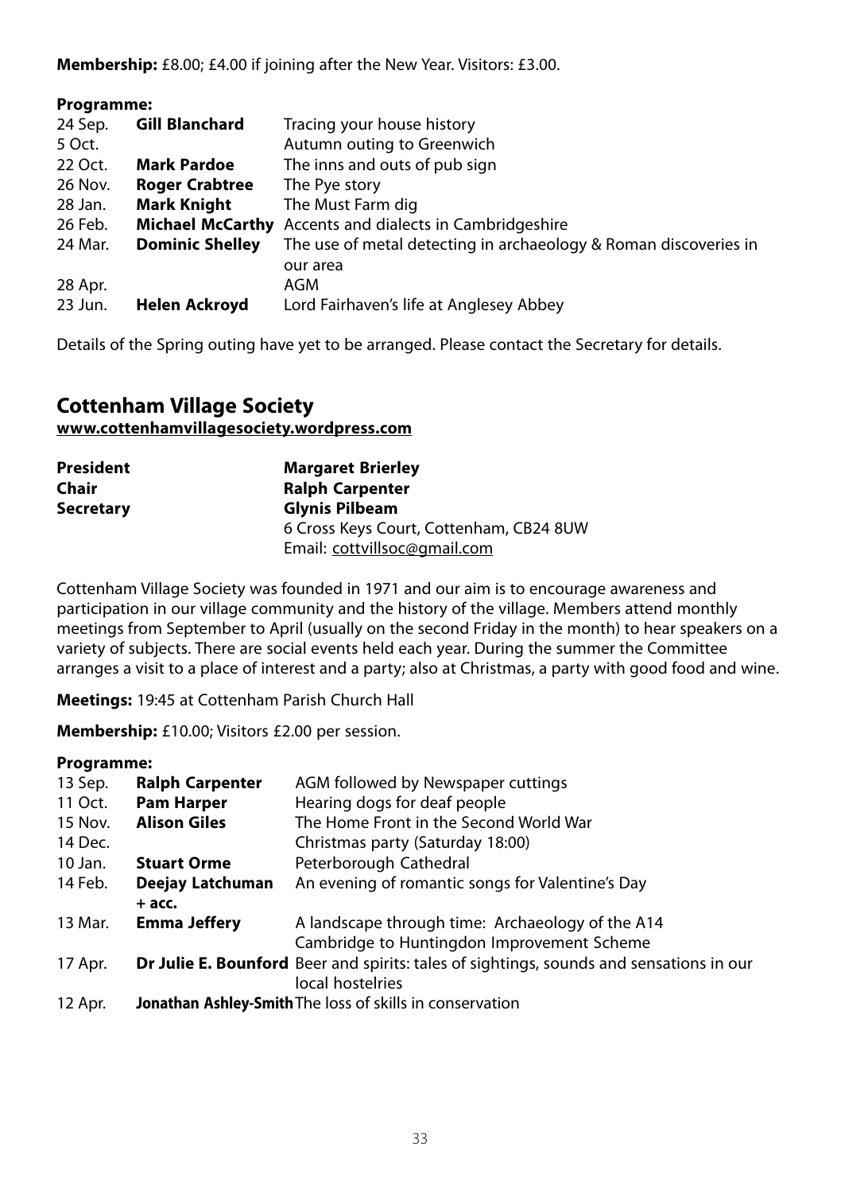**Membership:** £8.00; £4.00 if joining after the New Year. Visitors: £3.00.

**Programme:**

| | | |
|---|---|---|
| 24 Sep. | **Gill Blanchard** | Tracing your house history |
| 5 Oct. | | Autumn outing to Greenwich |
| 22 Oct. | **Mark Pardoe** | The inns and outs of pub sign |
| 26 Nov. | **Roger Crabtree** | The Pye story |
| 28 Jan. | **Mark Knight** | The Must Farm dig |
| 26 Feb. | **Michael McCarthy** | Accents and dialects in Cambridgeshire |
| 24 Mar. | **Dominic Shelley** | The use of metal detecting in archaeology & Roman discoveries in our area |
| 28 Apr. | | AGM |
| 23 Jun. | **Helen Ackroyd** | Lord Fairhaven's life at Anglesey Abbey |

Details of the Spring outing have yet to be arranged. Please contact the Secretary for details.

## Cottenham Village Society

**www.cottenhamvillagesociety.wordpress.com**

| | |
|---|---|
| **President** | **Margaret Brierley** |
| **Chair** | **Ralph Carpenter** |
| **Secretary** | **Glynis Pilbeam**<br>6 Cross Keys Court, Cottenham, CB24 8UW<br>Email: cottvillsoc@gmail.com |

Cottenham Village Society was founded in 1971 and our aim is to encourage awareness and participation in our village community and the history of the village. Members attend monthly meetings from September to April (usually on the second Friday in the month) to hear speakers on a variety of subjects. There are social events held each year. During the summer the Committee arranges a visit to a place of interest and a party; also at Christmas, a party with good food and wine.

**Meetings:** 19:45 at Cottenham Parish Church Hall

**Membership:** £10.00; Visitors £2.00 per session.

**Programme:**

| | | |
|---|---|---|
| 13 Sep. | **Ralph Carpenter** | AGM followed by Newspaper cuttings |
| 11 Oct. | **Pam Harper** | Hearing dogs for deaf people |
| 15 Nov. | **Alison Giles** | The Home Front in the Second World War |
| 14 Dec. | | Christmas party (Saturday 18:00) |
| 10 Jan. | **Stuart Orme** | Peterborough Cathedral |
| 14 Feb. | **Deejay Latchuman + acc.** | An evening of romantic songs for Valentine's Day |
| 13 Mar. | **Emma Jeffery** | A landscape through time: Archaeology of the A14 Cambridge to Huntingdon Improvement Scheme |
| 17 Apr. | **Dr Julie E. Bounford** | Beer and spirits: tales of sightings, sounds and sensations in our local hostelries |
| 12 Apr. | **Jonathan Ashley-Smith** | The loss of skills in conservation |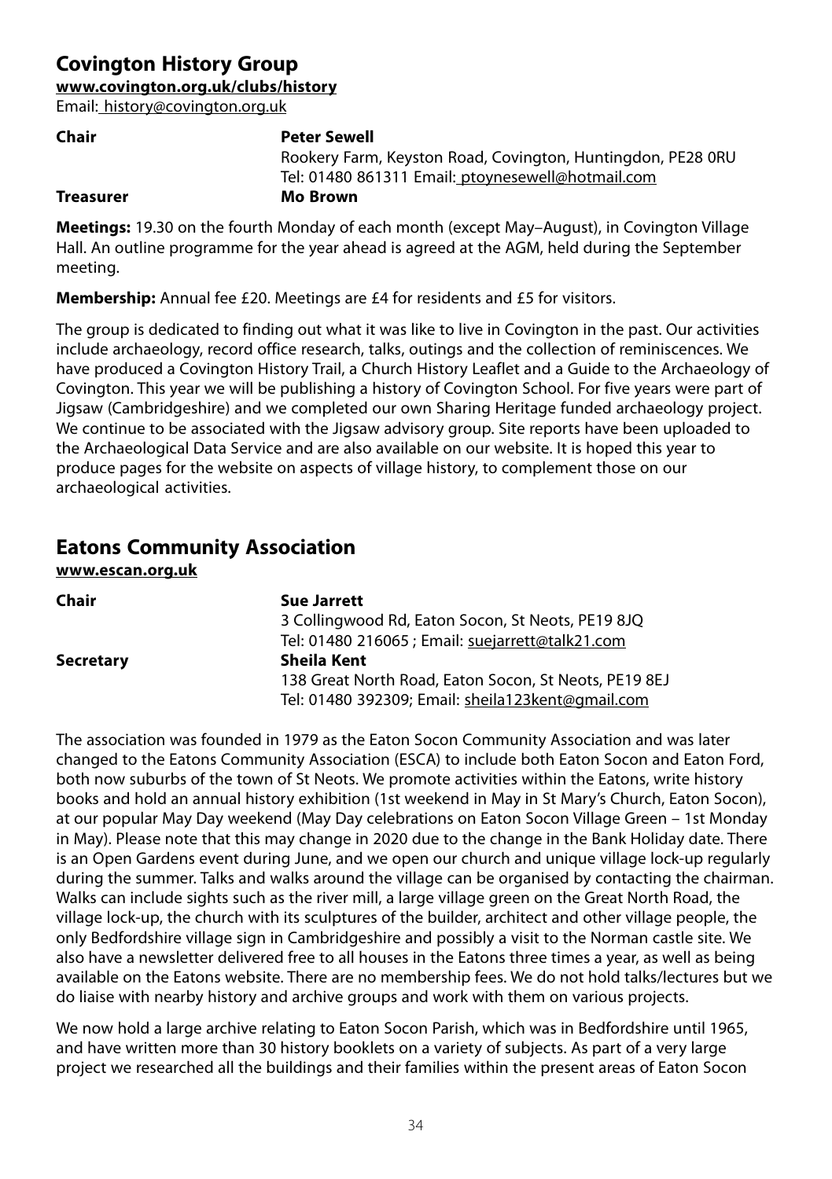## Covington History Group

**www.covington.org.uk/clubs/history**

Email: history@covington.org.uk

**Chair** **Peter Sewell**
Rookery Farm, Keyston Road, Covington, Huntingdon, PE28 0RU
Tel: 01480 861311 Email: ptoynesewell@hotmail.com

**Treasurer** **Mo Brown**

**Meetings:** 19.30 on the fourth Monday of each month (except May–August), in Covington Village Hall. An outline programme for the year ahead is agreed at the AGM, held during the September meeting.

**Membership:** Annual fee £20. Meetings are £4 for residents and £5 for visitors.

The group is dedicated to finding out what it was like to live in Covington in the past. Our activities include archaeology, record office research, talks, outings and the collection of reminiscences. We have produced a Covington History Trail, a Church History Leaflet and a Guide to the Archaeology of Covington. This year we will be publishing a history of Covington School. For five years were part of Jigsaw (Cambridgeshire) and we completed our own Sharing Heritage funded archaeology project. We continue to be associated with the Jigsaw advisory group. Site reports have been uploaded to the Archaeological Data Service and are also available on our website. It is hoped this year to produce pages for the website on aspects of village history, to complement those on our archaeological activities.

## Eatons Community Association

**www.escan.org.uk**

**Chair** **Sue Jarrett**
3 Collingwood Rd, Eaton Socon, St Neots, PE19 8JQ
Tel: 01480 216065 ; Email: suejarrett@talk21.com

**Secretary** **Sheila Kent**
138 Great North Road, Eaton Socon, St Neots, PE19 8EJ
Tel: 01480 392309; Email: sheila123kent@gmail.com

The association was founded in 1979 as the Eaton Socon Community Association and was later changed to the Eatons Community Association (ESCA) to include both Eaton Socon and Eaton Ford, both now suburbs of the town of St Neots. We promote activities within the Eatons, write history books and hold an annual history exhibition (1st weekend in May in St Mary's Church, Eaton Socon), at our popular May Day weekend (May Day celebrations on Eaton Socon Village Green – 1st Monday in May). Please note that this may change in 2020 due to the change in the Bank Holiday date. There is an Open Gardens event during June, and we open our church and unique village lock-up regularly during the summer. Talks and walks around the village can be organised by contacting the chairman. Walks can include sights such as the river mill, a large village green on the Great North Road, the village lock-up, the church with its sculptures of the builder, architect and other village people, the only Bedfordshire village sign in Cambridgeshire and possibly a visit to the Norman castle site. We also have a newsletter delivered free to all houses in the Eatons three times a year, as well as being available on the Eatons website. There are no membership fees. We do not hold talks/lectures but we do liaise with nearby history and archive groups and work with them on various projects.

We now hold a large archive relating to Eaton Socon Parish, which was in Bedfordshire until 1965, and have written more than 30 history booklets on a variety of subjects. As part of a very large project we researched all the buildings and their families within the present areas of Eaton Socon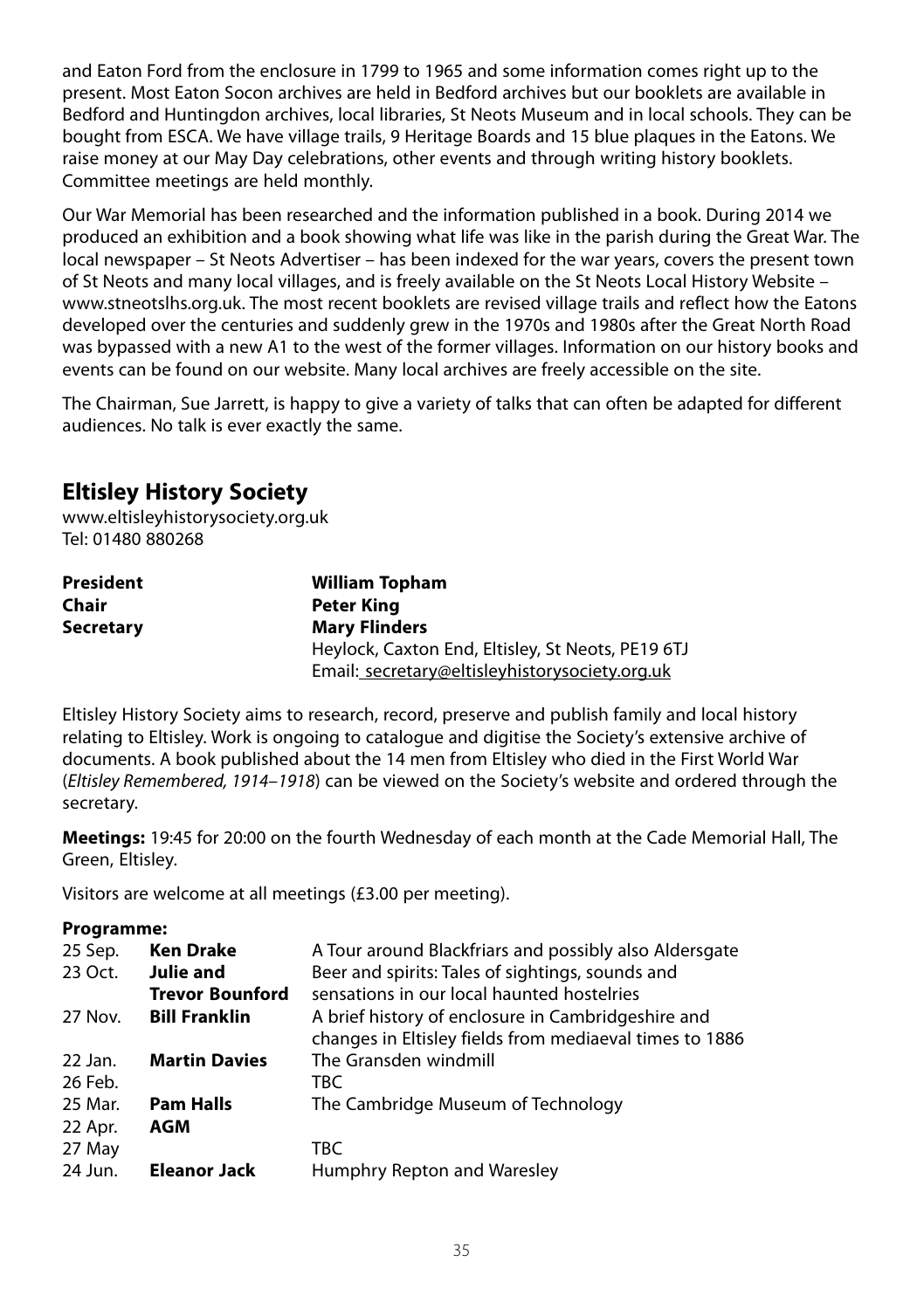and Eaton Ford from the enclosure in 1799 to 1965 and some information comes right up to the present. Most Eaton Socon archives are held in Bedford archives but our booklets are available in Bedford and Huntingdon archives, local libraries, St Neots Museum and in local schools. They can be bought from ESCA. We have village trails, 9 Heritage Boards and 15 blue plaques in the Eatons. We raise money at our May Day celebrations, other events and through writing history booklets. Committee meetings are held monthly.

Our War Memorial has been researched and the information published in a book. During 2014 we produced an exhibition and a book showing what life was like in the parish during the Great War. The local newspaper – St Neots Advertiser – has been indexed for the war years, covers the present town of St Neots and many local villages, and is freely available on the St Neots Local History Website – www.stneotslhs.org.uk. The most recent booklets are revised village trails and reflect how the Eatons developed over the centuries and suddenly grew in the 1970s and 1980s after the Great North Road was bypassed with a new A1 to the west of the former villages. Information on our history books and events can be found on our website. Many local archives are freely accessible on the site.

The Chairman, Sue Jarrett, is happy to give a variety of talks that can often be adapted for different audiences. No talk is ever exactly the same.

## Eltisley History Society

www.eltisleyhistorysociety.org.uk
Tel: 01480 880268

| | |
|---|---|
| **President** | **William Topham** |
| **Chair** | **Peter King** |
| **Secretary** | **Mary Flinders**<br>Heylock, Caxton End, Eltisley, St Neots, PE19 6TJ<br>Email: secretary@eltisleyhistorysociety.org.uk |

Eltisley History Society aims to research, record, preserve and publish family and local history relating to Eltisley. Work is ongoing to catalogue and digitise the Society's extensive archive of documents. A book published about the 14 men from Eltisley who died in the First World War (*Eltisley Remembered, 1914–1918*) can be viewed on the Society's website and ordered through the secretary.

**Meetings:** 19:45 for 20:00 on the fourth Wednesday of each month at the Cade Memorial Hall, The Green, Eltisley.

Visitors are welcome at all meetings (£3.00 per meeting).

**Programme:**

| | | |
|---|---|---|
| 25 Sep. | **Ken Drake** | A Tour around Blackfriars and possibly also Aldersgate |
| 23 Oct. | **Julie and Trevor Bounford** | Beer and spirits: Tales of sightings, sounds and sensations in our local haunted hostelries |
| 27 Nov. | **Bill Franklin** | A brief history of enclosure in Cambridgeshire and changes in Eltisley fields from mediaeval times to 1886 |
| 22 Jan. | **Martin Davies** | The Gransden windmill |
| 26 Feb. | | TBC |
| 25 Mar. | **Pam Halls** | The Cambridge Museum of Technology |
| 22 Apr. | **AGM** | |
| 27 May | | TBC |
| 24 Jun. | **Eleanor Jack** | Humphry Repton and Waresley |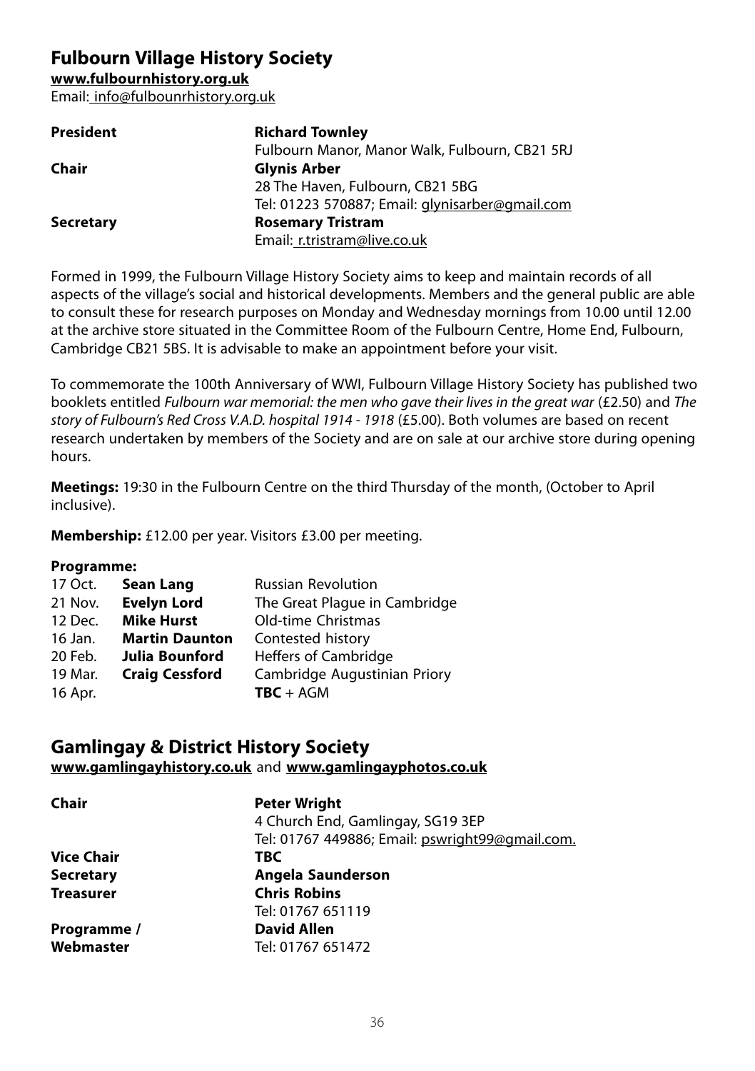## Fulbourn Village History Society

**www.fulbournhistory.org.uk**

Email: info@fulbounrhistory.org.uk

| | |
|---|---|
| **President** | **Richard Townley** |
| | Fulbourn Manor, Manor Walk, Fulbourn, CB21 5RJ |
| **Chair** | **Glynis Arber** |
| | 28 The Haven, Fulbourn, CB21 5BG |
| | Tel: 01223 570887; Email: glynisarber@gmail.com |
| **Secretary** | **Rosemary Tristram** |
| | Email: r.tristram@live.co.uk |

Formed in 1999, the Fulbourn Village History Society aims to keep and maintain records of all aspects of the village's social and historical developments. Members and the general public are able to consult these for research purposes on Monday and Wednesday mornings from 10.00 until 12.00 at the archive store situated in the Committee Room of the Fulbourn Centre, Home End, Fulbourn, Cambridge CB21 5BS. It is advisable to make an appointment before your visit.

To commemorate the 100th Anniversary of WWI, Fulbourn Village History Society has published two booklets entitled *Fulbourn war memorial: the men who gave their lives in the great war* (£2.50) and *The story of Fulbourn's Red Cross V.A.D. hospital 1914 - 1918* (£5.00). Both volumes are based on recent research undertaken by members of the Society and are on sale at our archive store during opening hours.

**Meetings:** 19:30 in the Fulbourn Centre on the third Thursday of the month, (October to April inclusive).

**Membership:** £12.00 per year. Visitors £3.00 per meeting.

**Programme:**

| | | |
|---|---|---|
| 17 Oct. | **Sean Lang** | Russian Revolution |
| 21 Nov. | **Evelyn Lord** | The Great Plague in Cambridge |
| 12 Dec. | **Mike Hurst** | Old-time Christmas |
| 16 Jan. | **Martin Daunton** | Contested history |
| 20 Feb. | **Julia Bounford** | Heffers of Cambridge |
| 19 Mar. | **Craig Cessford** | Cambridge Augustinian Priory |
| 16 Apr. | | **TBC** + AGM |

## Gamlingay & District History Society

**www.gamlingayhistory.co.uk** and **www.gamlingayphotos.co.uk**

| | |
|---|---|
| **Chair** | **Peter Wright** |
| | 4 Church End, Gamlingay, SG19 3EP |
| | Tel: 01767 449886; Email: pswright99@gmail.com. |
| **Vice Chair** | **TBC** |
| **Secretary** | **Angela Saunderson** |
| **Treasurer** | **Chris Robins** |
| | Tel: 01767 651119 |
| **Programme / Webmaster** | **David Allen** |
| | Tel: 01767 651472 |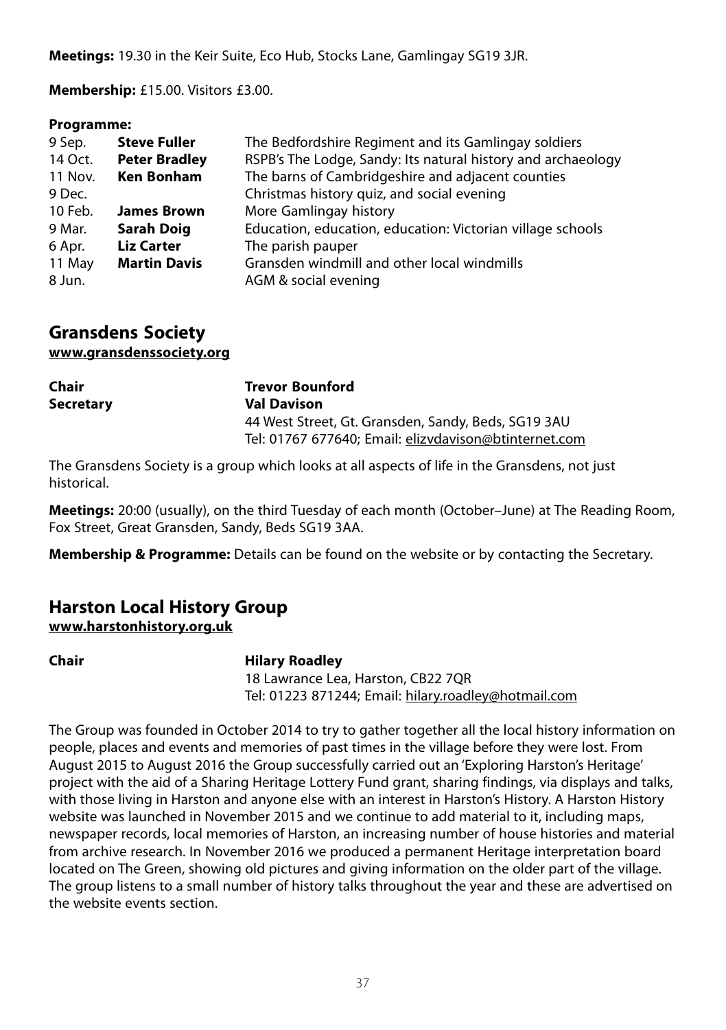**Meetings:** 19.30 in the Keir Suite, Eco Hub, Stocks Lane, Gamlingay SG19 3JR.

**Membership:** £15.00. Visitors £3.00.

**Programme:**

| | | |
|---|---|---|
| 9 Sep. | **Steve Fuller** | The Bedfordshire Regiment and its Gamlingay soldiers |
| 14 Oct. | **Peter Bradley** | RSPB's The Lodge, Sandy: Its natural history and archaeology |
| 11 Nov. | **Ken Bonham** | The barns of Cambridgeshire and adjacent counties |
| 9 Dec. | | Christmas history quiz, and social evening |
| 10 Feb. | **James Brown** | More Gamlingay history |
| 9 Mar. | **Sarah Doig** | Education, education, education: Victorian village schools |
| 6 Apr. | **Liz Carter** | The parish pauper |
| 11 May | **Martin Davis** | Gransden windmill and other local windmills |
| 8 Jun. | | AGM & social evening |

## Gransdens Society

**www.gransdenssociety.org**

**Chair** **Trevor Bounford**

**Secretary** **Val Davison**
44 West Street, Gt. Gransden, Sandy, Beds, SG19 3AU
Tel: 01767 677640; Email: elizvdavison@btinternet.com

The Gransdens Society is a group which looks at all aspects of life in the Gransdens, not just historical.

**Meetings:** 20:00 (usually), on the third Tuesday of each month (October–June) at The Reading Room, Fox Street, Great Gransden, Sandy, Beds SG19 3AA.

**Membership & Programme:** Details can be found on the website or by contacting the Secretary.

## Harston Local History Group

**www.harstonhistory.org.uk**

**Chair** **Hilary Roadley**
18 Lawrance Lea, Harston, CB22 7QR
Tel: 01223 871244; Email: hilary.roadley@hotmail.com

The Group was founded in October 2014 to try to gather together all the local history information on people, places and events and memories of past times in the village before they were lost. From August 2015 to August 2016 the Group successfully carried out an 'Exploring Harston's Heritage' project with the aid of a Sharing Heritage Lottery Fund grant, sharing findings, via displays and talks, with those living in Harston and anyone else with an interest in Harston's History. A Harston History website was launched in November 2015 and we continue to add material to it, including maps, newspaper records, local memories of Harston, an increasing number of house histories and material from archive research. In November 2016 we produced a permanent Heritage interpretation board located on The Green, showing old pictures and giving information on the older part of the village. The group listens to a small number of history talks throughout the year and these are advertised on the website events section.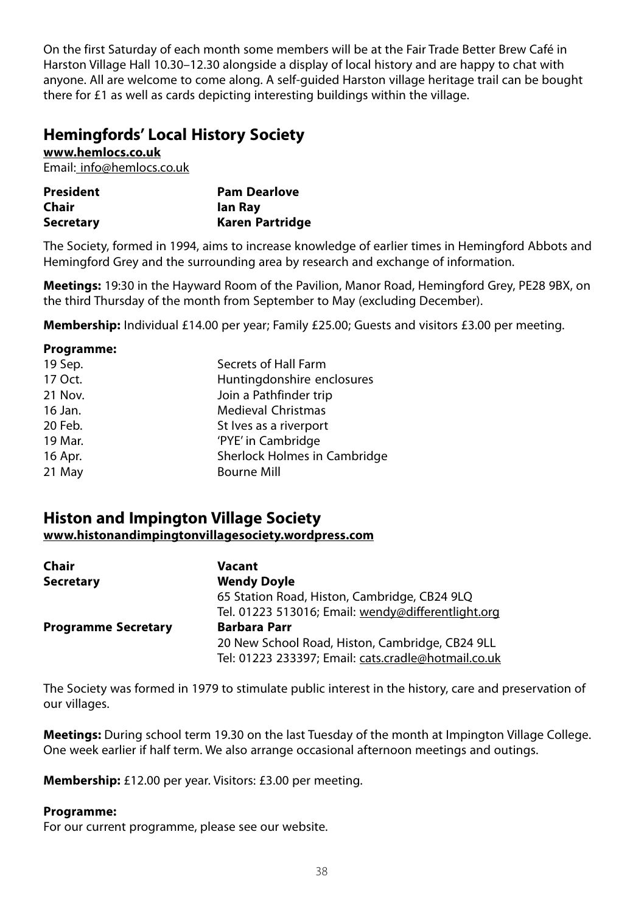On the first Saturday of each month some members will be at the Fair Trade Better Brew Café in Harston Village Hall 10.30–12.30 alongside a display of local history and are happy to chat with anyone. All are welcome to come along. A self-guided Harston village heritage trail can be bought there for £1 as well as cards depicting interesting buildings within the village.

## Hemingfords' Local History Society

**www.hemlocs.co.uk**
Email: info@hemlocs.co.uk

| | |
|---|---|
| **President** | **Pam Dearlove** |
| **Chair** | **Ian Ray** |
| **Secretary** | **Karen Partridge** |

The Society, formed in 1994, aims to increase knowledge of earlier times in Hemingford Abbots and Hemingford Grey and the surrounding area by research and exchange of information.

**Meetings:** 19:30 in the Hayward Room of the Pavilion, Manor Road, Hemingford Grey, PE28 9BX, on the third Thursday of the month from September to May (excluding December).

**Membership:** Individual £14.00 per year; Family £25.00; Guests and visitors £3.00 per meeting.

**Programme:**

| | |
|---|---|
| 19 Sep. | Secrets of Hall Farm |
| 17 Oct. | Huntingdonshire enclosures |
| 21 Nov. | Join a Pathfinder trip |
| 16 Jan. | Medieval Christmas |
| 20 Feb. | St Ives as a riverport |
| 19 Mar. | 'PYE' in Cambridge |
| 16 Apr. | Sherlock Holmes in Cambridge |
| 21 May | Bourne Mill |

## Histon and Impington Village Society

**www.histonandimpingtonvillagesociety.wordpress.com**

| | |
|---|---|
| **Chair** | **Vacant** |
| **Secretary** | **Wendy Doyle**<br>65 Station Road, Histon, Cambridge, CB24 9LQ<br>Tel. 01223 513016; Email: wendy@differentlight.org |
| **Programme Secretary** | **Barbara Parr**<br>20 New School Road, Histon, Cambridge, CB24 9LL<br>Tel: 01223 233397; Email: cats.cradle@hotmail.co.uk |

The Society was formed in 1979 to stimulate public interest in the history, care and preservation of our villages.

**Meetings:** During school term 19.30 on the last Tuesday of the month at Impington Village College. One week earlier if half term. We also arrange occasional afternoon meetings and outings.

**Membership:** £12.00 per year. Visitors: £3.00 per meeting.

**Programme:**
For our current programme, please see our website.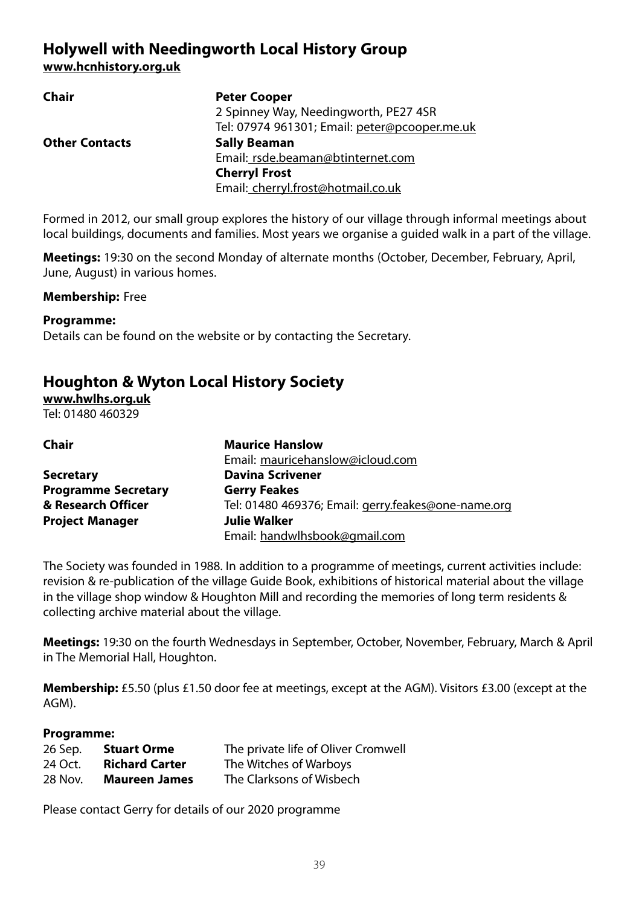## Holywell with Needingworth Local History Group

**www.hcnhistory.org.uk**

| | |
|---|---|
| **Chair** | **Peter Cooper**<br>2 Spinney Way, Needingworth, PE27 4SR<br>Tel: 07974 961301; Email: peter@pcooper.me.uk |
| **Other Contacts** | **Sally Beaman**<br>Email: rsde.beaman@btinternet.com<br>**Cherryl Frost**<br>Email: cherryl.frost@hotmail.co.uk |

Formed in 2012, our small group explores the history of our village through informal meetings about local buildings, documents and families. Most years we organise a guided walk in a part of the village.

**Meetings:** 19:30 on the second Monday of alternate months (October, December, February, April, June, August) in various homes.

**Membership:** Free

**Programme:**
Details can be found on the website or by contacting the Secretary.

## Houghton & Wyton Local History Society

**www.hwlhs.org.uk**
Tel: 01480 460329

| | |
|---|---|
| **Chair** | **Maurice Hanslow**<br>Email: mauricehanslow@icloud.com |
| **Secretary** | **Davina Scrivener** |
| **Programme Secretary & Research Officer** | **Gerry Feakes**<br>Tel: 01480 469376; Email: gerry.feakes@one-name.org |
| **Project Manager** | **Julie Walker**<br>Email: handwlhsbook@gmail.com |

The Society was founded in 1988. In addition to a programme of meetings, current activities include: revision & re-publication of the village Guide Book, exhibitions of historical material about the village in the village shop window & Houghton Mill and recording the memories of long term residents & collecting archive material about the village.

**Meetings:** 19:30 on the fourth Wednesdays in September, October, November, February, March & April in The Memorial Hall, Houghton.

**Membership:** £5.50 (plus £1.50 door fee at meetings, except at the AGM). Visitors £3.00 (except at the AGM).

**Programme:**

| | | |
|---|---|---|
| 26 Sep. | **Stuart Orme** | The private life of Oliver Cromwell |
| 24 Oct. | **Richard Carter** | The Witches of Warboys |
| 28 Nov. | **Maureen James** | The Clarksons of Wisbech |

Please contact Gerry for details of our 2020 programme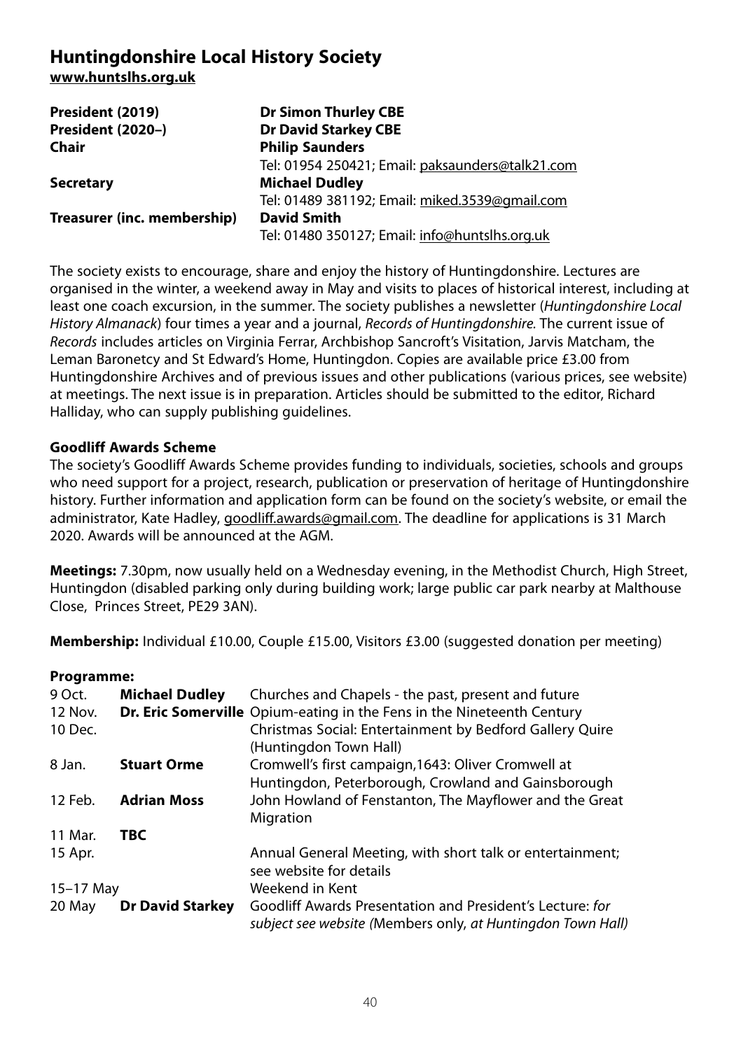# Huntingdonshire Local History Society

**www.huntslhs.org.uk**

| | |
|---|---|
| **President (2019)** | **Dr Simon Thurley CBE** |
| **President (2020–)** | **Dr David Starkey CBE** |
| **Chair** | **Philip Saunders**<br>Tel: 01954 250421; Email: paksaunders@talk21.com |
| **Secretary** | **Michael Dudley**<br>Tel: 01489 381192; Email: miked.3539@gmail.com |
| **Treasurer (inc. membership)** | **David Smith**<br>Tel: 01480 350127; Email: info@huntslhs.org.uk |

The society exists to encourage, share and enjoy the history of Huntingdonshire. Lectures are organised in the winter, a weekend away in May and visits to places of historical interest, including at least one coach excursion, in the summer. The society publishes a newsletter (*Huntingdonshire Local History Almanack*) four times a year and a journal, *Records of Huntingdonshire*. The current issue of *Records* includes articles on Virginia Ferrar, Archbishop Sancroft's Visitation, Jarvis Matcham, the Leman Baronetcy and St Edward's Home, Huntingdon. Copies are available price £3.00 from Huntingdonshire Archives and of previous issues and other publications (various prices, see website) at meetings. The next issue is in preparation. Articles should be submitted to the editor, Richard Halliday, who can supply publishing guidelines.

**Goodliff Awards Scheme**

The society's Goodliff Awards Scheme provides funding to individuals, societies, schools and groups who need support for a project, research, publication or preservation of heritage of Huntingdonshire history. Further information and application form can be found on the society's website, or email the administrator, Kate Hadley, goodliff.awards@gmail.com. The deadline for applications is 31 March 2020. Awards will be announced at the AGM.

**Meetings:** 7.30pm, now usually held on a Wednesday evening, in the Methodist Church, High Street, Huntingdon (disabled parking only during building work; large public car park nearby at Malthouse Close, Princes Street, PE29 3AN).

**Membership:** Individual £10.00, Couple £15.00, Visitors £3.00 (suggested donation per meeting)

**Programme:**

| | | |
|---|---|---|
| 9 Oct. | **Michael Dudley** | Churches and Chapels - the past, present and future |
| 12 Nov. | **Dr. Eric Somerville** | Opium-eating in the Fens in the Nineteenth Century |
| 10 Dec. | | Christmas Social: Entertainment by Bedford Gallery Quire (Huntingdon Town Hall) |
| 8 Jan. | **Stuart Orme** | Cromwell's first campaign,1643: Oliver Cromwell at Huntingdon, Peterborough, Crowland and Gainsborough |
| 12 Feb. | **Adrian Moss** | John Howland of Fenstanton, The Mayflower and the Great Migration |
| 11 Mar. | **TBC** | |
| 15 Apr. | | Annual General Meeting, with short talk or entertainment; see website for details |
| 15–17 May | | Weekend in Kent |
| 20 May | **Dr David Starkey** | Goodliff Awards Presentation and President's Lecture: *for subject see website (*Members only, *at Huntingdon Town Hall)* |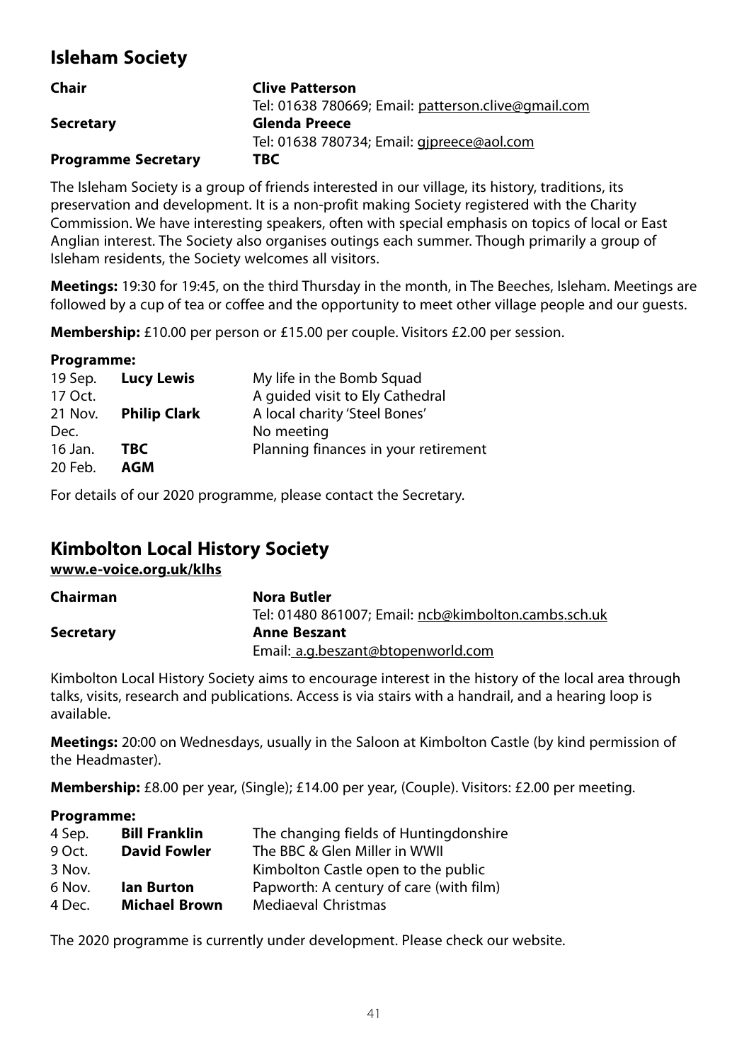## Isleham Society

| | |
|---|---|
| **Chair** | **Clive Patterson** |
| | Tel: 01638 780669; Email: patterson.clive@gmail.com |
| **Secretary** | **Glenda Preece** |
| | Tel: 01638 780734; Email: gjpreece@aol.com |
| **Programme Secretary** | **TBC** |

The Isleham Society is a group of friends interested in our village, its history, traditions, its preservation and development. It is a non-profit making Society registered with the Charity Commission. We have interesting speakers, often with special emphasis on topics of local or East Anglian interest. The Society also organises outings each summer. Though primarily a group of Isleham residents, the Society welcomes all visitors.

**Meetings:** 19:30 for 19:45, on the third Thursday in the month, in The Beeches, Isleham. Meetings are followed by a cup of tea or coffee and the opportunity to meet other village people and our guests.

**Membership:** £10.00 per person or £15.00 per couple. Visitors £2.00 per session.

**Programme:**

| | | |
|---|---|---|
| 19 Sep. | **Lucy Lewis** | My life in the Bomb Squad |
| 17 Oct. | | A guided visit to Ely Cathedral |
| 21 Nov. | **Philip Clark** | A local charity 'Steel Bones' |
| Dec. | | No meeting |
| 16 Jan. | **TBC** | Planning finances in your retirement |
| 20 Feb. | **AGM** | |

For details of our 2020 programme, please contact the Secretary.

## Kimbolton Local History Society

**www.e-voice.org.uk/klhs**

| | |
|---|---|
| **Chairman** | **Nora Butler** |
| | Tel: 01480 861007; Email: ncb@kimbolton.cambs.sch.uk |
| **Secretary** | **Anne Beszant** |
| | Email: a.g.beszant@btopenworld.com |

Kimbolton Local History Society aims to encourage interest in the history of the local area through talks, visits, research and publications. Access is via stairs with a handrail, and a hearing loop is available.

**Meetings:** 20:00 on Wednesdays, usually in the Saloon at Kimbolton Castle (by kind permission of the Headmaster).

**Membership:** £8.00 per year, (Single); £14.00 per year, (Couple). Visitors: £2.00 per meeting.

**Programme:**

| | | |
|---|---|---|
| 4 Sep. | **Bill Franklin** | The changing fields of Huntingdonshire |
| 9 Oct. | **David Fowler** | The BBC & Glen Miller in WWII |
| 3 Nov. | | Kimbolton Castle open to the public |
| 6 Nov. | **Ian Burton** | Papworth: A century of care (with film) |
| 4 Dec. | **Michael Brown** | Mediaeval Christmas |

The 2020 programme is currently under development. Please check our website.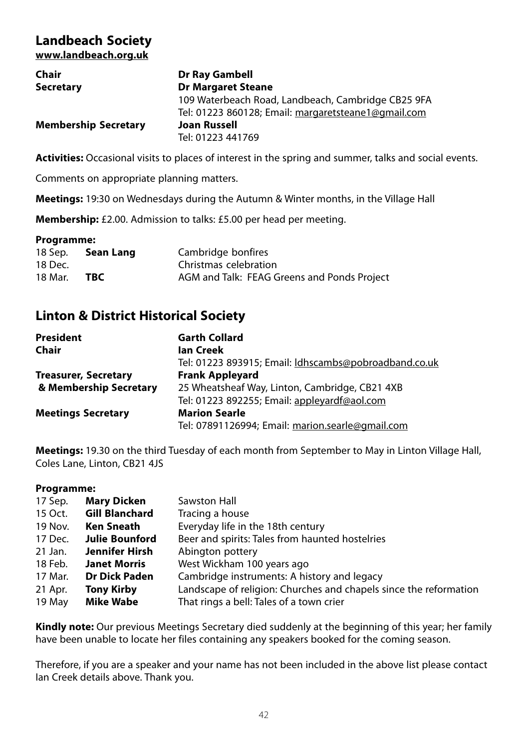## Landbeach Society

**www.landbeach.org.uk**

| | |
|---|---|
| **Chair** | **Dr Ray Gambell** |
| **Secretary** | **Dr Margaret Steane** |
| | 109 Waterbeach Road, Landbeach, Cambridge CB25 9FA |
| | Tel: 01223 860128; Email: margaretsteane1@gmail.com |
| **Membership Secretary** | **Joan Russell** |
| | Tel: 01223 441769 |

**Activities:** Occasional visits to places of interest in the spring and summer, talks and social events.

Comments on appropriate planning matters.

**Meetings:** 19:30 on Wednesdays during the Autumn & Winter months, in the Village Hall

**Membership:** £2.00. Admission to talks: £5.00 per head per meeting.

**Programme:**

| | | |
|---|---|---|
| 18 Sep. | **Sean Lang** | Cambridge bonfires |
| 18 Dec. | | Christmas celebration |
| 18 Mar. | **TBC** | AGM and Talk: FEAG Greens and Ponds Project |

## Linton & District Historical Society

| | |
|---|---|
| **President** | **Garth Collard** |
| **Chair** | **Ian Creek** |
| | Tel: 01223 893915; Email: ldhscambs@pobroadband.co.uk |
| **Treasurer, Secretary & Membership Secretary** | **Frank Appleyard** |
| | 25 Wheatsheaf Way, Linton, Cambridge, CB21 4XB |
| | Tel: 01223 892255; Email: appleyardf@aol.com |
| **Meetings Secretary** | **Marion Searle** |
| | Tel: 07891126994; Email: marion.searle@gmail.com |

**Meetings:** 19.30 on the third Tuesday of each month from September to May in Linton Village Hall, Coles Lane, Linton, CB21 4JS

**Programme:**

| | | |
|---|---|---|
| 17 Sep. | **Mary Dicken** | Sawston Hall |
| 15 Oct. | **Gill Blanchard** | Tracing a house |
| 19 Nov. | **Ken Sneath** | Everyday life in the 18th century |
| 17 Dec. | **Julie Bounford** | Beer and spirits: Tales from haunted hostelries |
| 21 Jan. | **Jennifer Hirsh** | Abington pottery |
| 18 Feb. | **Janet Morris** | West Wickham 100 years ago |
| 17 Mar. | **Dr Dick Paden** | Cambridge instruments: A history and legacy |
| 21 Apr. | **Tony Kirby** | Landscape of religion: Churches and chapels since the reformation |
| 19 May | **Mike Wabe** | That rings a bell: Tales of a town crier |

**Kindly note:** Our previous Meetings Secretary died suddenly at the beginning of this year; her family have been unable to locate her files containing any speakers booked for the coming season.

Therefore, if you are a speaker and your name has not been included in the above list please contact Ian Creek details above. Thank you.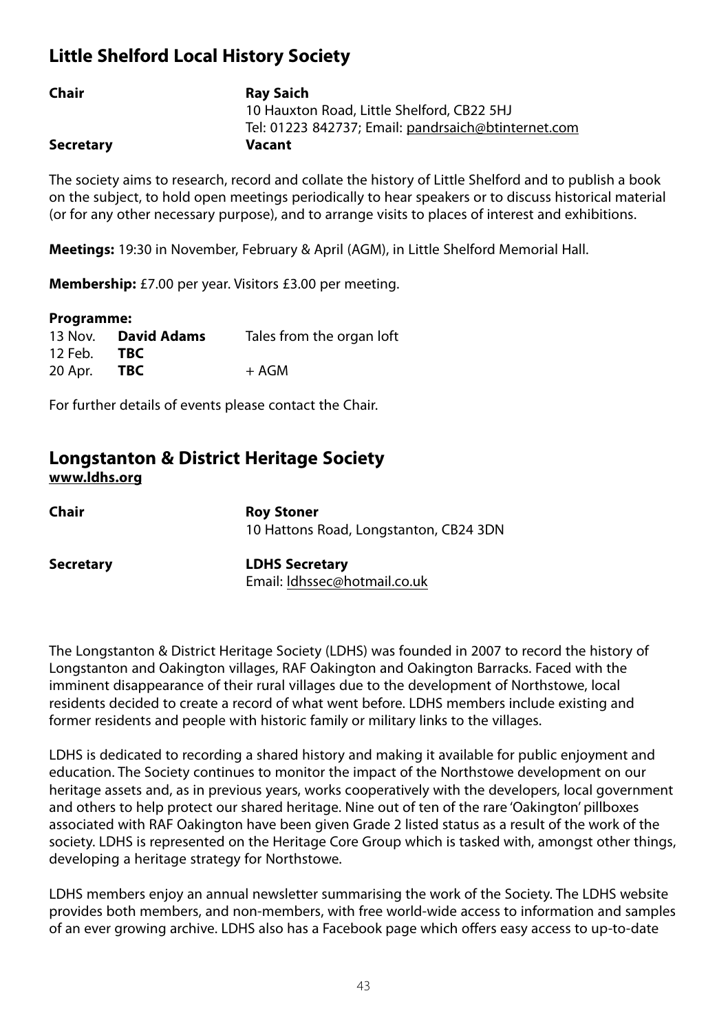## Little Shelford Local History Society

**Chair** **Ray Saich**
10 Hauxton Road, Little Shelford, CB22 5HJ
Tel: 01223 842737; Email: pandrsaich@btinternet.com

**Secretary** **Vacant**

The society aims to research, record and collate the history of Little Shelford and to publish a book on the subject, to hold open meetings periodically to hear speakers or to discuss historical material (or for any other necessary purpose), and to arrange visits to places of interest and exhibitions.

**Meetings:** 19:30 in November, February & April (AGM), in Little Shelford Memorial Hall.

**Membership:** £7.00 per year. Visitors £3.00 per meeting.

**Programme:**

| | | |
|---|---|---|
| 13 Nov. | **David Adams** | Tales from the organ loft |
| 12 Feb. | **TBC** | |
| 20 Apr. | **TBC** | + AGM |

For further details of events please contact the Chair.

## Longstanton & District Heritage Society

**www.ldhs.org**

**Chair** **Roy Stoner**
10 Hattons Road, Longstanton, CB24 3DN

**Secretary** **LDHS Secretary**
Email: ldhssec@hotmail.co.uk

The Longstanton & District Heritage Society (LDHS) was founded in 2007 to record the history of Longstanton and Oakington villages, RAF Oakington and Oakington Barracks. Faced with the imminent disappearance of their rural villages due to the development of Northstowe, local residents decided to create a record of what went before. LDHS members include existing and former residents and people with historic family or military links to the villages.

LDHS is dedicated to recording a shared history and making it available for public enjoyment and education. The Society continues to monitor the impact of the Northstowe development on our heritage assets and, as in previous years, works cooperatively with the developers, local government and others to help protect our shared heritage. Nine out of ten of the rare 'Oakington' pillboxes associated with RAF Oakington have been given Grade 2 listed status as a result of the work of the society. LDHS is represented on the Heritage Core Group which is tasked with, amongst other things, developing a heritage strategy for Northstowe.

LDHS members enjoy an annual newsletter summarising the work of the Society. The LDHS website provides both members, and non-members, with free world-wide access to information and samples of an ever growing archive. LDHS also has a Facebook page which offers easy access to up-to-date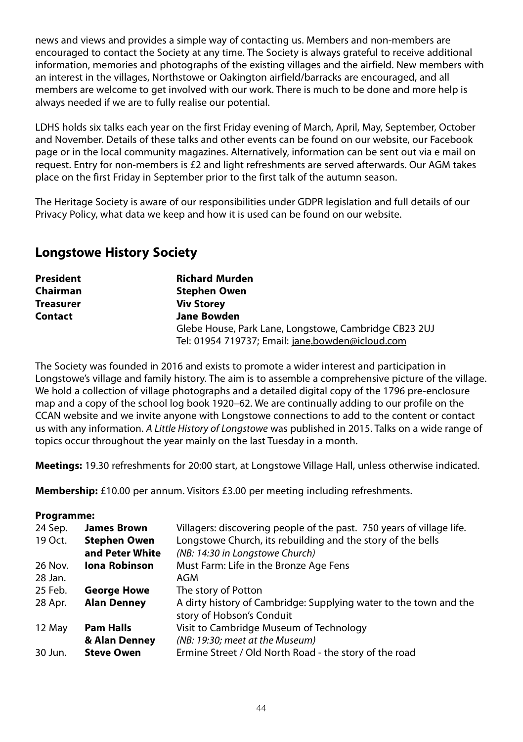news and views and provides a simple way of contacting us. Members and non-members are encouraged to contact the Society at any time. The Society is always grateful to receive additional information, memories and photographs of the existing villages and the airfield. New members with an interest in the villages, Northstowe or Oakington airfield/barracks are encouraged, and all members are welcome to get involved with our work. There is much to be done and more help is always needed if we are to fully realise our potential.

LDHS holds six talks each year on the first Friday evening of March, April, May, September, October and November. Details of these talks and other events can be found on our website, our Facebook page or in the local community magazines. Alternatively, information can be sent out via e mail on request. Entry for non-members is £2 and light refreshments are served afterwards. Our AGM takes place on the first Friday in September prior to the first talk of the autumn season.

The Heritage Society is aware of our responsibilities under GDPR legislation and full details of our Privacy Policy, what data we keep and how it is used can be found on our website.

## Longstowe History Society

| | |
|---|---|
| **President** | **Richard Murden** |
| **Chairman** | **Stephen Owen** |
| **Treasurer** | **Viv Storey** |
| **Contact** | **Jane Bowden**<br>Glebe House, Park Lane, Longstowe, Cambridge CB23 2UJ<br>Tel: 01954 719737; Email: jane.bowden@icloud.com |

The Society was founded in 2016 and exists to promote a wider interest and participation in Longstowe's village and family history. The aim is to assemble a comprehensive picture of the village. We hold a collection of village photographs and a detailed digital copy of the 1796 pre-enclosure map and a copy of the school log book 1920–62. We are continually adding to our profile on the CCAN website and we invite anyone with Longstowe connections to add to the content or contact us with any information. *A Little History of Longstowe* was published in 2015. Talks on a wide range of topics occur throughout the year mainly on the last Tuesday in a month.

**Meetings:** 19.30 refreshments for 20:00 start, at Longstowe Village Hall, unless otherwise indicated.

**Membership:** £10.00 per annum. Visitors £3.00 per meeting including refreshments.

**Programme:**

| | | |
|---|---|---|
| 24 Sep. | **James Brown** | Villagers: discovering people of the past. 750 years of village life. |
| 19 Oct. | **Stephen Owen and Peter White** | Longstowe Church, its rebuilding and the story of the bells *(NB: 14:30 in Longstowe Church)* |
| 26 Nov. | **Iona Robinson** | Must Farm: Life in the Bronze Age Fens |
| 28 Jan. | | AGM |
| 25 Feb. | **George Howe** | The story of Potton |
| 28 Apr. | **Alan Denney** | A dirty history of Cambridge: Supplying water to the town and the story of Hobson's Conduit |
| 12 May | **Pam Halls & Alan Denney** | Visit to Cambridge Museum of Technology *(NB: 19:30; meet at the Museum)* |
| 30 Jun. | **Steve Owen** | Ermine Street / Old North Road - the story of the road |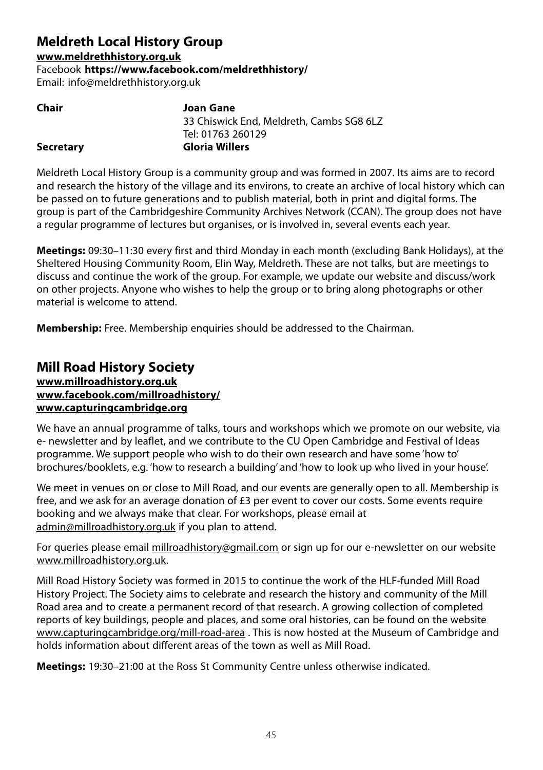## Meldreth Local History Group

**www.meldrethhistory.org.uk**

Facebook **https://www.facebook.com/meldrethhistory/**

Email: info@meldrethhistory.org.uk

| | |
|---|---|
| **Chair** | **Joan Gane**<br>33 Chiswick End, Meldreth, Cambs SG8 6LZ<br>Tel: 01763 260129 |
| **Secretary** | **Gloria Willers** |

Meldreth Local History Group is a community group and was formed in 2007. Its aims are to record and research the history of the village and its environs, to create an archive of local history which can be passed on to future generations and to publish material, both in print and digital forms. The group is part of the Cambridgeshire Community Archives Network (CCAN). The group does not have a regular programme of lectures but organises, or is involved in, several events each year.

**Meetings:** 09:30–11:30 every first and third Monday in each month (excluding Bank Holidays), at the Sheltered Housing Community Room, Elin Way, Meldreth. These are not talks, but are meetings to discuss and continue the work of the group. For example, we update our website and discuss/work on other projects. Anyone who wishes to help the group or to bring along photographs or other material is welcome to attend.

**Membership:** Free. Membership enquiries should be addressed to the Chairman.

## Mill Road History Society

**www.millroadhistory.org.uk**
**www.facebook.com/millroadhistory/**
**www.capturingcambridge.org**

We have an annual programme of talks, tours and workshops which we promote on our website, via e- newsletter and by leaflet, and we contribute to the CU Open Cambridge and Festival of Ideas programme. We support people who wish to do their own research and have some 'how to' brochures/booklets, e.g. 'how to research a building' and 'how to look up who lived in your house'.

We meet in venues on or close to Mill Road, and our events are generally open to all. Membership is free, and we ask for an average donation of £3 per event to cover our costs. Some events require booking and we always make that clear. For workshops, please email at admin@millroadhistory.org.uk if you plan to attend.

For queries please email millroadhistory@gmail.com or sign up for our e-newsletter on our website www.millroadhistory.org.uk.

Mill Road History Society was formed in 2015 to continue the work of the HLF-funded Mill Road History Project. The Society aims to celebrate and research the history and community of the Mill Road area and to create a permanent record of that research. A growing collection of completed reports of key buildings, people and places, and some oral histories, can be found on the website www.capturingcambridge.org/mill-road-area . This is now hosted at the Museum of Cambridge and holds information about different areas of the town as well as Mill Road.

**Meetings:** 19:30–21:00 at the Ross St Community Centre unless otherwise indicated.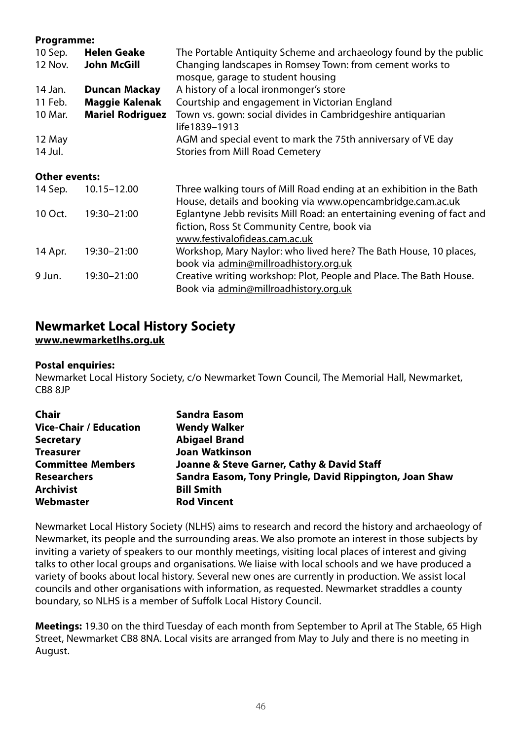**Programme:**

| | | |
|---|---|---|
| 10 Sep. | **Helen Geake** | The Portable Antiquity Scheme and archaeology found by the public |
| 12 Nov. | **John McGill** | Changing landscapes in Romsey Town: from cement works to mosque, garage to student housing |
| 14 Jan. | **Duncan Mackay** | A history of a local ironmonger's store |
| 11 Feb. | **Maggie Kalenak** | Courtship and engagement in Victorian England |
| 10 Mar. | **Mariel Rodriguez** | Town vs. gown: social divides in Cambridgeshire antiquarian life1839–1913 |
| 12 May | | AGM and special event to mark the 75th anniversary of VE day |
| 14 Jul. | | Stories from Mill Road Cemetery |

**Other events:**

| | | |
|---|---|---|
| 14 Sep. | 10.15–12.00 | Three walking tours of Mill Road ending at an exhibition in the Bath House, details and booking via www.opencambridge.cam.ac.uk |
| 10 Oct. | 19:30–21:00 | Eglantyne Jebb revisits Mill Road: an entertaining evening of fact and fiction, Ross St Community Centre, book via www.festivalofideas.cam.ac.uk |
| 14 Apr. | 19:30–21:00 | Workshop, Mary Naylor: who lived here? The Bath House, 10 places, book via admin@millroadhistory.org.uk |
| 9 Jun. | 19:30–21:00 | Creative writing workshop: Plot, People and Place. The Bath House. Book via admin@millroadhistory.org.uk |

## Newmarket Local History Society

**www.newmarketlhs.org.uk**

**Postal enquiries:**
Newmarket Local History Society, c/o Newmarket Town Council, The Memorial Hall, Newmarket, CB8 8JP

| | |
|---|---|
| **Chair** | **Sandra Easom** |
| **Vice-Chair / Education** | **Wendy Walker** |
| **Secretary** | **Abigael Brand** |
| **Treasurer** | **Joan Watkinson** |
| **Committee Members** | **Joanne & Steve Garner, Cathy & David Staff** |
| **Researchers** | **Sandra Easom, Tony Pringle, David Rippington, Joan Shaw** |
| **Archivist** | **Bill Smith** |
| **Webmaster** | **Rod Vincent** |

Newmarket Local History Society (NLHS) aims to research and record the history and archaeology of Newmarket, its people and the surrounding areas. We also promote an interest in those subjects by inviting a variety of speakers to our monthly meetings, visiting local places of interest and giving talks to other local groups and organisations. We liaise with local schools and we have produced a variety of books about local history. Several new ones are currently in production. We assist local councils and other organisations with information, as requested. Newmarket straddles a county boundary, so NLHS is a member of Suffolk Local History Council.

**Meetings:** 19.30 on the third Tuesday of each month from September to April at The Stable, 65 High Street, Newmarket CB8 8NA. Local visits are arranged from May to July and there is no meeting in August.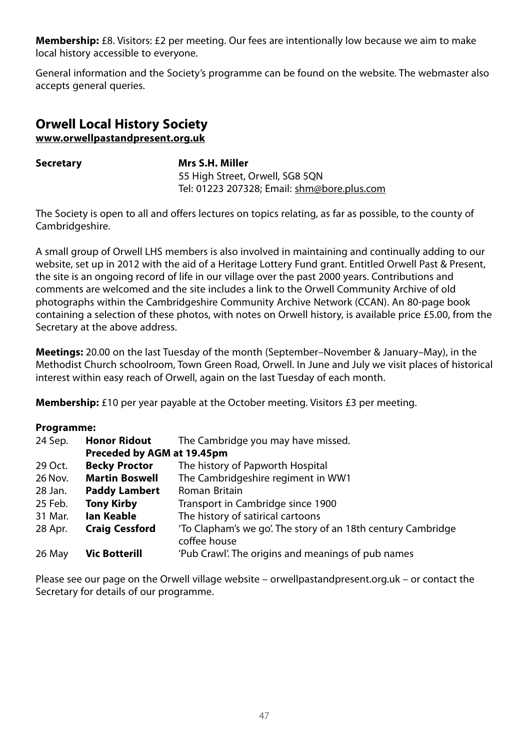**Membership:** £8. Visitors: £2 per meeting. Our fees are intentionally low because we aim to make local history accessible to everyone.

General information and the Society's programme can be found on the website. The webmaster also accepts general queries.

## Orwell Local History Society

**www.orwellpastandpresent.org.uk**

**Secretary** **Mrs S.H. Miller**
55 High Street, Orwell, SG8 5QN
Tel: 01223 207328; Email: shm@bore.plus.com

The Society is open to all and offers lectures on topics relating, as far as possible, to the county of Cambridgeshire.

A small group of Orwell LHS members is also involved in maintaining and continually adding to our website, set up in 2012 with the aid of a Heritage Lottery Fund grant. Entitled Orwell Past & Present, the site is an ongoing record of life in our village over the past 2000 years. Contributions and comments are welcomed and the site includes a link to the Orwell Community Archive of old photographs within the Cambridgeshire Community Archive Network (CCAN). An 80-page book containing a selection of these photos, with notes on Orwell history, is available price £5.00, from the Secretary at the above address.

**Meetings:** 20.00 on the last Tuesday of the month (September–November & January–May), in the Methodist Church schoolroom, Town Green Road, Orwell. In June and July we visit places of historical interest within easy reach of Orwell, again on the last Tuesday of each month.

**Membership:** £10 per year payable at the October meeting. Visitors £3 per meeting.

**Programme:**

| | | |
|---|---|---|
| 24 Sep. | **Honor Ridout** | The Cambridge you may have missed. |
| | **Preceded by AGM at 19.45pm** | |
| 29 Oct. | **Becky Proctor** | The history of Papworth Hospital |
| 26 Nov. | **Martin Boswell** | The Cambridgeshire regiment in WW1 |
| 28 Jan. | **Paddy Lambert** | Roman Britain |
| 25 Feb. | **Tony Kirby** | Transport in Cambridge since 1900 |
| 31 Mar. | **Ian Keable** | The history of satirical cartoons |
| 28 Apr. | **Craig Cessford** | 'To Clapham's we go'. The story of an 18th century Cambridge coffee house |
| 26 May | **Vic Botterill** | 'Pub Crawl'. The origins and meanings of pub names |

Please see our page on the Orwell village website – orwellpastandpresent.org.uk – or contact the Secretary for details of our programme.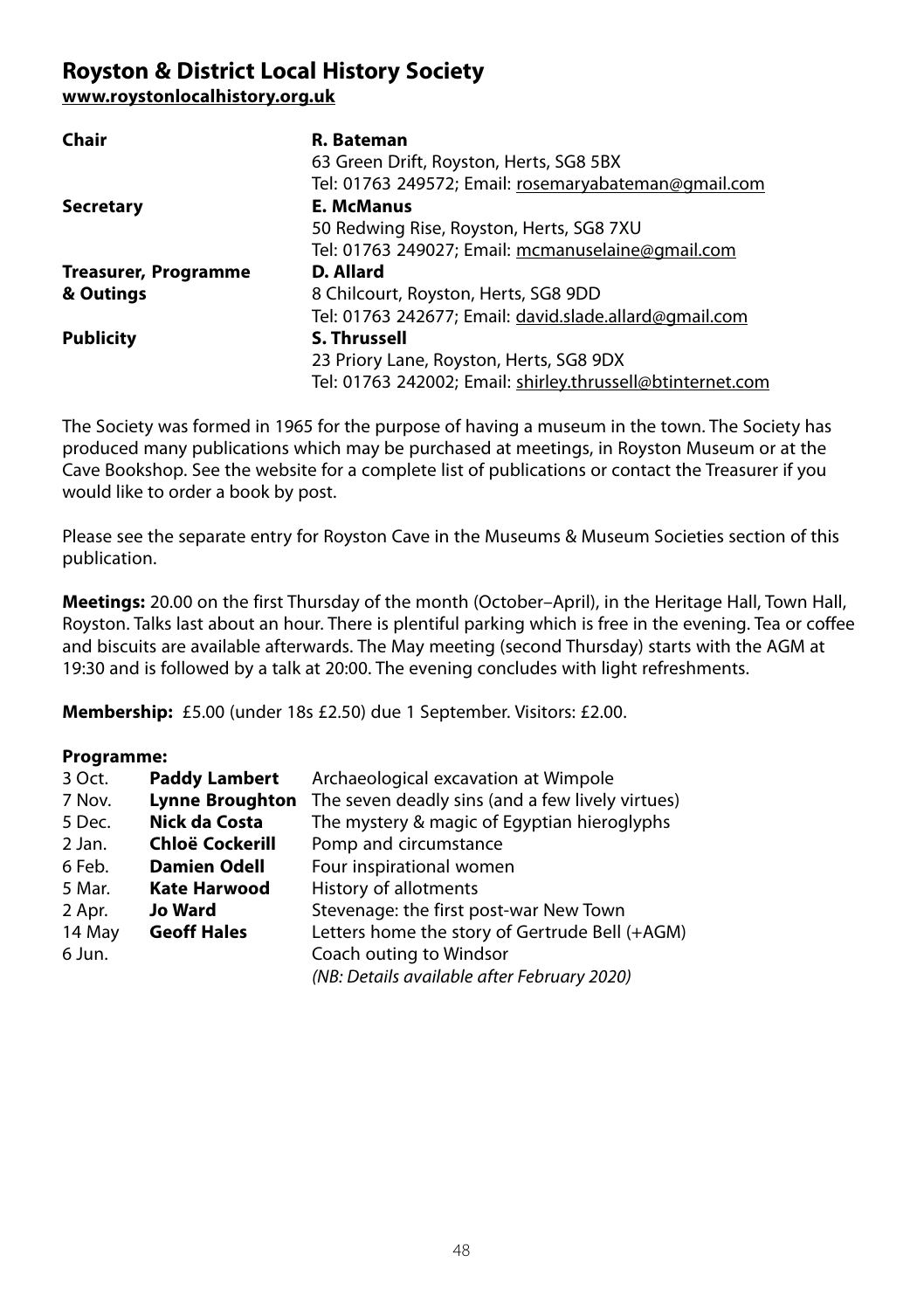## Royston & District Local History Society

**www.roystonlocalhistory.org.uk**

| | |
|---|---|
| **Chair** | **R. Bateman**<br>63 Green Drift, Royston, Herts, SG8 5BX<br>Tel: 01763 249572; Email: rosemaryabateman@gmail.com |
| **Secretary** | **E. McManus**<br>50 Redwing Rise, Royston, Herts, SG8 7XU<br>Tel: 01763 249027; Email: mcmanuselaine@gmail.com |
| **Treasurer, Programme & Outings** | **D. Allard**<br>8 Chilcourt, Royston, Herts, SG8 9DD<br>Tel: 01763 242677; Email: david.slade.allard@gmail.com |
| **Publicity** | **S. Thrussell**<br>23 Priory Lane, Royston, Herts, SG8 9DX<br>Tel: 01763 242002; Email: shirley.thrussell@btinternet.com |

The Society was formed in 1965 for the purpose of having a museum in the town. The Society has produced many publications which may be purchased at meetings, in Royston Museum or at the Cave Bookshop. See the website for a complete list of publications or contact the Treasurer if you would like to order a book by post.

Please see the separate entry for Royston Cave in the Museums & Museum Societies section of this publication.

**Meetings:** 20.00 on the first Thursday of the month (October–April), in the Heritage Hall, Town Hall, Royston. Talks last about an hour. There is plentiful parking which is free in the evening. Tea or coffee and biscuits are available afterwards. The May meeting (second Thursday) starts with the AGM at 19:30 and is followed by a talk at 20:00. The evening concludes with light refreshments.

**Membership:** £5.00 (under 18s £2.50) due 1 September. Visitors: £2.00.

**Programme:**

| | | |
|---|---|---|
| 3 Oct. | **Paddy Lambert** | Archaeological excavation at Wimpole |
| 7 Nov. | **Lynne Broughton** | The seven deadly sins (and a few lively virtues) |
| 5 Dec. | **Nick da Costa** | The mystery & magic of Egyptian hieroglyphs |
| 2 Jan. | **Chloë Cockerill** | Pomp and circumstance |
| 6 Feb. | **Damien Odell** | Four inspirational women |
| 5 Mar. | **Kate Harwood** | History of allotments |
| 2 Apr. | **Jo Ward** | Stevenage: the first post-war New Town |
| 14 May | **Geoff Hales** | Letters home the story of Gertrude Bell (+AGM) |
| 6 Jun. | | Coach outing to Windsor<br>*(NB: Details available after February 2020)* |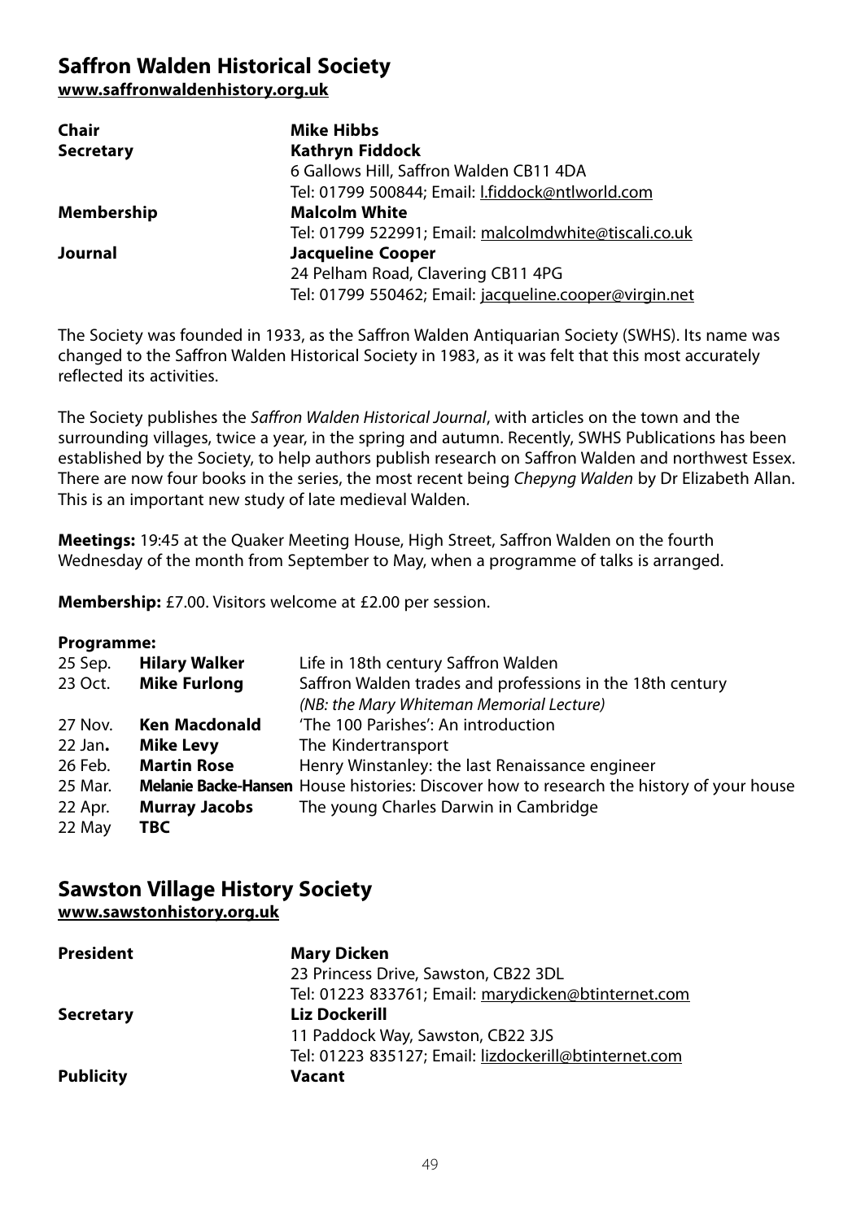## Saffron Walden Historical Society

**www.saffronwaldenhistory.org.uk**

| | |
|---|---|
| **Chair** | **Mike Hibbs** |
| **Secretary** | **Kathryn Fiddock** |
| | 6 Gallows Hill, Saffron Walden CB11 4DA |
| | Tel: 01799 500844; Email: l.fiddock@ntlworld.com |
| **Membership** | **Malcolm White** |
| | Tel: 01799 522991; Email: malcolmdwhite@tiscali.co.uk |
| **Journal** | **Jacqueline Cooper** |
| | 24 Pelham Road, Clavering CB11 4PG |
| | Tel: 01799 550462; Email: jacqueline.cooper@virgin.net |

The Society was founded in 1933, as the Saffron Walden Antiquarian Society (SWHS). Its name was changed to the Saffron Walden Historical Society in 1983, as it was felt that this most accurately reflected its activities.

The Society publishes the *Saffron Walden Historical Journal*, with articles on the town and the surrounding villages, twice a year, in the spring and autumn. Recently, SWHS Publications has been established by the Society, to help authors publish research on Saffron Walden and northwest Essex. There are now four books in the series, the most recent being *Chepyng Walden* by Dr Elizabeth Allan. This is an important new study of late medieval Walden.

**Meetings:** 19:45 at the Quaker Meeting House, High Street, Saffron Walden on the fourth Wednesday of the month from September to May, when a programme of talks is arranged.

**Membership:** £7.00. Visitors welcome at £2.00 per session.

**Programme:**

| | | |
|---|---|---|
| 25 Sep. | **Hilary Walker** | Life in 18th century Saffron Walden |
| 23 Oct. | **Mike Furlong** | Saffron Walden trades and professions in the 18th century *(NB: the Mary Whiteman Memorial Lecture)* |
| 27 Nov. | **Ken Macdonald** | 'The 100 Parishes': An introduction |
| 22 Jan**.** | **Mike Levy** | The Kindertransport |
| 26 Feb. | **Martin Rose** | Henry Winstanley: the last Renaissance engineer |
| 25 Mar. | **Melanie Backe-Hansen** | House histories: Discover how to research the history of your house |
| 22 Apr. | **Murray Jacobs** | The young Charles Darwin in Cambridge |
| 22 May | **TBC** | |

## Sawston Village History Society

**www.sawstonhistory.org.uk**

| | |
|---|---|
| **President** | **Mary Dicken** |
| | 23 Princess Drive, Sawston, CB22 3DL |
| | Tel: 01223 833761; Email: marydicken@btinternet.com |
| **Secretary** | **Liz Dockerill** |
| | 11 Paddock Way, Sawston, CB22 3JS |
| | Tel: 01223 835127; Email: lizdockerill@btinternet.com |
| **Publicity** | **Vacant** |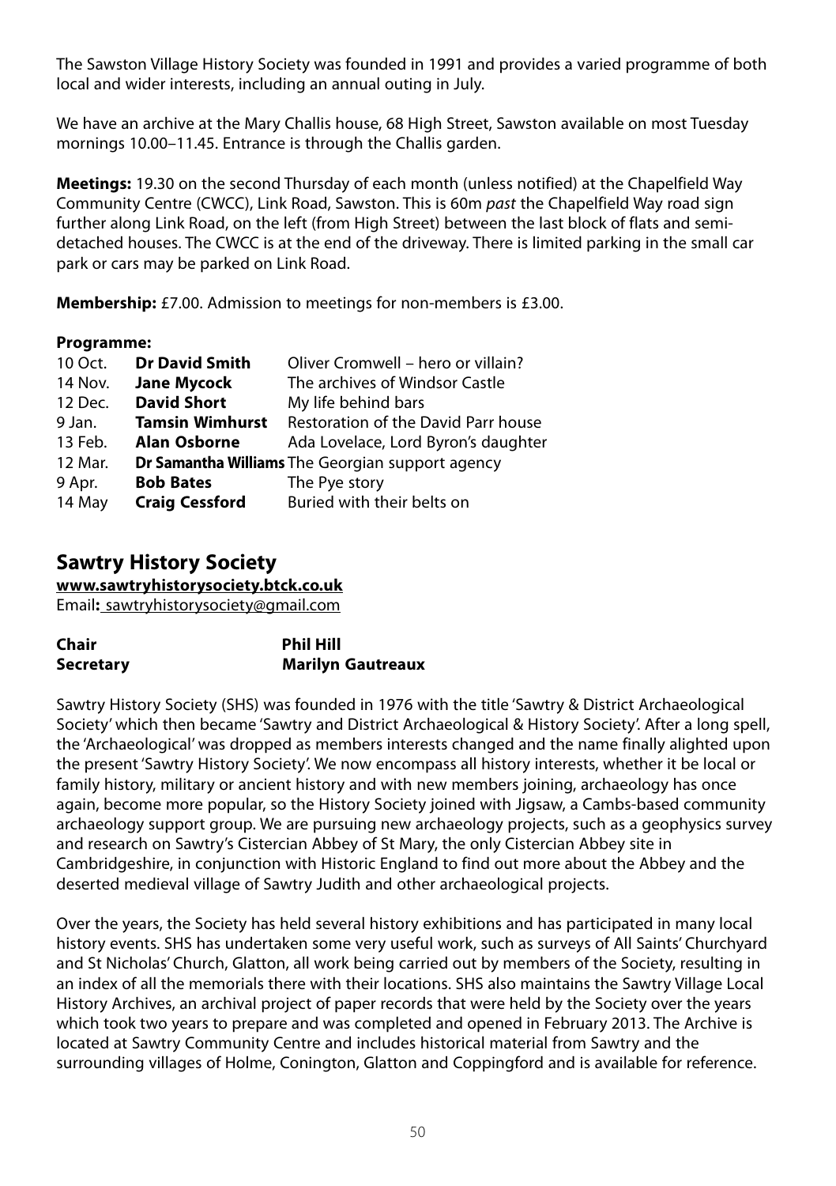The Sawston Village History Society was founded in 1991 and provides a varied programme of both local and wider interests, including an annual outing in July.

We have an archive at the Mary Challis house, 68 High Street, Sawston available on most Tuesday mornings 10.00–11.45. Entrance is through the Challis garden.

**Meetings:** 19.30 on the second Thursday of each month (unless notified) at the Chapelfield Way Community Centre (CWCC), Link Road, Sawston. This is 60m *past* the Chapelfield Way road sign further along Link Road, on the left (from High Street) between the last block of flats and semi-detached houses. The CWCC is at the end of the driveway. There is limited parking in the small car park or cars may be parked on Link Road.

**Membership:** £7.00. Admission to meetings for non-members is £3.00.

**Programme:**

| | | |
|---|---|---|
| 10 Oct. | **Dr David Smith** | Oliver Cromwell – hero or villain? |
| 14 Nov. | **Jane Mycock** | The archives of Windsor Castle |
| 12 Dec. | **David Short** | My life behind bars |
| 9 Jan. | **Tamsin Wimhurst** | Restoration of the David Parr house |
| 13 Feb. | **Alan Osborne** | Ada Lovelace, Lord Byron's daughter |
| 12 Mar. | **Dr Samantha Williams** | The Georgian support agency |
| 9 Apr. | **Bob Bates** | The Pye story |
| 14 May | **Craig Cessford** | Buried with their belts on |

## Sawtry History Society

**www.sawtryhistorysociety.btck.co.uk**
Email**:** sawtryhistorysociety@gmail.com

| | |
|---|---|
| **Chair** | **Phil Hill** |
| **Secretary** | **Marilyn Gautreaux** |

Sawtry History Society (SHS) was founded in 1976 with the title 'Sawtry & District Archaeological Society' which then became 'Sawtry and District Archaeological & History Society'. After a long spell, the 'Archaeological' was dropped as members interests changed and the name finally alighted upon the present 'Sawtry History Society'. We now encompass all history interests, whether it be local or family history, military or ancient history and with new members joining, archaeology has once again, become more popular, so the History Society joined with Jigsaw, a Cambs-based community archaeology support group. We are pursuing new archaeology projects, such as a geophysics survey and research on Sawtry's Cistercian Abbey of St Mary, the only Cistercian Abbey site in Cambridgeshire, in conjunction with Historic England to find out more about the Abbey and the deserted medieval village of Sawtry Judith and other archaeological projects.

Over the years, the Society has held several history exhibitions and has participated in many local history events. SHS has undertaken some very useful work, such as surveys of All Saints' Churchyard and St Nicholas' Church, Glatton, all work being carried out by members of the Society, resulting in an index of all the memorials there with their locations. SHS also maintains the Sawtry Village Local History Archives, an archival project of paper records that were held by the Society over the years which took two years to prepare and was completed and opened in February 2013. The Archive is located at Sawtry Community Centre and includes historical material from Sawtry and the surrounding villages of Holme, Conington, Glatton and Coppingford and is available for reference.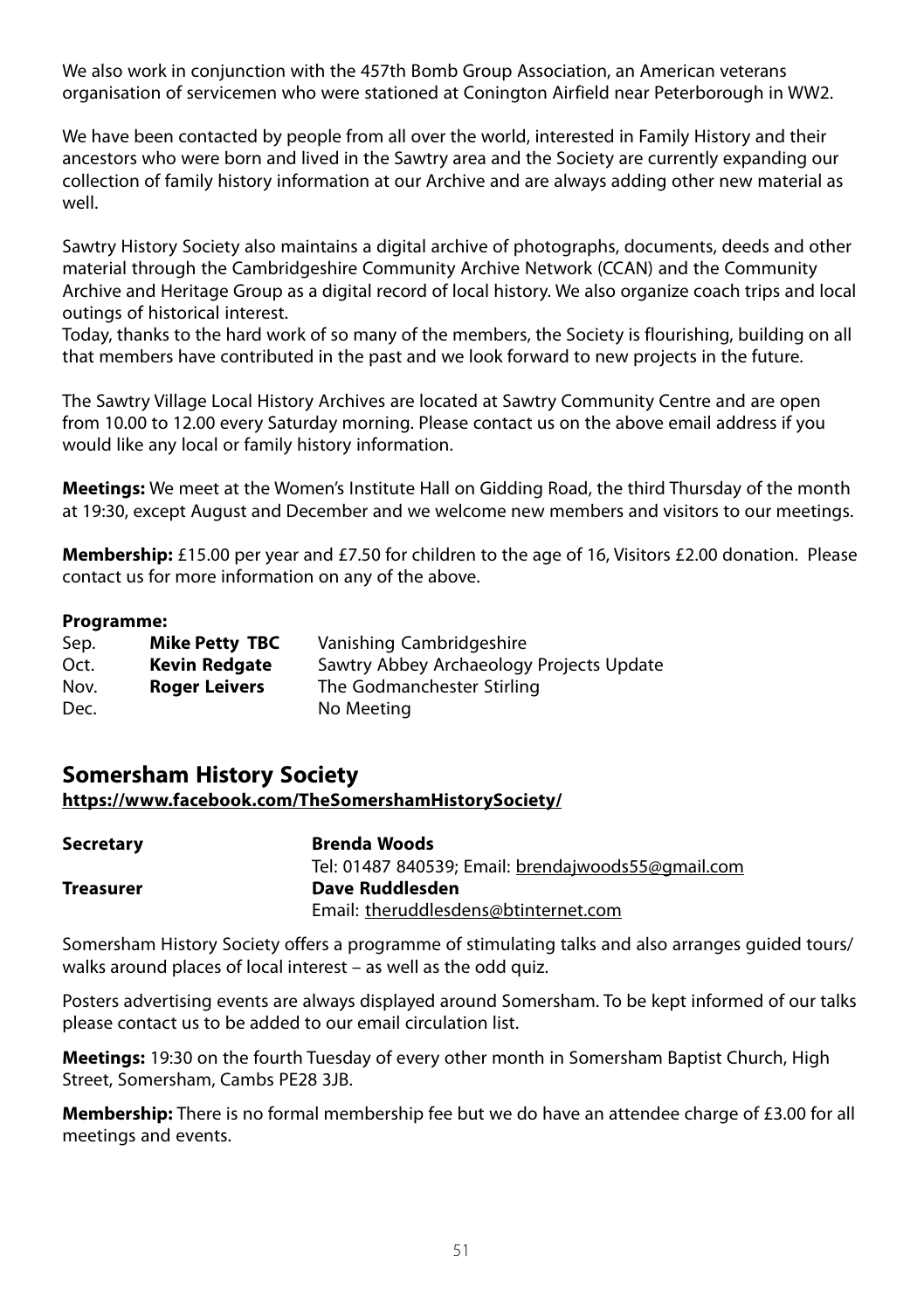We also work in conjunction with the 457th Bomb Group Association, an American veterans organisation of servicemen who were stationed at Conington Airfield near Peterborough in WW2.

We have been contacted by people from all over the world, interested in Family History and their ancestors who were born and lived in the Sawtry area and the Society are currently expanding our collection of family history information at our Archive and are always adding other new material as well.

Sawtry History Society also maintains a digital archive of photographs, documents, deeds and other material through the Cambridgeshire Community Archive Network (CCAN) and the Community Archive and Heritage Group as a digital record of local history. We also organize coach trips and local outings of historical interest.
Today, thanks to the hard work of so many of the members, the Society is flourishing, building on all that members have contributed in the past and we look forward to new projects in the future.

The Sawtry Village Local History Archives are located at Sawtry Community Centre and are open from 10.00 to 12.00 every Saturday morning. Please contact us on the above email address if you would like any local or family history information.

**Meetings:** We meet at the Women's Institute Hall on Gidding Road, the third Thursday of the month at 19:30, except August and December and we welcome new members and visitors to our meetings.

**Membership:** £15.00 per year and £7.50 for children to the age of 16, Visitors £2.00 donation. Please contact us for more information on any of the above.

**Programme:**

| | | |
|---|---|---|
| Sep. | **Mike Petty TBC** | Vanishing Cambridgeshire |
| Oct. | **Kevin Redgate** | Sawtry Abbey Archaeology Projects Update |
| Nov. | **Roger Leivers** | The Godmanchester Stirling |
| Dec. | | No Meeting |

## Somersham History Society

**https://www.facebook.com/TheSomershamHistorySociety/**

**Secretary** — **Brenda Woods**
Tel: 01487 840539; Email: brendajwoods55@gmail.com

**Treasurer** — **Dave Ruddlesden**
Email: theruddlesdens@btinternet.com

Somersham History Society offers a programme of stimulating talks and also arranges guided tours/ walks around places of local interest – as well as the odd quiz.

Posters advertising events are always displayed around Somersham. To be kept informed of our talks please contact us to be added to our email circulation list.

**Meetings:** 19:30 on the fourth Tuesday of every other month in Somersham Baptist Church, High Street, Somersham, Cambs PE28 3JB.

**Membership:** There is no formal membership fee but we do have an attendee charge of £3.00 for all meetings and events.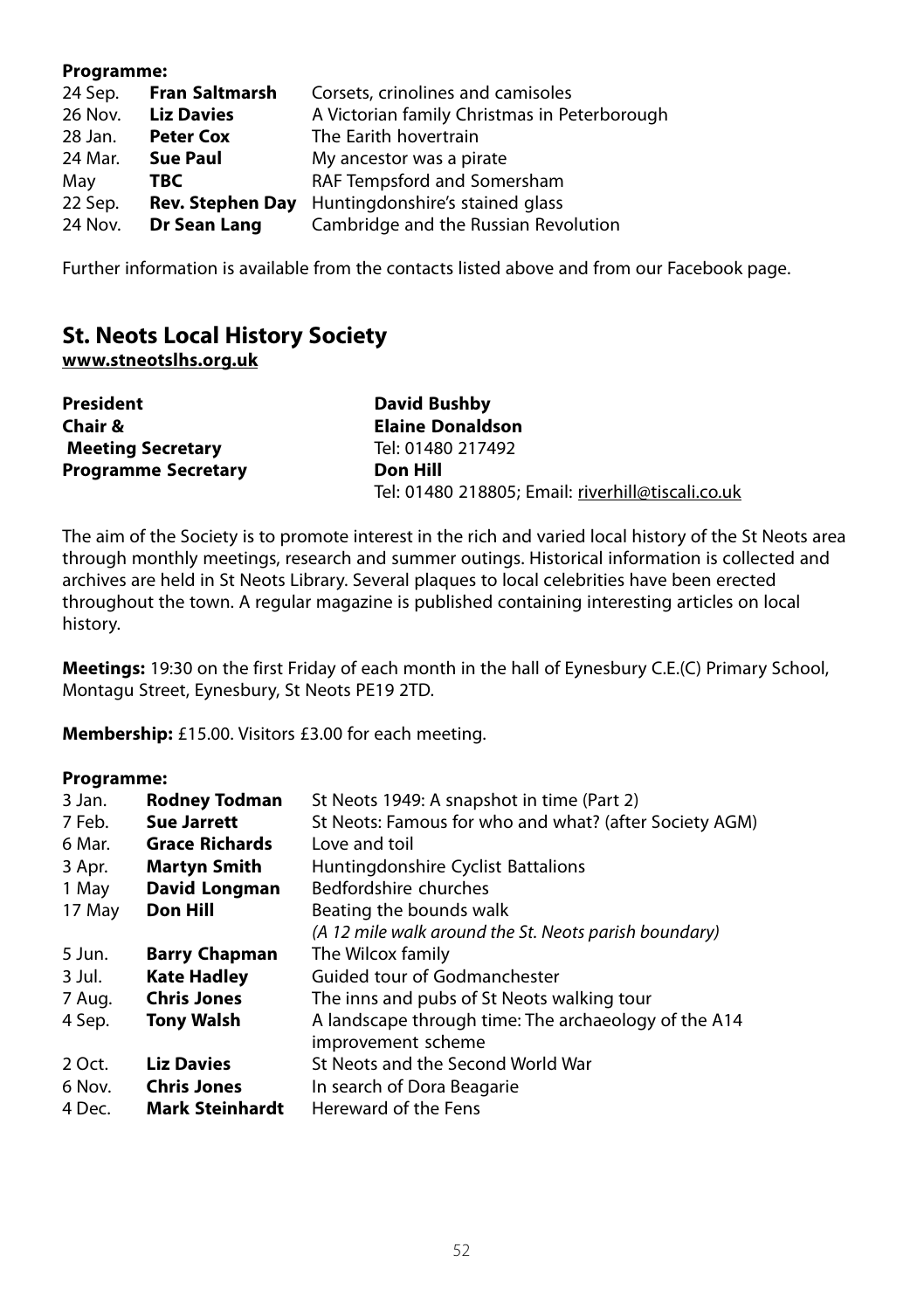**Programme:**

| | | |
|---|---|---|
| 24 Sep. | **Fran Saltmarsh** | Corsets, crinolines and camisoles |
| 26 Nov. | **Liz Davies** | A Victorian family Christmas in Peterborough |
| 28 Jan. | **Peter Cox** | The Earith hovertrain |
| 24 Mar. | **Sue Paul** | My ancestor was a pirate |
| May | **TBC** | RAF Tempsford and Somersham |
| 22 Sep. | **Rev. Stephen Day** | Huntingdonshire's stained glass |
| 24 Nov. | **Dr Sean Lang** | Cambridge and the Russian Revolution |

Further information is available from the contacts listed above and from our Facebook page.

## St. Neots Local History Society

**www.stneotslhs.org.uk**

| | |
|---|---|
| **President** | **David Bushby** |
| **Chair & Meeting Secretary** | **Elaine Donaldson** Tel: 01480 217492 |
| **Programme Secretary** | **Don Hill** Tel: 01480 218805; Email: riverhill@tiscali.co.uk |

The aim of the Society is to promote interest in the rich and varied local history of the St Neots area through monthly meetings, research and summer outings. Historical information is collected and archives are held in St Neots Library. Several plaques to local celebrities have been erected throughout the town. A regular magazine is published containing interesting articles on local history.

**Meetings:** 19:30 on the first Friday of each month in the hall of Eynesbury C.E.(C) Primary School, Montagu Street, Eynesbury, St Neots PE19 2TD.

**Membership:** £15.00. Visitors £3.00 for each meeting.

**Programme:**

| | | |
|---|---|---|
| 3 Jan. | **Rodney Todman** | St Neots 1949: A snapshot in time (Part 2) |
| 7 Feb. | **Sue Jarrett** | St Neots: Famous for who and what? (after Society AGM) |
| 6 Mar. | **Grace Richards** | Love and toil |
| 3 Apr. | **Martyn Smith** | Huntingdonshire Cyclist Battalions |
| 1 May | **David Longman** | Bedfordshire churches |
| 17 May | **Don Hill** | Beating the bounds walk *(A 12 mile walk around the St. Neots parish boundary)* |
| 5 Jun. | **Barry Chapman** | The Wilcox family |
| 3 Jul. | **Kate Hadley** | Guided tour of Godmanchester |
| 7 Aug. | **Chris Jones** | The inns and pubs of St Neots walking tour |
| 4 Sep. | **Tony Walsh** | A landscape through time: The archaeology of the A14 improvement scheme |
| 2 Oct. | **Liz Davies** | St Neots and the Second World War |
| 6 Nov. | **Chris Jones** | In search of Dora Beagarie |
| 4 Dec. | **Mark Steinhardt** | Hereward of the Fens |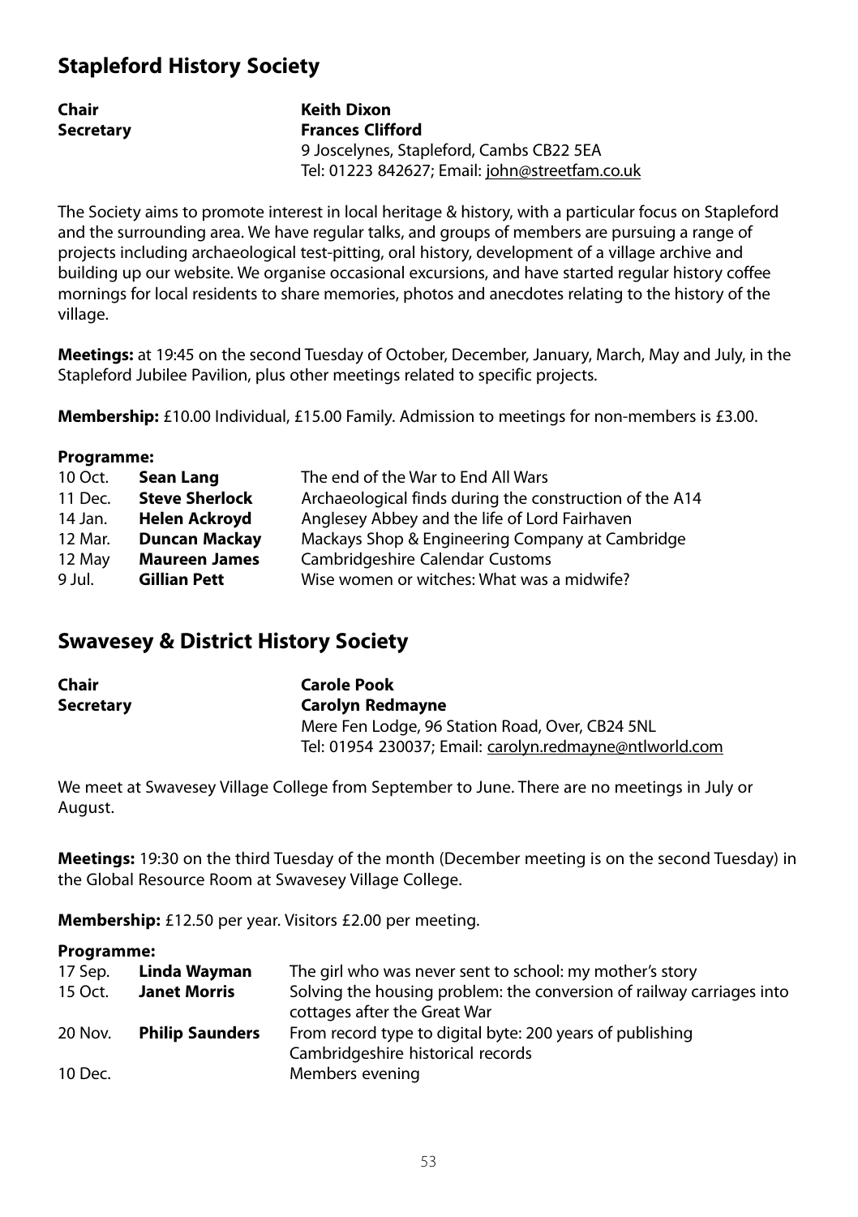## Stapleford History Society

| | |
|---|---|
| **Chair** | **Keith Dixon** |
| **Secretary** | **Frances Clifford** |
| | 9 Joscelynes, Stapleford, Cambs CB22 5EA |
| | Tel: 01223 842627; Email: john@streetfam.co.uk |

The Society aims to promote interest in local heritage & history, with a particular focus on Stapleford and the surrounding area. We have regular talks, and groups of members are pursuing a range of projects including archaeological test-pitting, oral history, development of a village archive and building up our website. We organise occasional excursions, and have started regular history coffee mornings for local residents to share memories, photos and anecdotes relating to the history of the village.

**Meetings:** at 19:45 on the second Tuesday of October, December, January, March, May and July, in the Stapleford Jubilee Pavilion, plus other meetings related to specific projects.

**Membership:** £10.00 Individual, £15.00 Family. Admission to meetings for non-members is £3.00.

**Programme:**

| | | |
|---|---|---|
| 10 Oct. | **Sean Lang** | The end of the War to End All Wars |
| 11 Dec. | **Steve Sherlock** | Archaeological finds during the construction of the A14 |
| 14 Jan. | **Helen Ackroyd** | Anglesey Abbey and the life of Lord Fairhaven |
| 12 Mar. | **Duncan Mackay** | Mackays Shop & Engineering Company at Cambridge |
| 12 May | **Maureen James** | Cambridgeshire Calendar Customs |
| 9 Jul. | **Gillian Pett** | Wise women or witches: What was a midwife? |

## Swavesey & District History Society

| | |
|---|---|
| **Chair** | **Carole Pook** |
| **Secretary** | **Carolyn Redmayne** |
| | Mere Fen Lodge, 96 Station Road, Over, CB24 5NL |
| | Tel: 01954 230037; Email: carolyn.redmayne@ntlworld.com |

We meet at Swavesey Village College from September to June. There are no meetings in July or August.

**Meetings:** 19:30 on the third Tuesday of the month (December meeting is on the second Tuesday) in the Global Resource Room at Swavesey Village College.

**Membership:** £12.50 per year. Visitors £2.00 per meeting.

**Programme:**

| | | |
|---|---|---|
| 17 Sep. | **Linda Wayman** | The girl who was never sent to school: my mother's story |
| 15 Oct. | **Janet Morris** | Solving the housing problem: the conversion of railway carriages into cottages after the Great War |
| 20 Nov. | **Philip Saunders** | From record type to digital byte: 200 years of publishing Cambridgeshire historical records |
| 10 Dec. | | Members evening |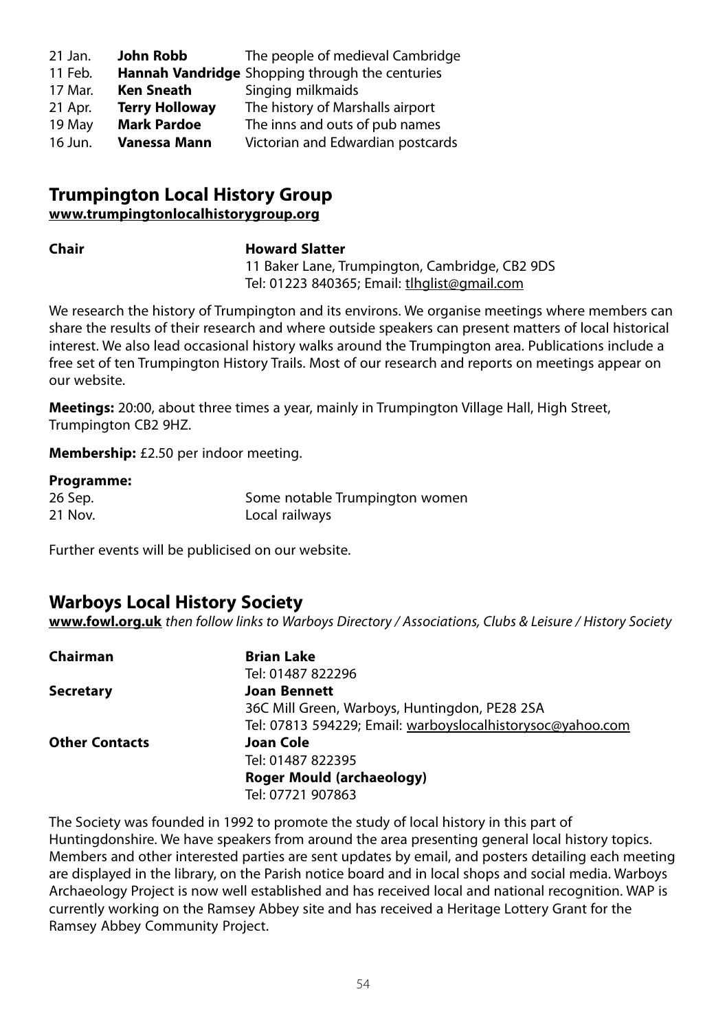| | | |
|---|---|---|
| 21 Jan. | **John Robb** | The people of medieval Cambridge |
| 11 Feb. | **Hannah Vandridge** | Shopping through the centuries |
| 17 Mar. | **Ken Sneath** | Singing milkmaids |
| 21 Apr. | **Terry Holloway** | The history of Marshalls airport |
| 19 May | **Mark Pardoe** | The inns and outs of pub names |
| 16 Jun. | **Vanessa Mann** | Victorian and Edwardian postcards |

## Trumpington Local History Group

**www.trumpingtonlocalhistorygroup.org**

**Chair** — **Howard Slatter**
11 Baker Lane, Trumpington, Cambridge, CB2 9DS
Tel: 01223 840365; Email: tlhglist@gmail.com

We research the history of Trumpington and its environs. We organise meetings where members can share the results of their research and where outside speakers can present matters of local historical interest. We also lead occasional history walks around the Trumpington area. Publications include a free set of ten Trumpington History Trails. Most of our research and reports on meetings appear on our website.

**Meetings:** 20:00, about three times a year, mainly in Trumpington Village Hall, High Street, Trumpington CB2 9HZ.

**Membership:** £2.50 per indoor meeting.

**Programme:**

| | |
|---|---|
| 26 Sep. | Some notable Trumpington women |
| 21 Nov. | Local railways |

Further events will be publicised on our website.

## Warboys Local History Society

**www.fowl.org.uk** *then follow links to Warboys Directory / Associations, Clubs & Leisure / History Society*

**Chairman** — **Brian Lake**
Tel: 01487 822296

**Secretary** — **Joan Bennett**
36C Mill Green, Warboys, Huntingdon, PE28 2SA
Tel: 07813 594229; Email: warboyslocalhistorysoc@yahoo.com

**Other Contacts** — **Joan Cole**
Tel: 01487 822395
**Roger Mould (archaeology)**
Tel: 07721 907863

The Society was founded in 1992 to promote the study of local history in this part of Huntingdonshire. We have speakers from around the area presenting general local history topics. Members and other interested parties are sent updates by email, and posters detailing each meeting are displayed in the library, on the Parish notice board and in local shops and social media. Warboys Archaeology Project is now well established and has received local and national recognition. WAP is currently working on the Ramsey Abbey site and has received a Heritage Lottery Grant for the Ramsey Abbey Community Project.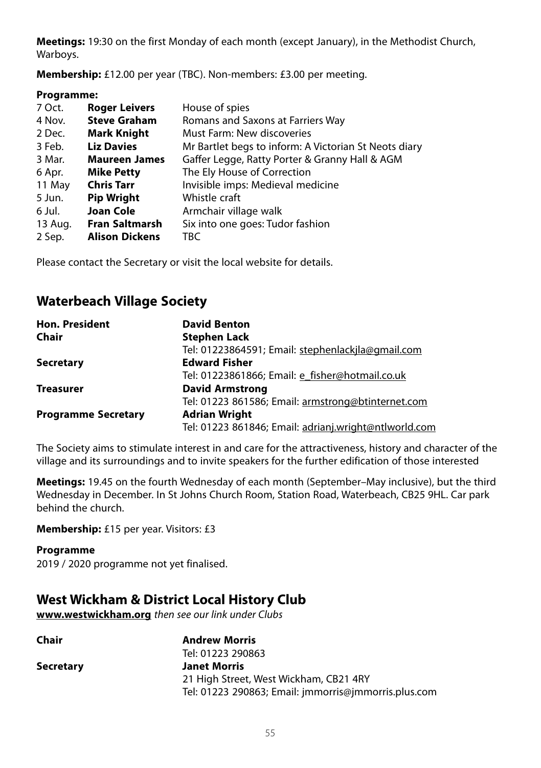**Meetings:** 19:30 on the first Monday of each month (except January), in the Methodist Church, Warboys.

**Membership:** £12.00 per year (TBC). Non-members: £3.00 per meeting.

**Programme:**

| | | |
|---|---|---|
| 7 Oct. | **Roger Leivers** | House of spies |
| 4 Nov. | **Steve Graham** | Romans and Saxons at Farriers Way |
| 2 Dec. | **Mark Knight** | Must Farm: New discoveries |
| 3 Feb. | **Liz Davies** | Mr Bartlet begs to inform: A Victorian St Neots diary |
| 3 Mar. | **Maureen James** | Gaffer Legge, Ratty Porter & Granny Hall & AGM |
| 6 Apr. | **Mike Petty** | The Ely House of Correction |
| 11 May | **Chris Tarr** | Invisible imps: Medieval medicine |
| 5 Jun. | **Pip Wright** | Whistle craft |
| 6 Jul. | **Joan Cole** | Armchair village walk |
| 13 Aug. | **Fran Saltmarsh** | Six into one goes: Tudor fashion |
| 2 Sep. | **Alison Dickens** | TBC |

Please contact the Secretary or visit the local website for details.

## Waterbeach Village Society

| | |
|---|---|
| **Hon. President** | **David Benton** |
| **Chair** | **Stephen Lack**<br>Tel: 01223864591; Email: stephenlackjla@gmail.com |
| **Secretary** | **Edward Fisher**<br>Tel: 01223861866; Email: e_fisher@hotmail.co.uk |
| **Treasurer** | **David Armstrong**<br>Tel: 01223 861586; Email: armstrong@btinternet.com |
| **Programme Secretary** | **Adrian Wright**<br>Tel: 01223 861846; Email: adrianj.wright@ntlworld.com |

The Society aims to stimulate interest in and care for the attractiveness, history and character of the village and its surroundings and to invite speakers for the further edification of those interested

**Meetings:** 19.45 on the fourth Wednesday of each month (September–May inclusive), but the third Wednesday in December. In St Johns Church Room, Station Road, Waterbeach, CB25 9HL. Car park behind the church.

**Membership:** £15 per year. Visitors: £3

**Programme**

2019 / 2020 programme not yet finalised.

## West Wickham & District Local History Club

**www.westwickham.org** *then see our link under Clubs*

| | |
|---|---|
| **Chair** | **Andrew Morris**<br>Tel: 01223 290863 |
| **Secretary** | **Janet Morris**<br>21 High Street, West Wickham, CB21 4RY<br>Tel: 01223 290863; Email: jmmorris@jmmorris.plus.com |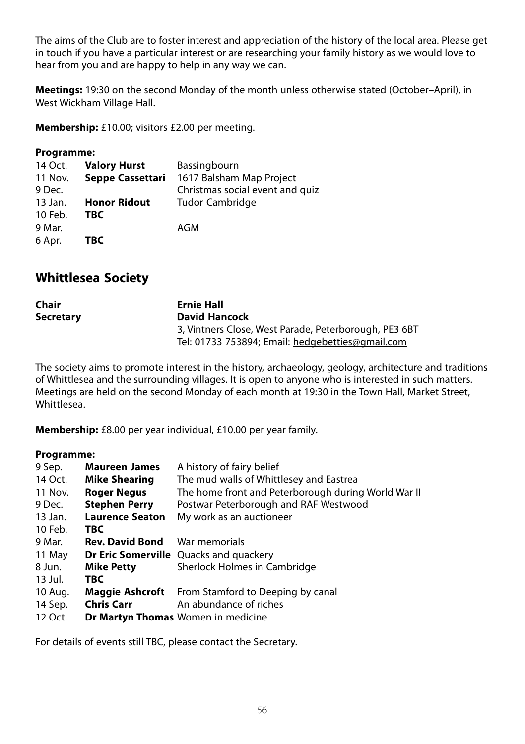The aims of the Club are to foster interest and appreciation of the history of the local area. Please get in touch if you have a particular interest or are researching your family history as we would love to hear from you and are happy to help in any way we can.

**Meetings:** 19:30 on the second Monday of the month unless otherwise stated (October–April), in West Wickham Village Hall.

**Membership:** £10.00; visitors £2.00 per meeting.

**Programme:**

| | | |
|---|---|---|
| 14 Oct. | **Valory Hurst** | Bassingbourn |
| 11 Nov. | **Seppe Cassettari** | 1617 Balsham Map Project |
| 9 Dec. | | Christmas social event and quiz |
| 13 Jan. | **Honor Ridout** | Tudor Cambridge |
| 10 Feb. | **TBC** | |
| 9 Mar. | | AGM |
| 6 Apr. | **TBC** | |

## Whittlesea Society

**Chair** **Ernie Hall**
**Secretary** **David Hancock**
3, Vintners Close, West Parade, Peterborough, PE3 6BT
Tel: 01733 753894; Email: hedgebetties@gmail.com

The society aims to promote interest in the history, archaeology, geology, architecture and traditions of Whittlesea and the surrounding villages. It is open to anyone who is interested in such matters. Meetings are held on the second Monday of each month at 19:30 in the Town Hall, Market Street, Whittlesea.

**Membership:** £8.00 per year individual, £10.00 per year family.

**Programme:**

| | | |
|---|---|---|
| 9 Sep. | **Maureen James** | A history of fairy belief |
| 14 Oct. | **Mike Shearing** | The mud walls of Whittlesey and Eastrea |
| 11 Nov. | **Roger Negus** | The home front and Peterborough during World War II |
| 9 Dec. | **Stephen Perry** | Postwar Peterborough and RAF Westwood |
| 13 Jan. | **Laurence Seaton** | My work as an auctioneer |
| 10 Feb. | **TBC** | |
| 9 Mar. | **Rev. David Bond** | War memorials |
| 11 May | **Dr Eric Somerville** | Quacks and quackery |
| 8 Jun. | **Mike Petty** | Sherlock Holmes in Cambridge |
| 13 Jul. | **TBC** | |
| 10 Aug. | **Maggie Ashcroft** | From Stamford to Deeping by canal |
| 14 Sep. | **Chris Carr** | An abundance of riches |
| 12 Oct. | **Dr Martyn Thomas** | Women in medicine |

For details of events still TBC, please contact the Secretary.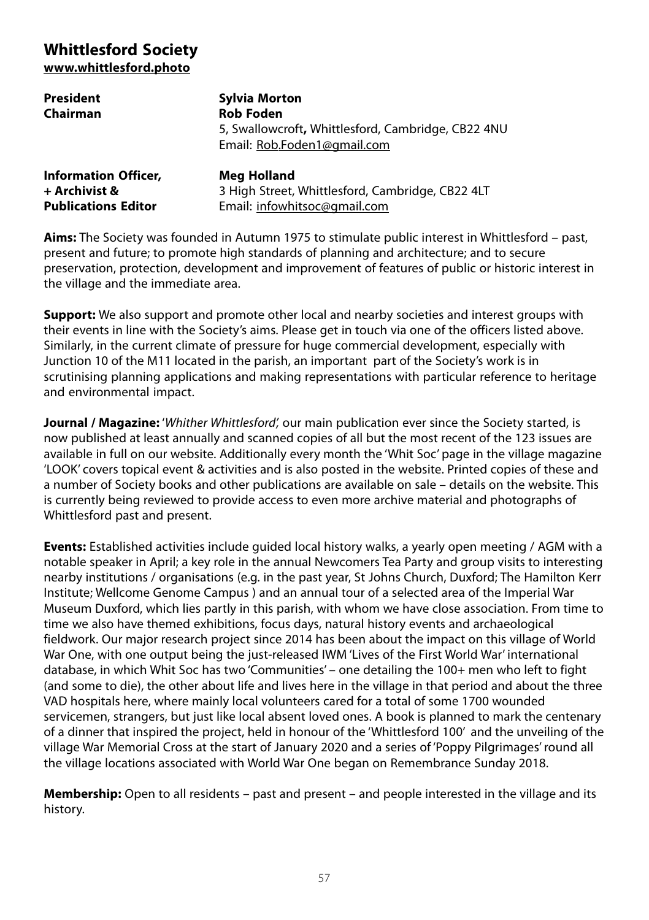## Whittlesford Society

**[www.whittlesford.photo](http://www.whittlesford.photo)**

**President** **Sylvia Morton**

**Chairman** **Rob Foden**
5, Swallowcroft**,** Whittlesford, Cambridge, CB22 4NU
Email: Rob.Foden1@gmail.com

**Information Officer, + Archivist & Publications Editor** **Meg Holland**
3 High Street, Whittlesford, Cambridge, CB22 4LT
Email: infowhitsoc@gmail.com

**Aims:** The Society was founded in Autumn 1975 to stimulate public interest in Whittlesford – past, present and future; to promote high standards of planning and architecture; and to secure preservation, protection, development and improvement of features of public or historic interest in the village and the immediate area.

**Support:** We also support and promote other local and nearby societies and interest groups with their events in line with the Society's aims. Please get in touch via one of the officers listed above. Similarly, in the current climate of pressure for huge commercial development, especially with Junction 10 of the M11 located in the parish, an important part of the Society's work is in scrutinising planning applications and making representations with particular reference to heritage and environmental impact.

**Journal / Magazine:** '*Whither Whittlesford',* our main publication ever since the Society started, is now published at least annually and scanned copies of all but the most recent of the 123 issues are available in full on our website. Additionally every month the 'Whit Soc' page in the village magazine 'LOOK' covers topical event & activities and is also posted in the website. Printed copies of these and a number of Society books and other publications are available on sale – details on the website. This is currently being reviewed to provide access to even more archive material and photographs of Whittlesford past and present.

**Events:** Established activities include guided local history walks, a yearly open meeting / AGM with a notable speaker in April; a key role in the annual Newcomers Tea Party and group visits to interesting nearby institutions / organisations (e.g. in the past year, St Johns Church, Duxford; The Hamilton Kerr Institute; Wellcome Genome Campus ) and an annual tour of a selected area of the Imperial War Museum Duxford, which lies partly in this parish, with whom we have close association. From time to time we also have themed exhibitions, focus days, natural history events and archaeological fieldwork. Our major research project since 2014 has been about the impact on this village of World War One, with one output being the just-released IWM 'Lives of the First World War' international database, in which Whit Soc has two 'Communities' – one detailing the 100+ men who left to fight (and some to die), the other about life and lives here in the village in that period and about the three VAD hospitals here, where mainly local volunteers cared for a total of some 1700 wounded servicemen, strangers, but just like local absent loved ones. A book is planned to mark the centenary of a dinner that inspired the project, held in honour of the 'Whittlesford 100' and the unveiling of the village War Memorial Cross at the start of January 2020 and a series of 'Poppy Pilgrimages' round all the village locations associated with World War One began on Remembrance Sunday 2018.

**Membership:** Open to all residents – past and present – and people interested in the village and its history.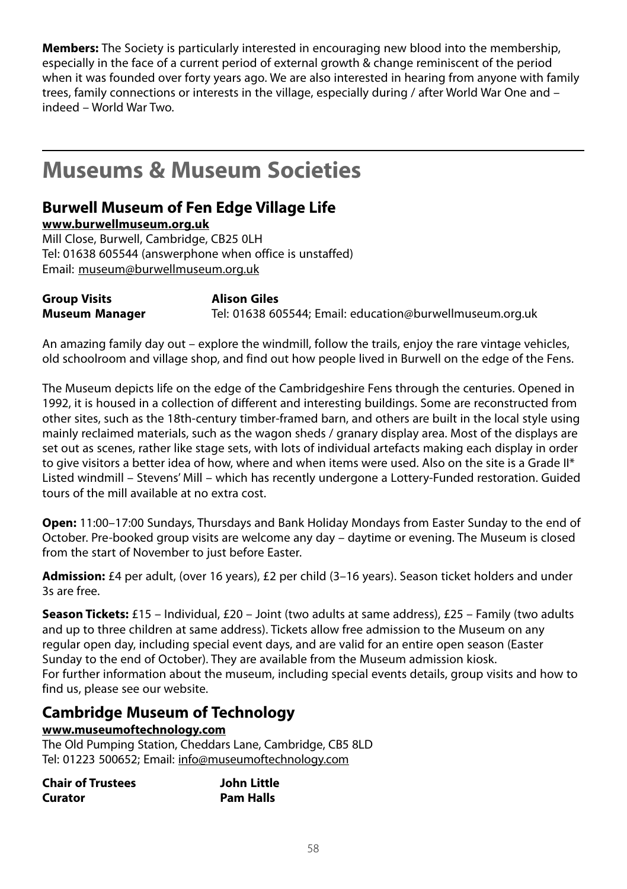**Members:** The Society is particularly interested in encouraging new blood into the membership, especially in the face of a current period of external growth & change reminiscent of the period when it was founded over forty years ago. We are also interested in hearing from anyone with family trees, family connections or interests in the village, especially during / after World War One and – indeed – World War Two.

# Museums & Museum Societies

## Burwell Museum of Fen Edge Village Life

**www.burwellmuseum.org.uk**
Mill Close, Burwell, Cambridge, CB25 0LH
Tel: 01638 605544 (answerphone when office is unstaffed)
Email: museum@burwellmuseum.org.uk

**Group Visits** **Alison Giles**
**Museum Manager** Tel: 01638 605544; Email: education@burwellmuseum.org.uk

An amazing family day out – explore the windmill, follow the trails, enjoy the rare vintage vehicles, old schoolroom and village shop, and find out how people lived in Burwell on the edge of the Fens.

The Museum depicts life on the edge of the Cambridgeshire Fens through the centuries. Opened in 1992, it is housed in a collection of different and interesting buildings. Some are reconstructed from other sites, such as the 18th-century timber-framed barn, and others are built in the local style using mainly reclaimed materials, such as the wagon sheds / granary display area. Most of the displays are set out as scenes, rather like stage sets, with lots of individual artefacts making each display in order to give visitors a better idea of how, where and when items were used. Also on the site is a Grade II* Listed windmill – Stevens' Mill – which has recently undergone a Lottery-Funded restoration. Guided tours of the mill available at no extra cost.

**Open:** 11:00–17:00 Sundays, Thursdays and Bank Holiday Mondays from Easter Sunday to the end of October. Pre-booked group visits are welcome any day – daytime or evening. The Museum is closed from the start of November to just before Easter.

**Admission:** £4 per adult, (over 16 years), £2 per child (3–16 years). Season ticket holders and under 3s are free.

**Season Tickets:** £15 – Individual, £20 – Joint (two adults at same address), £25 – Family (two adults and up to three children at same address). Tickets allow free admission to the Museum on any regular open day, including special event days, and are valid for an entire open season (Easter Sunday to the end of October). They are available from the Museum admission kiosk.
For further information about the museum, including special events details, group visits and how to find us, please see our website.

## Cambridge Museum of Technology

**www.museumoftechnology.com**
The Old Pumping Station, Cheddars Lane, Cambridge, CB5 8LD
Tel: 01223 500652; Email: info@museumoftechnology.com

**Chair of Trustees** **John Little**
**Curator** **Pam Halls**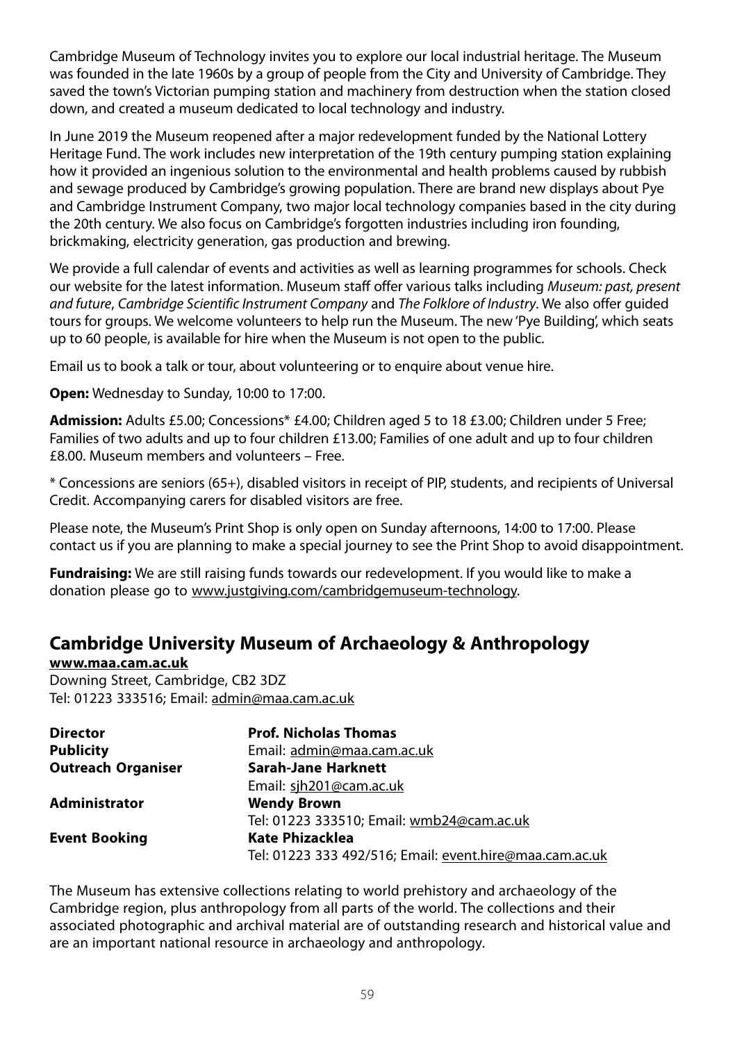Cambridge Museum of Technology invites you to explore our local industrial heritage. The Museum was founded in the late 1960s by a group of people from the City and University of Cambridge. They saved the town's Victorian pumping station and machinery from destruction when the station closed down, and created a museum dedicated to local technology and industry.

In June 2019 the Museum reopened after a major redevelopment funded by the National Lottery Heritage Fund. The work includes new interpretation of the 19th century pumping station explaining how it provided an ingenious solution to the environmental and health problems caused by rubbish and sewage produced by Cambridge's growing population. There are brand new displays about Pye and Cambridge Instrument Company, two major local technology companies based in the city during the 20th century. We also focus on Cambridge's forgotten industries including iron founding, brickmaking, electricity generation, gas production and brewing.

We provide a full calendar of events and activities as well as learning programmes for schools. Check our website for the latest information. Museum staff offer various talks including *Museum: past, present and future*, *Cambridge Scientific Instrument Company* and *The Folklore of Industry*. We also offer guided tours for groups. We welcome volunteers to help run the Museum. The new 'Pye Building', which seats up to 60 people, is available for hire when the Museum is not open to the public.

Email us to book a talk or tour, about volunteering or to enquire about venue hire.

**Open:** Wednesday to Sunday, 10:00 to 17:00.

**Admission:** Adults £5.00; Concessions* £4.00; Children aged 5 to 18 £3.00; Children under 5 Free; Families of two adults and up to four children £13.00; Families of one adult and up to four children £8.00. Museum members and volunteers – Free.

* Concessions are seniors (65+), disabled visitors in receipt of PIP, students, and recipients of Universal Credit. Accompanying carers for disabled visitors are free.

Please note, the Museum's Print Shop is only open on Sunday afternoons, 14:00 to 17:00. Please contact us if you are planning to make a special journey to see the Print Shop to avoid disappointment.

**Fundraising:** We are still raising funds towards our redevelopment. If you would like to make a donation please go to www.justgiving.com/cambridgemuseum-technology.

## Cambridge University Museum of Archaeology & Anthropology

**www.maa.cam.ac.uk**
Downing Street, Cambridge, CB2 3DZ
Tel: 01223 333516; Email: admin@maa.cam.ac.uk

| | |
|---|---|
| **Director** | **Prof. Nicholas Thomas** |
| **Publicity** | Email: admin@maa.cam.ac.uk |
| **Outreach Organiser** | **Sarah-Jane Harknett** |
| | Email: sjh201@cam.ac.uk |
| **Administrator** | **Wendy Brown** |
| | Tel: 01223 333510; Email: wmb24@cam.ac.uk |
| **Event Booking** | **Kate Phizacklea** |
| | Tel: 01223 333 492/516; Email: event.hire@maa.cam.ac.uk |

The Museum has extensive collections relating to world prehistory and archaeology of the Cambridge region, plus anthropology from all parts of the world. The collections and their associated photographic and archival material are of outstanding research and historical value and are an important national resource in archaeology and anthropology.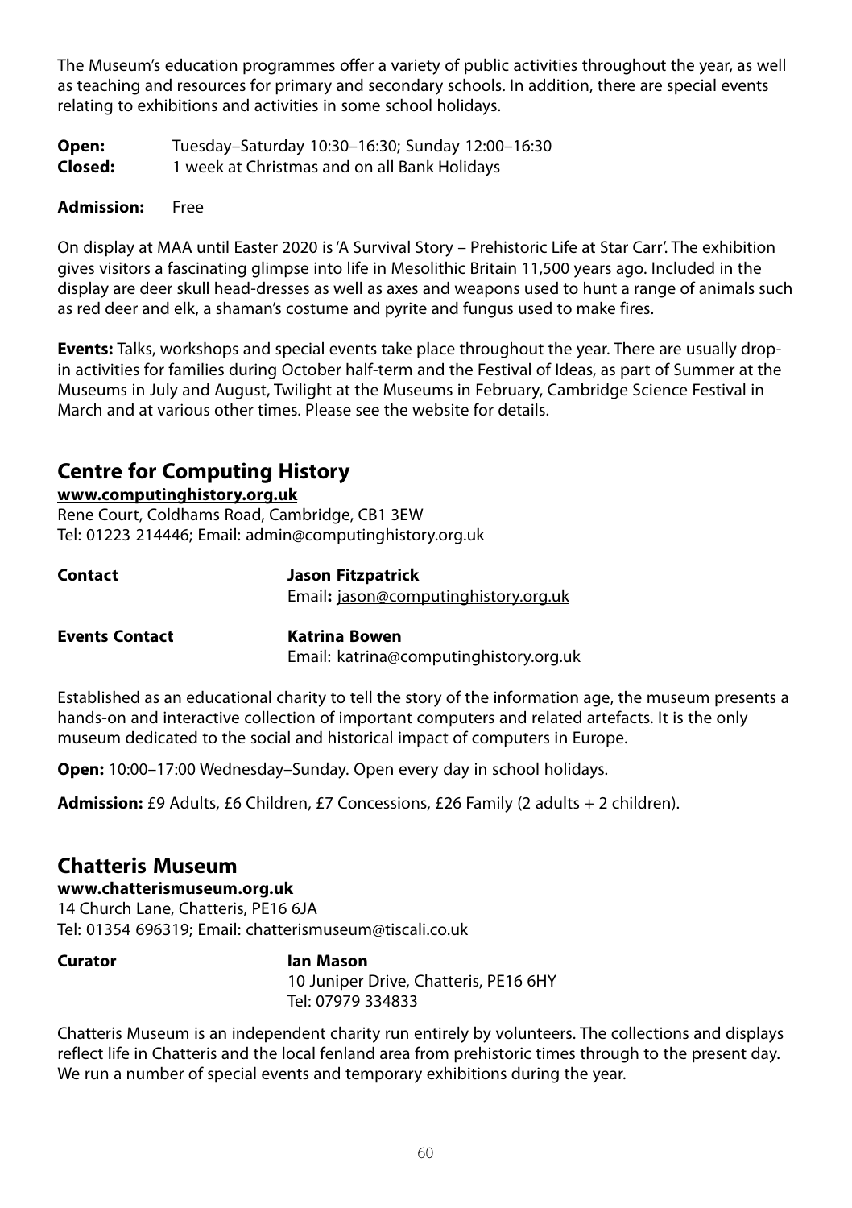The Museum's education programmes offer a variety of public activities throughout the year, as well as teaching and resources for primary and secondary schools. In addition, there are special events relating to exhibitions and activities in some school holidays.

**Open:** Tuesday–Saturday 10:30–16:30; Sunday 12:00–16:30
**Closed:** 1 week at Christmas and on all Bank Holidays

**Admission:** Free

On display at MAA until Easter 2020 is 'A Survival Story – Prehistoric Life at Star Carr'. The exhibition gives visitors a fascinating glimpse into life in Mesolithic Britain 11,500 years ago. Included in the display are deer skull head-dresses as well as axes and weapons used to hunt a range of animals such as red deer and elk, a shaman's costume and pyrite and fungus used to make fires.

**Events:** Talks, workshops and special events take place throughout the year. There are usually drop-in activities for families during October half-term and the Festival of Ideas, as part of Summer at the Museums in July and August, Twilight at the Museums in February, Cambridge Science Festival in March and at various other times. Please see the website for details.

## Centre for Computing History

**www.computinghistory.org.uk**
Rene Court, Coldhams Road, Cambridge, CB1 3EW
Tel: 01223 214446; Email: admin@computinghistory.org.uk

**Contact** **Jason Fitzpatrick**
Email**:** jason@computinghistory.org.uk

**Events Contact** **Katrina Bowen**
Email: katrina@computinghistory.org.uk

Established as an educational charity to tell the story of the information age, the museum presents a hands-on and interactive collection of important computers and related artefacts. It is the only museum dedicated to the social and historical impact of computers in Europe.

**Open:** 10:00–17:00 Wednesday–Sunday. Open every day in school holidays.

**Admission:** £9 Adults, £6 Children, £7 Concessions, £26 Family (2 adults + 2 children).

## Chatteris Museum

**www.chatterismuseum.org.uk**
14 Church Lane, Chatteris, PE16 6JA
Tel: 01354 696319; Email: chatterismuseum@tiscali.co.uk

**Curator** **Ian Mason**
10 Juniper Drive, Chatteris, PE16 6HY
Tel: 07979 334833

Chatteris Museum is an independent charity run entirely by volunteers. The collections and displays reflect life in Chatteris and the local fenland area from prehistoric times through to the present day. We run a number of special events and temporary exhibitions during the year.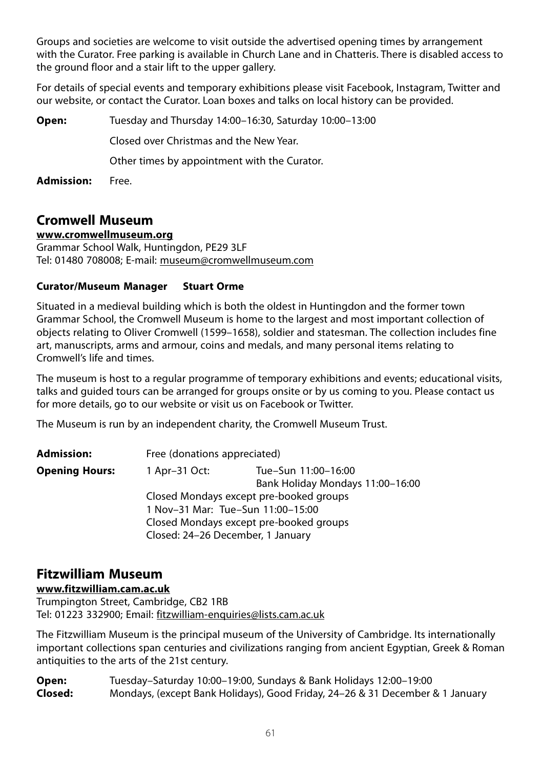Groups and societies are welcome to visit outside the advertised opening times by arrangement with the Curator. Free parking is available in Church Lane and in Chatteris. There is disabled access to the ground floor and a stair lift to the upper gallery.

For details of special events and temporary exhibitions please visit Facebook, Instagram, Twitter and our website, or contact the Curator. Loan boxes and talks on local history can be provided.

**Open:** Tuesday and Thursday 14:00–16:30, Saturday 10:00–13:00

Closed over Christmas and the New Year.

Other times by appointment with the Curator.

**Admission:** Free.

## Cromwell Museum

**www.cromwellmuseum.org**
Grammar School Walk, Huntingdon, PE29 3LF
Tel: 01480 708008; E-mail: museum@cromwellmuseum.com

**Curator/Museum Manager Stuart Orme**

Situated in a medieval building which is both the oldest in Huntingdon and the former town Grammar School, the Cromwell Museum is home to the largest and most important collection of objects relating to Oliver Cromwell (1599–1658), soldier and statesman. The collection includes fine art, manuscripts, arms and armour, coins and medals, and many personal items relating to Cromwell's life and times.

The museum is host to a regular programme of temporary exhibitions and events; educational visits, talks and guided tours can be arranged for groups onsite or by us coming to you. Please contact us for more details, go to our website or visit us on Facebook or Twitter.

The Museum is run by an independent charity, the Cromwell Museum Trust.

**Admission:** Free (donations appreciated)

**Opening Hours:** 1 Apr–31 Oct: Tue–Sun 11:00–16:00
Bank Holiday Mondays 11:00–16:00
Closed Mondays except pre-booked groups
1 Nov–31 Mar: Tue–Sun 11:00–15:00
Closed Mondays except pre-booked groups
Closed: 24–26 December, 1 January

## Fitzwilliam Museum

**www.fitzwilliam.cam.ac.uk**
Trumpington Street, Cambridge, CB2 1RB
Tel: 01223 332900; Email: fitzwilliam-enquiries@lists.cam.ac.uk

The Fitzwilliam Museum is the principal museum of the University of Cambridge. Its internationally important collections span centuries and civilizations ranging from ancient Egyptian, Greek & Roman antiquities to the arts of the 21st century.

**Open:** Tuesday–Saturday 10:00–19:00, Sundays & Bank Holidays 12:00–19:00
**Closed:** Mondays, (except Bank Holidays), Good Friday, 24–26 & 31 December & 1 January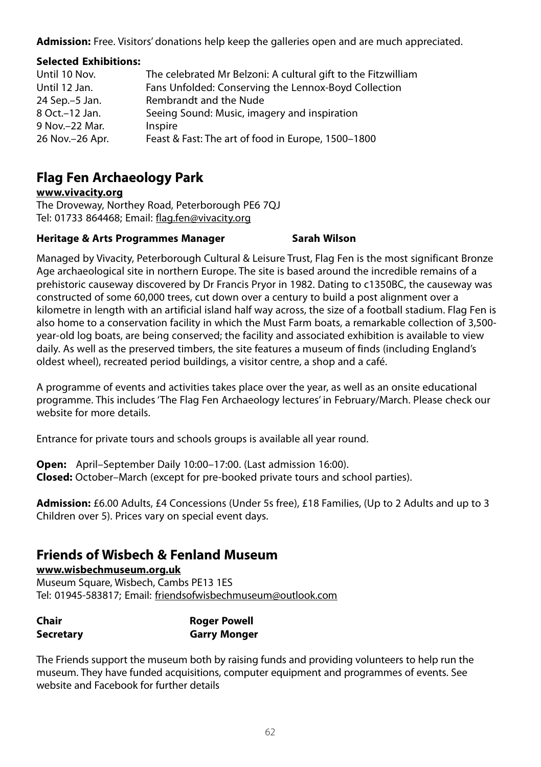**Admission:** Free. Visitors' donations help keep the galleries open and are much appreciated.

**Selected Exhibitions:**

| | |
|---|---|
| Until 10 Nov. | The celebrated Mr Belzoni: A cultural gift to the Fitzwilliam |
| Until 12 Jan. | Fans Unfolded: Conserving the Lennox-Boyd Collection |
| 24 Sep.–5 Jan. | Rembrandt and the Nude |
| 8 Oct.–12 Jan. | Seeing Sound: Music, imagery and inspiration |
| 9 Nov.–22 Mar. | Inspire |
| 26 Nov.–26 Apr. | Feast & Fast: The art of food in Europe, 1500–1800 |

## Flag Fen Archaeology Park

**www.vivacity.org**
The Droveway, Northey Road, Peterborough PE6 7QJ
Tel: 01733 864468; Email: flag.fen@vivacity.org

**Heritage & Arts Programmes Manager** **Sarah Wilson**

Managed by Vivacity, Peterborough Cultural & Leisure Trust, Flag Fen is the most significant Bronze Age archaeological site in northern Europe. The site is based around the incredible remains of a prehistoric causeway discovered by Dr Francis Pryor in 1982. Dating to c1350BC, the causeway was constructed of some 60,000 trees, cut down over a century to build a post alignment over a kilometre in length with an artificial island half way across, the size of a football stadium. Flag Fen is also home to a conservation facility in which the Must Farm boats, a remarkable collection of 3,500-year-old log boats, are being conserved; the facility and associated exhibition is available to view daily. As well as the preserved timbers, the site features a museum of finds (including England's oldest wheel), recreated period buildings, a visitor centre, a shop and a café.

A programme of events and activities takes place over the year, as well as an onsite educational programme. This includes 'The Flag Fen Archaeology lectures' in February/March. Please check our website for more details.

Entrance for private tours and schools groups is available all year round.

**Open:** April–September Daily 10:00–17:00. (Last admission 16:00).
**Closed:** October–March (except for pre-booked private tours and school parties).

**Admission:** £6.00 Adults, £4 Concessions (Under 5s free), £18 Families, (Up to 2 Adults and up to 3 Children over 5). Prices vary on special event days.

## Friends of Wisbech & Fenland Museum

**www.wisbechmuseum.org.uk**
Museum Square, Wisbech, Cambs PE13 1ES
Tel: 01945-583817; Email: friendsofwisbechmuseum@outlook.com

| | |
|---|---|
| **Chair** | **Roger Powell** |
| **Secretary** | **Garry Monger** |

The Friends support the museum both by raising funds and providing volunteers to help run the museum. They have funded acquisitions, computer equipment and programmes of events. See website and Facebook for further details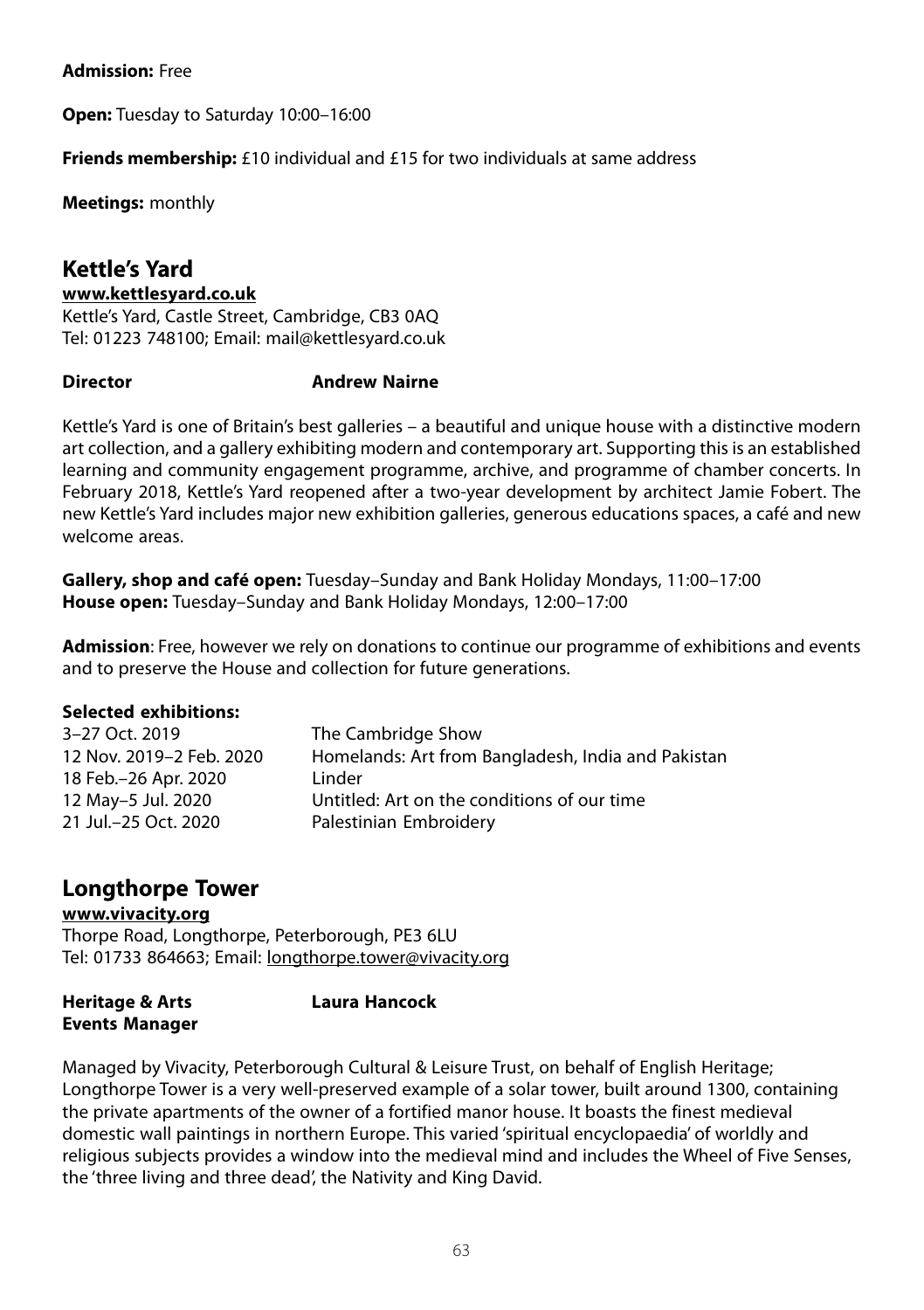**Admission:** Free

**Open:** Tuesday to Saturday 10:00–16:00

**Friends membership:** £10 individual and £15 for two individuals at same address

**Meetings:** monthly

## Kettle's Yard

**www.kettlesyard.co.uk**
Kettle's Yard, Castle Street, Cambridge, CB3 0AQ
Tel: 01223 748100; Email: mail@kettlesyard.co.uk

| | |
|---|---|
| **Director** | **Andrew Nairne** |

Kettle's Yard is one of Britain's best galleries – a beautiful and unique house with a distinctive modern art collection, and a gallery exhibiting modern and contemporary art. Supporting this is an established learning and community engagement programme, archive, and programme of chamber concerts. In February 2018, Kettle's Yard reopened after a two-year development by architect Jamie Fobert. The new Kettle's Yard includes major new exhibition galleries, generous educations spaces, a café and new welcome areas.

**Gallery, shop and café open:** Tuesday–Sunday and Bank Holiday Mondays, 11:00–17:00
**House open:** Tuesday–Sunday and Bank Holiday Mondays, 12:00–17:00

**Admission**: Free, however we rely on donations to continue our programme of exhibitions and events and to preserve the House and collection for future generations.

**Selected exhibitions:**

| | |
|---|---|
| 3–27 Oct. 2019 | The Cambridge Show |
| 12 Nov. 2019–2 Feb. 2020 | Homelands: Art from Bangladesh, India and Pakistan |
| 18 Feb.–26 Apr. 2020 | Linder |
| 12 May–5 Jul. 2020 | Untitled: Art on the conditions of our time |
| 21 Jul.–25 Oct. 2020 | Palestinian Embroidery |

## Longthorpe Tower

**www.vivacity.org**
Thorpe Road, Longthorpe, Peterborough, PE3 6LU
Tel: 01733 864663; Email: longthorpe.tower@vivacity.org

| | |
|---|---|
| **Heritage & Arts Events Manager** | **Laura Hancock** |

Managed by Vivacity, Peterborough Cultural & Leisure Trust, on behalf of English Heritage; Longthorpe Tower is a very well-preserved example of a solar tower, built around 1300, containing the private apartments of the owner of a fortified manor house. It boasts the finest medieval domestic wall paintings in northern Europe. This varied 'spiritual encyclopaedia' of worldly and religious subjects provides a window into the medieval mind and includes the Wheel of Five Senses, the 'three living and three dead', the Nativity and King David.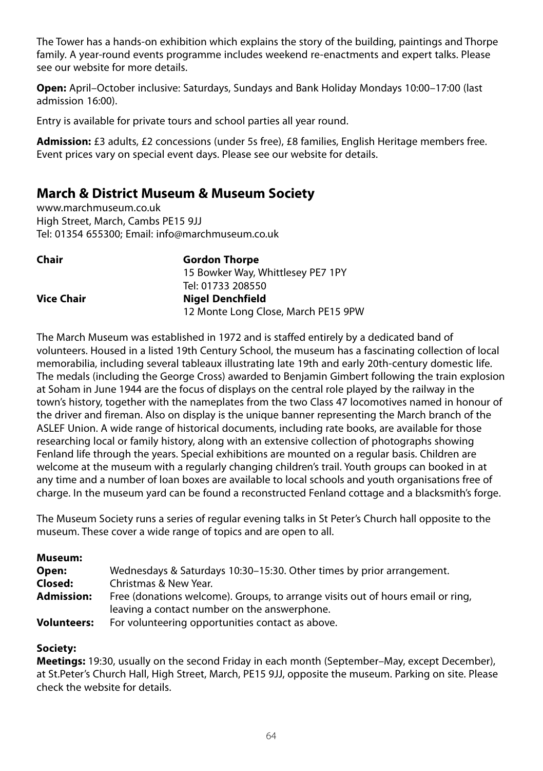The Tower has a hands-on exhibition which explains the story of the building, paintings and Thorpe family. A year-round events programme includes weekend re-enactments and expert talks. Please see our website for more details.

**Open:** April–October inclusive: Saturdays, Sundays and Bank Holiday Mondays 10:00–17:00 (last admission 16:00).

Entry is available for private tours and school parties all year round.

**Admission:** £3 adults, £2 concessions (under 5s free), £8 families, English Heritage members free. Event prices vary on special event days. Please see our website for details.

## March & District Museum & Museum Society

www.marchmuseum.co.uk
High Street, March, Cambs PE15 9JJ
Tel: 01354 655300; Email: info@marchmuseum.co.uk

| | |
|---|---|
| **Chair** | **Gordon Thorpe**<br>15 Bowker Way, Whittlesey PE7 1PY<br>Tel: 01733 208550 |
| **Vice Chair** | **Nigel Denchfield**<br>12 Monte Long Close, March PE15 9PW |

The March Museum was established in 1972 and is staffed entirely by a dedicated band of volunteers. Housed in a listed 19th Century School, the museum has a fascinating collection of local memorabilia, including several tableaux illustrating late 19th and early 20th-century domestic life. The medals (including the George Cross) awarded to Benjamin Gimbert following the train explosion at Soham in June 1944 are the focus of displays on the central role played by the railway in the town's history, together with the nameplates from the two Class 47 locomotives named in honour of the driver and fireman. Also on display is the unique banner representing the March branch of the ASLEF Union. A wide range of historical documents, including rate books, are available for those researching local or family history, along with an extensive collection of photographs showing Fenland life through the years. Special exhibitions are mounted on a regular basis. Children are welcome at the museum with a regularly changing children's trail. Youth groups can booked in at any time and a number of loan boxes are available to local schools and youth organisations free of charge. In the museum yard can be found a reconstructed Fenland cottage and a blacksmith's forge.

The Museum Society runs a series of regular evening talks in St Peter's Church hall opposite to the museum. These cover a wide range of topics and are open to all.

**Museum:**

| | |
|---|---|
| **Open:** | Wednesdays & Saturdays 10:30–15:30. Other times by prior arrangement. |
| **Closed:** | Christmas & New Year. |
| **Admission:** | Free (donations welcome). Groups, to arrange visits out of hours email or ring, leaving a contact number on the answerphone. |
| **Volunteers:** | For volunteering opportunities contact as above. |

**Society:**

**Meetings:** 19:30, usually on the second Friday in each month (September–May, except December), at St.Peter's Church Hall, High Street, March, PE15 9JJ, opposite the museum. Parking on site. Please check the website for details.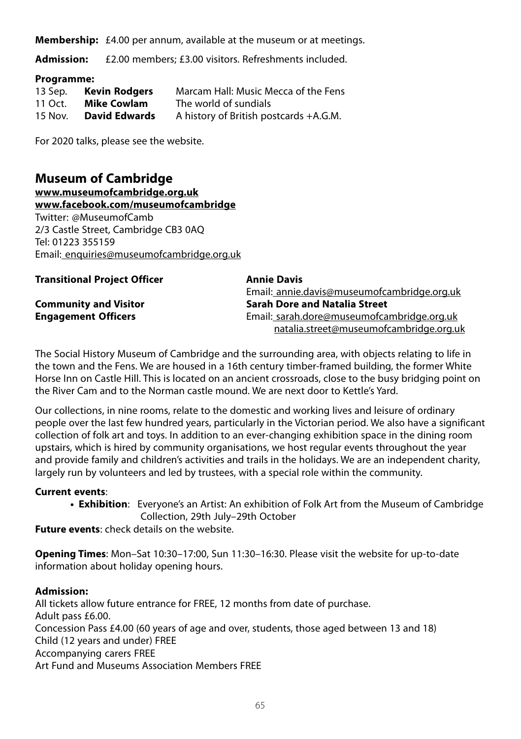**Membership:** £4.00 per annum, available at the museum or at meetings.

**Admission:** £2.00 members; £3.00 visitors. Refreshments included.

**Programme:**

| | | |
|---|---|---|
| 13 Sep. | **Kevin Rodgers** | Marcam Hall: Music Mecca of the Fens |
| 11 Oct. | **Mike Cowlam** | The world of sundials |
| 15 Nov. | **David Edwards** | A history of British postcards +A.G.M. |

For 2020 talks, please see the website.

## Museum of Cambridge

**www.museumofcambridge.org.uk**
**www.facebook.com/museumofcambridge**
Twitter: @MuseumofCamb
2/3 Castle Street, Cambridge CB3 0AQ
Tel: 01223 355159
Email: enquiries@museumofcambridge.org.uk

**Transitional Project Officer** — **Annie Davis**
Email: annie.davis@museumofcambridge.org.uk

**Community and Visitor Engagement Officers** — **Sarah Dore and Natalia Street**
Email: sarah.dore@museumofcambridge.org.uk
natalia.street@museumofcambridge.org.uk

The Social History Museum of Cambridge and the surrounding area, with objects relating to life in the town and the Fens. We are housed in a 16th century timber-framed building, the former White Horse Inn on Castle Hill. This is located on an ancient crossroads, close to the busy bridging point on the River Cam and to the Norman castle mound. We are next door to Kettle's Yard.

Our collections, in nine rooms, relate to the domestic and working lives and leisure of ordinary people over the last few hundred years, particularly in the Victorian period. We also have a significant collection of folk art and toys. In addition to an ever-changing exhibition space in the dining room upstairs, which is hired by community organisations, we host regular events throughout the year and provide family and children's activities and trails in the holidays. We are an independent charity, largely run by volunteers and led by trustees, with a special role within the community.

**Current events**:

- **Exhibition**: Everyone's an Artist: An exhibition of Folk Art from the Museum of Cambridge Collection, 29th July–29th October

**Future events**: check details on the website.

**Opening Times**: Mon–Sat 10:30–17:00, Sun 11:30–16:30. Please visit the website for up-to-date information about holiday opening hours.

**Admission:**
All tickets allow future entrance for FREE, 12 months from date of purchase.
Adult pass £6.00.
Concession Pass £4.00 (60 years of age and over, students, those aged between 13 and 18)
Child (12 years and under) FREE
Accompanying carers FREE
Art Fund and Museums Association Members FREE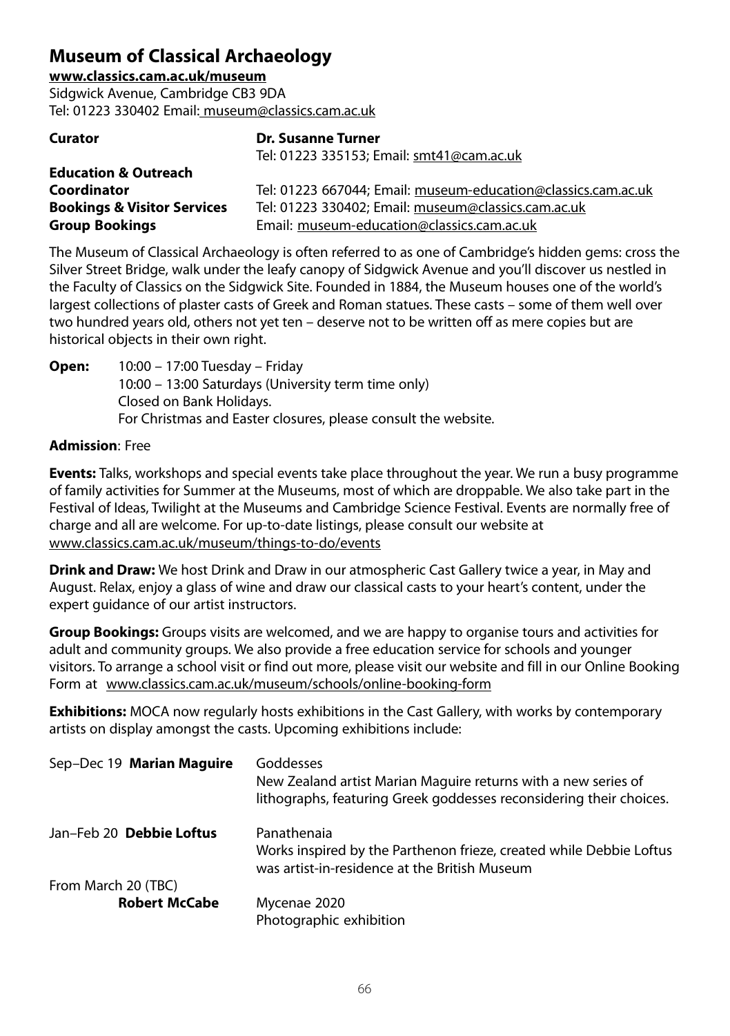## Museum of Classical Archaeology

**www.classics.cam.ac.uk/museum**
Sidgwick Avenue, Cambridge CB3 9DA
Tel: 01223 330402 Email: museum@classics.cam.ac.uk

| | |
|---|---|
| **Curator** | **Dr. Susanne Turner** Tel: 01223 335153; Email: smt41@cam.ac.uk |
| **Education & Outreach Coordinator** | Tel: 01223 667044; Email: museum-education@classics.cam.ac.uk |
| **Bookings & Visitor Services** | Tel: 01223 330402; Email: museum@classics.cam.ac.uk |
| **Group Bookings** | Email: museum-education@classics.cam.ac.uk |

The Museum of Classical Archaeology is often referred to as one of Cambridge's hidden gems: cross the Silver Street Bridge, walk under the leafy canopy of Sidgwick Avenue and you'll discover us nestled in the Faculty of Classics on the Sidgwick Site. Founded in 1884, the Museum houses one of the world's largest collections of plaster casts of Greek and Roman statues. These casts – some of them well over two hundred years old, others not yet ten – deserve not to be written off as mere copies but are historical objects in their own right.

**Open:** 10:00 – 17:00 Tuesday – Friday
10:00 – 13:00 Saturdays (University term time only)
Closed on Bank Holidays.
For Christmas and Easter closures, please consult the website.

**Admission**: Free

**Events:** Talks, workshops and special events take place throughout the year. We run a busy programme of family activities for Summer at the Museums, most of which are droppable. We also take part in the Festival of Ideas, Twilight at the Museums and Cambridge Science Festival. Events are normally free of charge and all are welcome. For up-to-date listings, please consult our website at www.classics.cam.ac.uk/museum/things-to-do/events

**Drink and Draw:** We host Drink and Draw in our atmospheric Cast Gallery twice a year, in May and August. Relax, enjoy a glass of wine and draw our classical casts to your heart's content, under the expert guidance of our artist instructors.

**Group Bookings:** Groups visits are welcomed, and we are happy to organise tours and activities for adult and community groups. We also provide a free education service for schools and younger visitors. To arrange a school visit or find out more, please visit our website and fill in our Online Booking Form at www.classics.cam.ac.uk/museum/schools/online-booking-form

**Exhibitions:** MOCA now regularly hosts exhibitions in the Cast Gallery, with works by contemporary artists on display amongst the casts. Upcoming exhibitions include:

| | |
|---|---|
| Sep–Dec 19 **Marian Maguire** | Goddesses<br>New Zealand artist Marian Maguire returns with a new series of lithographs, featuring Greek goddesses reconsidering their choices. |
| Jan–Feb 20 **Debbie Loftus** | Panathenaia<br>Works inspired by the Parthenon frieze, created while Debbie Loftus was artist-in-residence at the British Museum |
| From March 20 (TBC) **Robert McCabe** | Mycenae 2020<br>Photographic exhibition |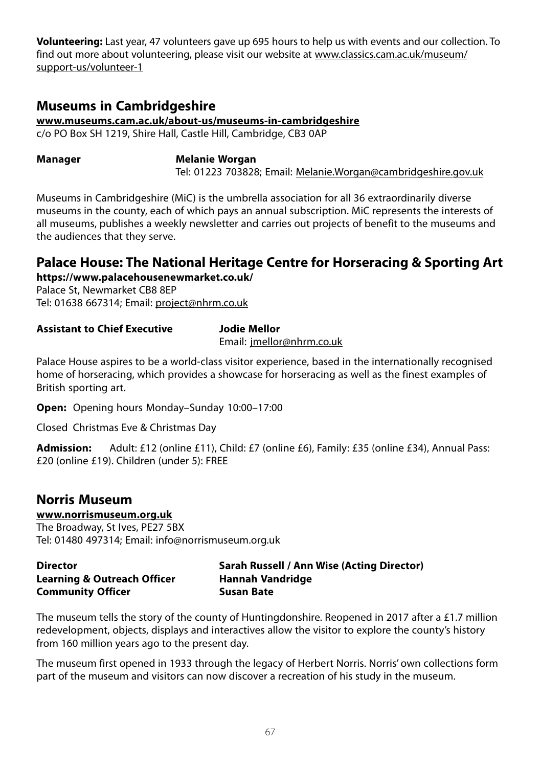**Volunteering:** Last year, 47 volunteers gave up 695 hours to help us with events and our collection. To find out more about volunteering, please visit our website at www.classics.cam.ac.uk/museum/support-us/volunteer-1

## Museums in Cambridgeshire

**www.museums.cam.ac.uk/about-us/museums-in-cambridgeshire**
c/o PO Box SH 1219, Shire Hall, Castle Hill, Cambridge, CB3 0AP

**Manager** **Melanie Worgan**
Tel: 01223 703828; Email: Melanie.Worgan@cambridgeshire.gov.uk

Museums in Cambridgeshire (MiC) is the umbrella association for all 36 extraordinarily diverse museums in the county, each of which pays an annual subscription. MiC represents the interests of all museums, publishes a weekly newsletter and carries out projects of benefit to the museums and the audiences that they serve.

## Palace House: The National Heritage Centre for Horseracing & Sporting Art

**https://www.palacehousenewmarket.co.uk/**
Palace St, Newmarket CB8 8EP
Tel: 01638 667314; Email: project@nhrm.co.uk

**Assistant to Chief Executive** **Jodie Mellor**
Email: jmellor@nhrm.co.uk

Palace House aspires to be a world-class visitor experience, based in the internationally recognised home of horseracing, which provides a showcase for horseracing as well as the finest examples of British sporting art.

**Open:** Opening hours Monday–Sunday 10:00–17:00

Closed Christmas Eve & Christmas Day

**Admission:** Adult: £12 (online £11), Child: £7 (online £6), Family: £35 (online £34), Annual Pass: £20 (online £19). Children (under 5): FREE

## Norris Museum

**www.norrismuseum.org.uk**
The Broadway, St Ives, PE27 5BX
Tel: 01480 497314; Email: info@norrismuseum.org.uk

**Director** **Sarah Russell / Ann Wise (Acting Director)**
**Learning & Outreach Officer** **Hannah Vandridge**
**Community Officer** **Susan Bate**

The museum tells the story of the county of Huntingdonshire. Reopened in 2017 after a £1.7 million redevelopment, objects, displays and interactives allow the visitor to explore the county's history from 160 million years ago to the present day.

The museum first opened in 1933 through the legacy of Herbert Norris. Norris' own collections form part of the museum and visitors can now discover a recreation of his study in the museum.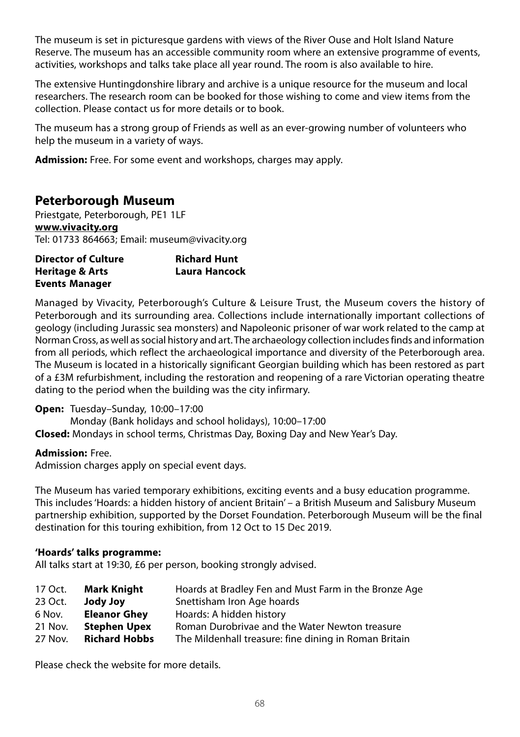The museum is set in picturesque gardens with views of the River Ouse and Holt Island Nature Reserve. The museum has an accessible community room where an extensive programme of events, activities, workshops and talks take place all year round. The room is also available to hire.

The extensive Huntingdonshire library and archive is a unique resource for the museum and local researchers. The research room can be booked for those wishing to come and view items from the collection. Please contact us for more details or to book.

The museum has a strong group of Friends as well as an ever-growing number of volunteers who help the museum in a variety of ways.

**Admission:** Free. For some event and workshops, charges may apply.

## Peterborough Museum

Priestgate, Peterborough, PE1 1LF
**www.vivacity.org**
Tel: 01733 864663; Email: museum@vivacity.org

| | |
|---|---|
| **Director of Culture** | **Richard Hunt** |
| **Heritage & Arts Events Manager** | **Laura Hancock** |

Managed by Vivacity, Peterborough's Culture & Leisure Trust, the Museum covers the history of Peterborough and its surrounding area. Collections include internationally important collections of geology (including Jurassic sea monsters) and Napoleonic prisoner of war work related to the camp at Norman Cross, as well as social history and art. The archaeology collection includes finds and information from all periods, which reflect the archaeological importance and diversity of the Peterborough area. The Museum is located in a historically significant Georgian building which has been restored as part of a £3M refurbishment, including the restoration and reopening of a rare Victorian operating theatre dating to the period when the building was the city infirmary.

**Open:** Tuesday–Sunday, 10:00–17:00
Monday (Bank holidays and school holidays), 10:00–17:00
**Closed:** Mondays in school terms, Christmas Day, Boxing Day and New Year's Day.

**Admission:** Free.
Admission charges apply on special event days.

The Museum has varied temporary exhibitions, exciting events and a busy education programme. This includes 'Hoards: a hidden history of ancient Britain' – a British Museum and Salisbury Museum partnership exhibition, supported by the Dorset Foundation. Peterborough Museum will be the final destination for this touring exhibition, from 12 Oct to 15 Dec 2019.

**'Hoards' talks programme:**
All talks start at 19:30, £6 per person, booking strongly advised.

| | | |
|---|---|---|
| 17 Oct. | **Mark Knight** | Hoards at Bradley Fen and Must Farm in the Bronze Age |
| 23 Oct. | **Jody Joy** | Snettisham Iron Age hoards |
| 6 Nov. | **Eleanor Ghey** | Hoards: A hidden history |
| 21 Nov. | **Stephen Upex** | Roman Durobrivae and the Water Newton treasure |
| 27 Nov. | **Richard Hobbs** | The Mildenhall treasure: fine dining in Roman Britain |

Please check the website for more details.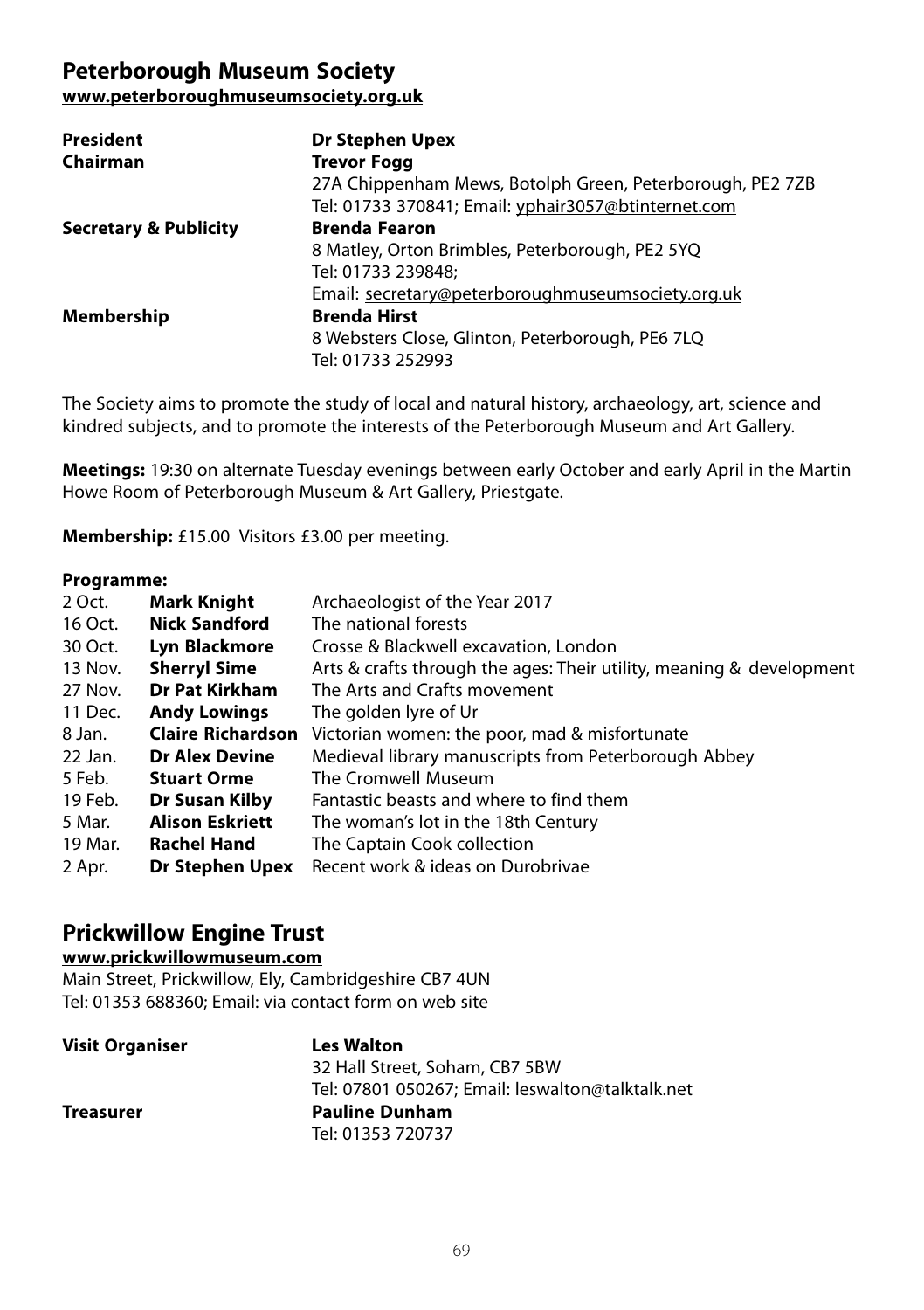## Peterborough Museum Society

**www.peterboroughmuseumsociety.org.uk**

| | |
|---|---|
| **President** | **Dr Stephen Upex** |
| **Chairman** | **Trevor Fogg**<br>27A Chippenham Mews, Botolph Green, Peterborough, PE2 7ZB<br>Tel: 01733 370841; Email: yphair3057@btinternet.com |
| **Secretary & Publicity** | **Brenda Fearon**<br>8 Matley, Orton Brimbles, Peterborough, PE2 5YQ<br>Tel: 01733 239848;<br>Email: secretary@peterboroughmuseumsociety.org.uk |
| **Membership** | **Brenda Hirst**<br>8 Websters Close, Glinton, Peterborough, PE6 7LQ<br>Tel: 01733 252993 |

The Society aims to promote the study of local and natural history, archaeology, art, science and kindred subjects, and to promote the interests of the Peterborough Museum and Art Gallery.

**Meetings:** 19:30 on alternate Tuesday evenings between early October and early April in the Martin Howe Room of Peterborough Museum & Art Gallery, Priestgate.

**Membership:** £15.00 Visitors £3.00 per meeting.

**Programme:**

| | | |
|---|---|---|
| 2 Oct. | **Mark Knight** | Archaeologist of the Year 2017 |
| 16 Oct. | **Nick Sandford** | The national forests |
| 30 Oct. | **Lyn Blackmore** | Crosse & Blackwell excavation, London |
| 13 Nov. | **Sherryl Sime** | Arts & crafts through the ages: Their utility, meaning & development |
| 27 Nov. | **Dr Pat Kirkham** | The Arts and Crafts movement |
| 11 Dec. | **Andy Lowings** | The golden lyre of Ur |
| 8 Jan. | **Claire Richardson** | Victorian women: the poor, mad & misfortunate |
| 22 Jan. | **Dr Alex Devine** | Medieval library manuscripts from Peterborough Abbey |
| 5 Feb. | **Stuart Orme** | The Cromwell Museum |
| 19 Feb. | **Dr Susan Kilby** | Fantastic beasts and where to find them |
| 5 Mar. | **Alison Eskriett** | The woman's lot in the 18th Century |
| 19 Mar. | **Rachel Hand** | The Captain Cook collection |
| 2 Apr. | **Dr Stephen Upex** | Recent work & ideas on Durobrivae |

## Prickwillow Engine Trust

**www.prickwillowmuseum.com**

Main Street, Prickwillow, Ely, Cambridgeshire CB7 4UN
Tel: 01353 688360; Email: via contact form on web site

| | |
|---|---|
| **Visit Organiser** | **Les Walton**<br>32 Hall Street, Soham, CB7 5BW<br>Tel: 07801 050267; Email: leswalton@talktalk.net |
| **Treasurer** | **Pauline Dunham**<br>Tel: 01353 720737 |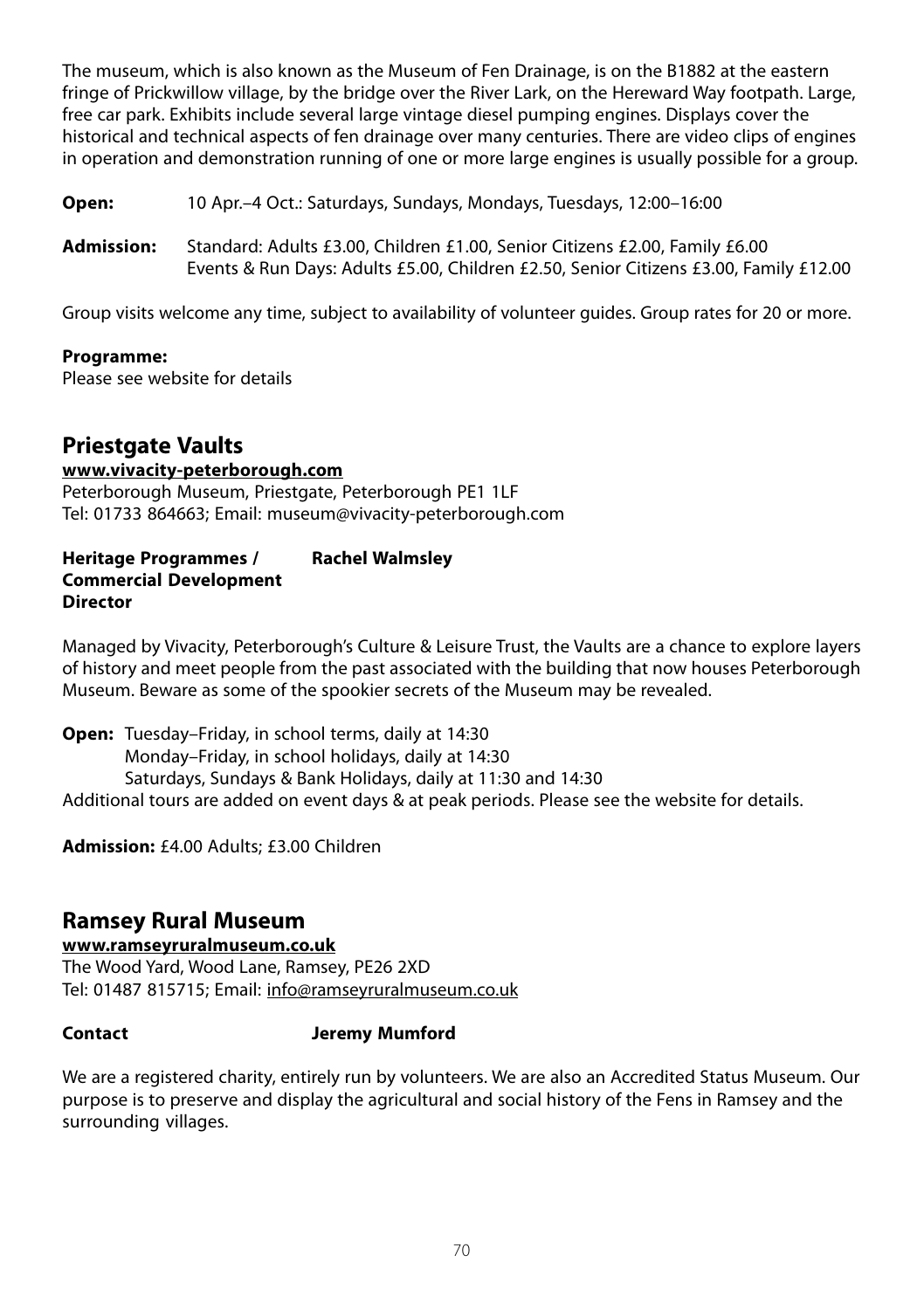The museum, which is also known as the Museum of Fen Drainage, is on the B1882 at the eastern fringe of Prickwillow village, by the bridge over the River Lark, on the Hereward Way footpath. Large, free car park. Exhibits include several large vintage diesel pumping engines. Displays cover the historical and technical aspects of fen drainage over many centuries. There are video clips of engines in operation and demonstration running of one or more large engines is usually possible for a group.

**Open:** 10 Apr.–4 Oct.: Saturdays, Sundays, Mondays, Tuesdays, 12:00–16:00

**Admission:** Standard: Adults £3.00, Children £1.00, Senior Citizens £2.00, Family £6.00
Events & Run Days: Adults £5.00, Children £2.50, Senior Citizens £3.00, Family £12.00

Group visits welcome any time, subject to availability of volunteer guides. Group rates for 20 or more.

**Programme:**
Please see website for details

## Priestgate Vaults

**www.vivacity-peterborough.com**
Peterborough Museum, Priestgate, Peterborough PE1 1LF
Tel: 01733 864663; Email: museum@vivacity-peterborough.com

**Heritage Programmes / Commercial Development Director** **Rachel Walmsley**

Managed by Vivacity, Peterborough's Culture & Leisure Trust, the Vaults are a chance to explore layers of history and meet people from the past associated with the building that now houses Peterborough Museum. Beware as some of the spookier secrets of the Museum may be revealed.

**Open:** Tuesday–Friday, in school terms, daily at 14:30
Monday–Friday, in school holidays, daily at 14:30
Saturdays, Sundays & Bank Holidays, daily at 11:30 and 14:30
Additional tours are added on event days & at peak periods. Please see the website for details.

**Admission:** £4.00 Adults; £3.00 Children

## Ramsey Rural Museum

**www.ramseyruralmuseum.co.uk**
The Wood Yard, Wood Lane, Ramsey, PE26 2XD
Tel: 01487 815715; Email: info@ramseyruralmuseum.co.uk

**Contact** **Jeremy Mumford**

We are a registered charity, entirely run by volunteers. We are also an Accredited Status Museum. Our purpose is to preserve and display the agricultural and social history of the Fens in Ramsey and the surrounding villages.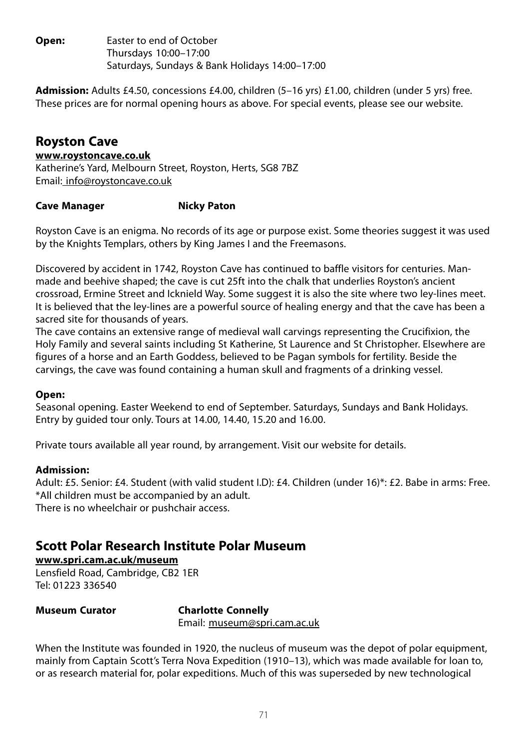**Open:** Easter to end of October
Thursdays 10:00–17:00
Saturdays, Sundays & Bank Holidays 14:00–17:00

**Admission:** Adults £4.50, concessions £4.00, children (5–16 yrs) £1.00, children (under 5 yrs) free. These prices are for normal opening hours as above. For special events, please see our website.

## Royston Cave

**www.roystoncave.co.uk**
Katherine's Yard, Melbourn Street, Royston, Herts, SG8 7BZ
Email: info@roystoncave.co.uk

**Cave Manager** **Nicky Paton**

Royston Cave is an enigma. No records of its age or purpose exist. Some theories suggest it was used by the Knights Templars, others by King James I and the Freemasons.

Discovered by accident in 1742, Royston Cave has continued to baffle visitors for centuries. Man-made and beehive shaped; the cave is cut 25ft into the chalk that underlies Royston's ancient crossroad, Ermine Street and Icknield Way. Some suggest it is also the site where two ley-lines meet. It is believed that the ley-lines are a powerful source of healing energy and that the cave has been a sacred site for thousands of years.

The cave contains an extensive range of medieval wall carvings representing the Crucifixion, the Holy Family and several saints including St Katherine, St Laurence and St Christopher. Elsewhere are figures of a horse and an Earth Goddess, believed to be Pagan symbols for fertility. Beside the carvings, the cave was found containing a human skull and fragments of a drinking vessel.

**Open:**
Seasonal opening. Easter Weekend to end of September. Saturdays, Sundays and Bank Holidays. Entry by guided tour only. Tours at 14.00, 14.40, 15.20 and 16.00.

Private tours available all year round, by arrangement. Visit our website for details.

**Admission:**
Adult: £5. Senior: £4. Student (with valid student I.D): £4. Children (under 16)*: £2. Babe in arms: Free.
*All children must be accompanied by an adult.
There is no wheelchair or pushchair access.

## Scott Polar Research Institute Polar Museum

**www.spri.cam.ac.uk/museum**
Lensfield Road, Cambridge, CB2 1ER
Tel: 01223 336540

**Museum Curator** **Charlotte Connelly**
Email: museum@spri.cam.ac.uk

When the Institute was founded in 1920, the nucleus of museum was the depot of polar equipment, mainly from Captain Scott's Terra Nova Expedition (1910–13), which was made available for loan to, or as research material for, polar expeditions. Much of this was superseded by new technological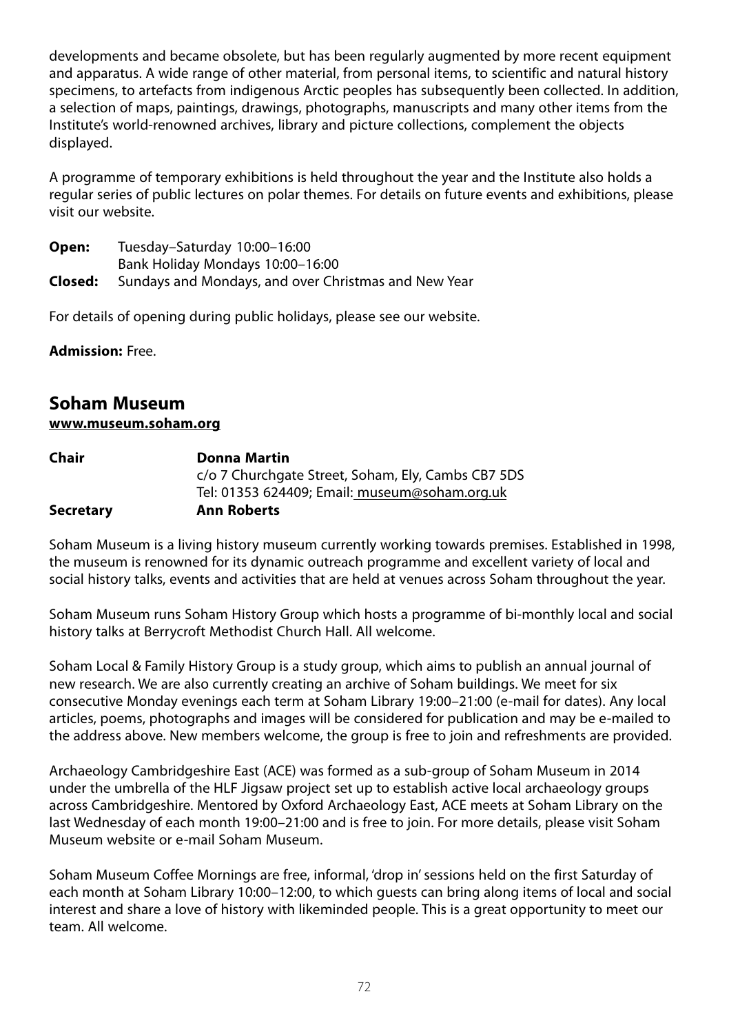developments and became obsolete, but has been regularly augmented by more recent equipment and apparatus. A wide range of other material, from personal items, to scientific and natural history specimens, to artefacts from indigenous Arctic peoples has subsequently been collected. In addition, a selection of maps, paintings, drawings, photographs, manuscripts and many other items from the Institute's world-renowned archives, library and picture collections, complement the objects displayed.

A programme of temporary exhibitions is held throughout the year and the Institute also holds a regular series of public lectures on polar themes. For details on future events and exhibitions, please visit our website.

**Open:** Tuesday–Saturday 10:00–16:00
Bank Holiday Mondays 10:00–16:00
**Closed:** Sundays and Mondays, and over Christmas and New Year

For details of opening during public holidays, please see our website.

**Admission:** Free.

## Soham Museum

**www.museum.soham.org**

**Chair** **Donna Martin**
c/o 7 Churchgate Street, Soham, Ely, Cambs CB7 5DS
Tel: 01353 624409; Email: museum@soham.org.uk
**Secretary** **Ann Roberts**

Soham Museum is a living history museum currently working towards premises. Established in 1998, the museum is renowned for its dynamic outreach programme and excellent variety of local and social history talks, events and activities that are held at venues across Soham throughout the year.

Soham Museum runs Soham History Group which hosts a programme of bi-monthly local and social history talks at Berrycroft Methodist Church Hall. All welcome.

Soham Local & Family History Group is a study group, which aims to publish an annual journal of new research. We are also currently creating an archive of Soham buildings. We meet for six consecutive Monday evenings each term at Soham Library 19:00–21:00 (e-mail for dates). Any local articles, poems, photographs and images will be considered for publication and may be e-mailed to the address above. New members welcome, the group is free to join and refreshments are provided.

Archaeology Cambridgeshire East (ACE) was formed as a sub-group of Soham Museum in 2014 under the umbrella of the HLF Jigsaw project set up to establish active local archaeology groups across Cambridgeshire. Mentored by Oxford Archaeology East, ACE meets at Soham Library on the last Wednesday of each month 19:00–21:00 and is free to join. For more details, please visit Soham Museum website or e-mail Soham Museum.

Soham Museum Coffee Mornings are free, informal, 'drop in' sessions held on the first Saturday of each month at Soham Library 10:00–12:00, to which guests can bring along items of local and social interest and share a love of history with likeminded people. This is a great opportunity to meet our team. All welcome.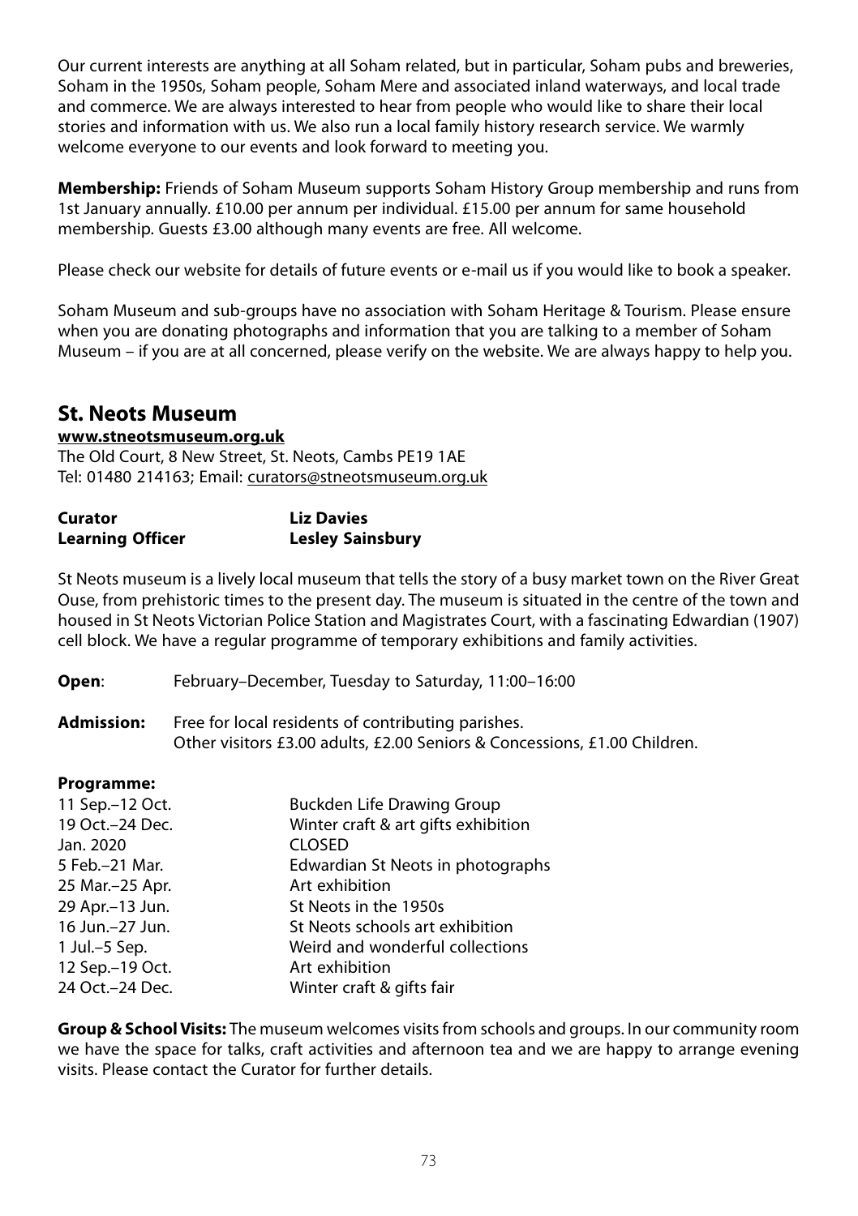Our current interests are anything at all Soham related, but in particular, Soham pubs and breweries, Soham in the 1950s, Soham people, Soham Mere and associated inland waterways, and local trade and commerce. We are always interested to hear from people who would like to share their local stories and information with us. We also run a local family history research service. We warmly welcome everyone to our events and look forward to meeting you.

**Membership:** Friends of Soham Museum supports Soham History Group membership and runs from 1st January annually. £10.00 per annum per individual. £15.00 per annum for same household membership. Guests £3.00 although many events are free. All welcome.

Please check our website for details of future events or e-mail us if you would like to book a speaker.

Soham Museum and sub-groups have no association with Soham Heritage & Tourism. Please ensure when you are donating photographs and information that you are talking to a member of Soham Museum – if you are at all concerned, please verify on the website. We are always happy to help you.

## St. Neots Museum

**www.stneotsmuseum.org.uk**
The Old Court, 8 New Street, St. Neots, Cambs PE19 1AE
Tel: 01480 214163; Email: curators@stneotsmuseum.org.uk

| | |
|---|---|
| **Curator** | **Liz Davies** |
| **Learning Officer** | **Lesley Sainsbury** |

St Neots museum is a lively local museum that tells the story of a busy market town on the River Great Ouse, from prehistoric times to the present day. The museum is situated in the centre of the town and housed in St Neots Victorian Police Station and Magistrates Court, with a fascinating Edwardian (1907) cell block. We have a regular programme of temporary exhibitions and family activities.

**Open**: February–December, Tuesday to Saturday, 11:00–16:00

**Admission:** Free for local residents of contributing parishes.
Other visitors £3.00 adults, £2.00 Seniors & Concessions, £1.00 Children.

**Programme:**

| | |
|---|---|
| 11 Sep.–12 Oct. | Buckden Life Drawing Group |
| 19 Oct.–24 Dec. | Winter craft & art gifts exhibition |
| Jan. 2020 | CLOSED |
| 5 Feb.–21 Mar. | Edwardian St Neots in photographs |
| 25 Mar.–25 Apr. | Art exhibition |
| 29 Apr.–13 Jun. | St Neots in the 1950s |
| 16 Jun.–27 Jun. | St Neots schools art exhibition |
| 1 Jul.–5 Sep. | Weird and wonderful collections |
| 12 Sep.–19 Oct. | Art exhibition |
| 24 Oct.–24 Dec. | Winter craft & gifts fair |

**Group & School Visits:** The museum welcomes visits from schools and groups. In our community room we have the space for talks, craft activities and afternoon tea and we are happy to arrange evening visits. Please contact the Curator for further details.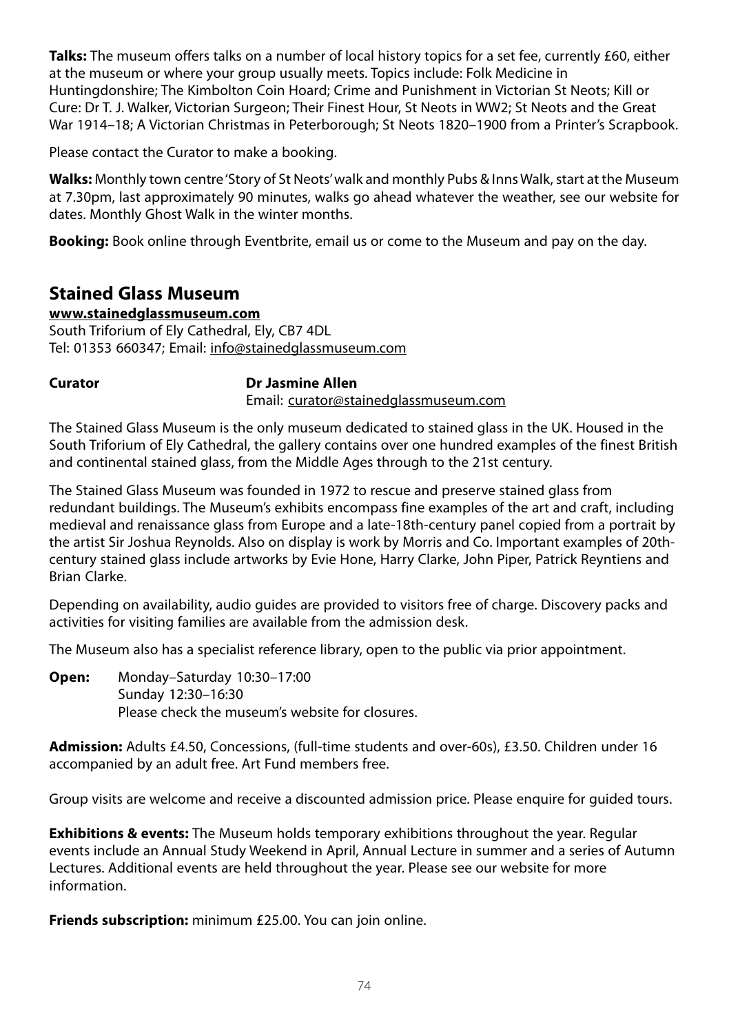**Talks:** The museum offers talks on a number of local history topics for a set fee, currently £60, either at the museum or where your group usually meets. Topics include: Folk Medicine in Huntingdonshire; The Kimbolton Coin Hoard; Crime and Punishment in Victorian St Neots; Kill or Cure: Dr T. J. Walker, Victorian Surgeon; Their Finest Hour, St Neots in WW2; St Neots and the Great War 1914–18; A Victorian Christmas in Peterborough; St Neots 1820–1900 from a Printer's Scrapbook.

Please contact the Curator to make a booking.

**Walks:** Monthly town centre 'Story of St Neots' walk and monthly Pubs & Inns Walk, start at the Museum at 7.30pm, last approximately 90 minutes, walks go ahead whatever the weather, see our website for dates. Monthly Ghost Walk in the winter months.

**Booking:** Book online through Eventbrite, email us or come to the Museum and pay on the day.

## Stained Glass Museum

**www.stainedglassmuseum.com**
South Triforium of Ely Cathedral, Ely, CB7 4DL
Tel: 01353 660347; Email: info@stainedglassmuseum.com

**Curator** **Dr Jasmine Allen**
Email: curator@stainedglassmuseum.com

The Stained Glass Museum is the only museum dedicated to stained glass in the UK. Housed in the South Triforium of Ely Cathedral, the gallery contains over one hundred examples of the finest British and continental stained glass, from the Middle Ages through to the 21st century.

The Stained Glass Museum was founded in 1972 to rescue and preserve stained glass from redundant buildings. The Museum's exhibits encompass fine examples of the art and craft, including medieval and renaissance glass from Europe and a late-18th-century panel copied from a portrait by the artist Sir Joshua Reynolds. Also on display is work by Morris and Co. Important examples of 20th-century stained glass include artworks by Evie Hone, Harry Clarke, John Piper, Patrick Reyntiens and Brian Clarke.

Depending on availability, audio guides are provided to visitors free of charge. Discovery packs and activities for visiting families are available from the admission desk.

The Museum also has a specialist reference library, open to the public via prior appointment.

**Open:** Monday–Saturday 10:30–17:00
Sunday 12:30–16:30
Please check the museum's website for closures.

**Admission:** Adults £4.50, Concessions, (full-time students and over-60s), £3.50. Children under 16 accompanied by an adult free. Art Fund members free.

Group visits are welcome and receive a discounted admission price. Please enquire for guided tours.

**Exhibitions & events:** The Museum holds temporary exhibitions throughout the year. Regular events include an Annual Study Weekend in April, Annual Lecture in summer and a series of Autumn Lectures. Additional events are held throughout the year. Please see our website for more information.

**Friends subscription:** minimum £25.00. You can join online.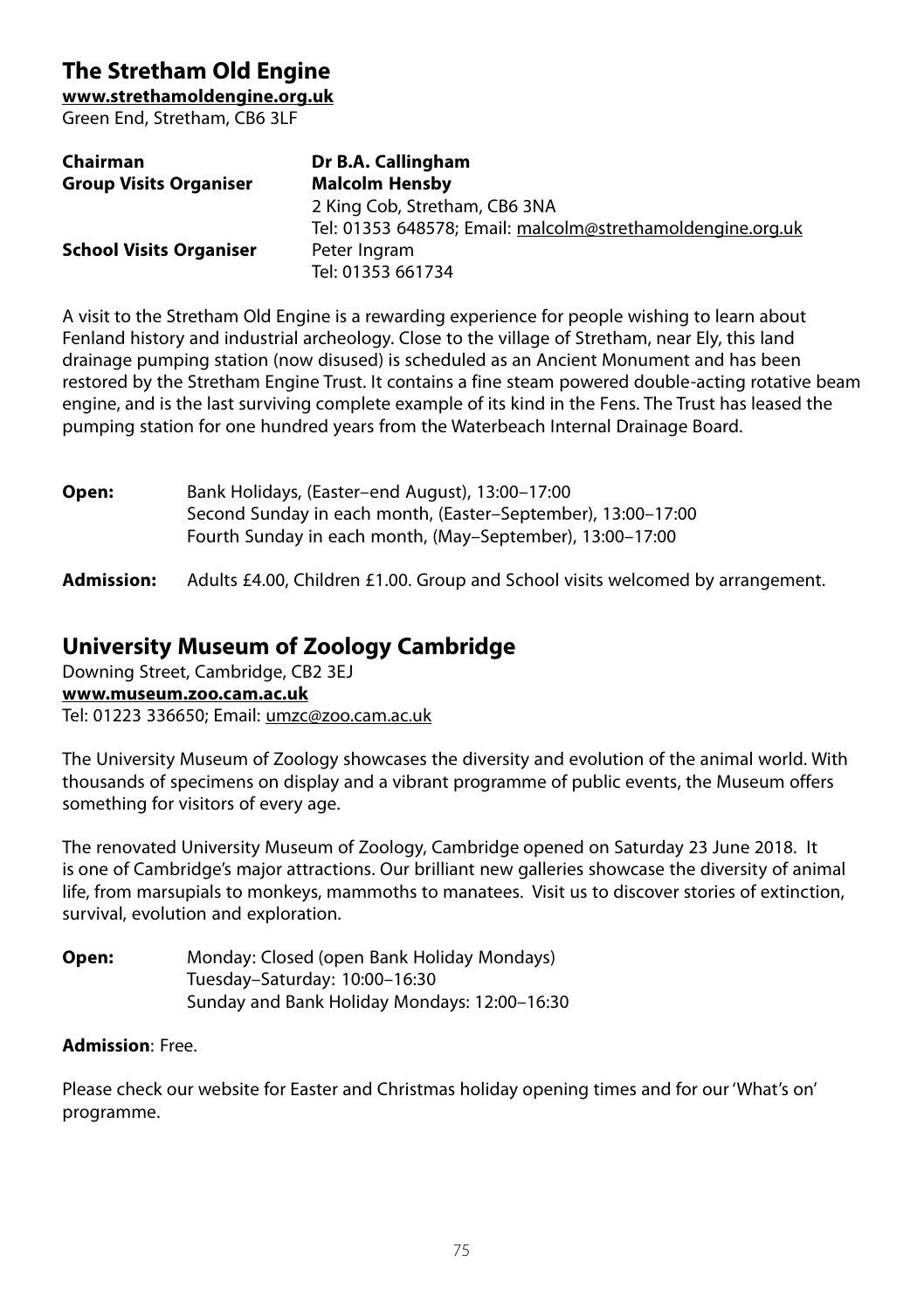## The Stretham Old Engine

**www.strethamoldengine.org.uk**
Green End, Stretham, CB6 3LF

| | |
|---|---|
| **Chairman** | **Dr B.A. Callingham** |
| **Group Visits Organiser** | **Malcolm Hensby**<br>2 King Cob, Stretham, CB6 3NA<br>Tel: 01353 648578; Email: malcolm@strethamoldengine.org.uk |
| **School Visits Organiser** | Peter Ingram<br>Tel: 01353 661734 |

A visit to the Stretham Old Engine is a rewarding experience for people wishing to learn about Fenland history and industrial archeology. Close to the village of Stretham, near Ely, this land drainage pumping station (now disused) is scheduled as an Ancient Monument and has been restored by the Stretham Engine Trust. It contains a fine steam powered double-acting rotative beam engine, and is the last surviving complete example of its kind in the Fens. The Trust has leased the pumping station for one hundred years from the Waterbeach Internal Drainage Board.

**Open:** Bank Holidays, (Easter–end August), 13:00–17:00
Second Sunday in each month, (Easter–September), 13:00–17:00
Fourth Sunday in each month, (May–September), 13:00–17:00

**Admission:** Adults £4.00, Children £1.00. Group and School visits welcomed by arrangement.

## University Museum of Zoology Cambridge

Downing Street, Cambridge, CB2 3EJ
**www.museum.zoo.cam.ac.uk**
Tel: 01223 336650; Email: umzc@zoo.cam.ac.uk

The University Museum of Zoology showcases the diversity and evolution of the animal world. With thousands of specimens on display and a vibrant programme of public events, the Museum offers something for visitors of every age.

The renovated University Museum of Zoology, Cambridge opened on Saturday 23 June 2018. It is one of Cambridge's major attractions. Our brilliant new galleries showcase the diversity of animal life, from marsupials to monkeys, mammoths to manatees. Visit us to discover stories of extinction, survival, evolution and exploration.

**Open:** Monday: Closed (open Bank Holiday Mondays)
Tuesday–Saturday: 10:00–16:30
Sunday and Bank Holiday Mondays: 12:00–16:30

**Admission**: Free.

Please check our website for Easter and Christmas holiday opening times and for our 'What's on' programme.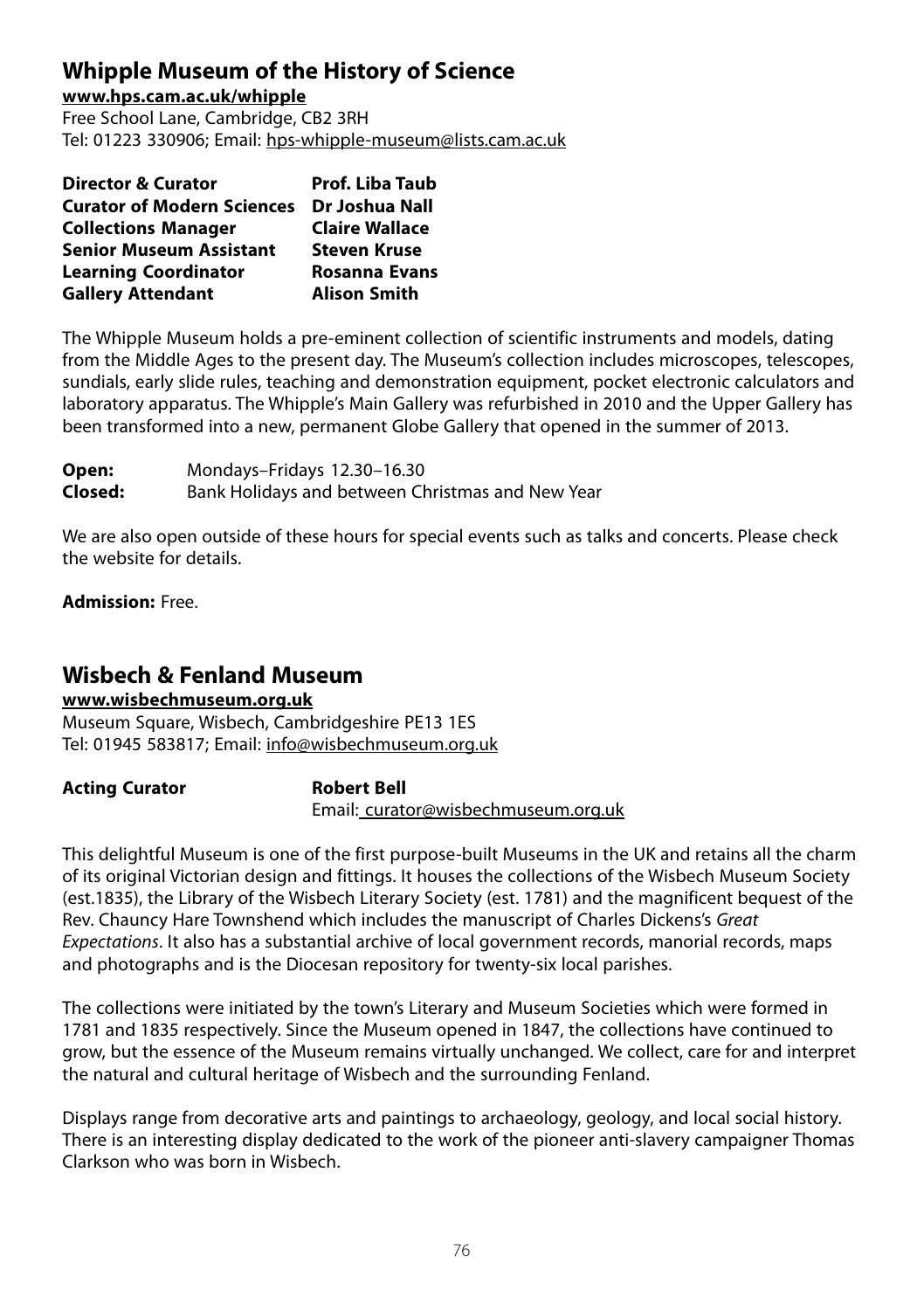## Whipple Museum of the History of Science

**www.hps.cam.ac.uk/whipple**
Free School Lane, Cambridge, CB2 3RH
Tel: 01223 330906; Email: hps-whipple-museum@lists.cam.ac.uk

| | |
|---|---|
| **Director & Curator** | **Prof. Liba Taub** |
| **Curator of Modern Sciences** | **Dr Joshua Nall** |
| **Collections Manager** | **Claire Wallace** |
| **Senior Museum Assistant** | **Steven Kruse** |
| **Learning Coordinator** | **Rosanna Evans** |
| **Gallery Attendant** | **Alison Smith** |

The Whipple Museum holds a pre-eminent collection of scientific instruments and models, dating from the Middle Ages to the present day. The Museum's collection includes microscopes, telescopes, sundials, early slide rules, teaching and demonstration equipment, pocket electronic calculators and laboratory apparatus. The Whipple's Main Gallery was refurbished in 2010 and the Upper Gallery has been transformed into a new, permanent Globe Gallery that opened in the summer of 2013.

**Open:** Mondays–Fridays 12.30–16.30
**Closed:** Bank Holidays and between Christmas and New Year

We are also open outside of these hours for special events such as talks and concerts. Please check the website for details.

**Admission:** Free.

## Wisbech & Fenland Museum

**www.wisbechmuseum.org.uk**
Museum Square, Wisbech, Cambridgeshire PE13 1ES
Tel: 01945 583817; Email: info@wisbechmuseum.org.uk

**Acting Curator** **Robert Bell**
Email: curator@wisbechmuseum.org.uk

This delightful Museum is one of the first purpose-built Museums in the UK and retains all the charm of its original Victorian design and fittings. It houses the collections of the Wisbech Museum Society (est.1835), the Library of the Wisbech Literary Society (est. 1781) and the magnificent bequest of the Rev. Chauncy Hare Townshend which includes the manuscript of Charles Dickens's *Great Expectations*. It also has a substantial archive of local government records, manorial records, maps and photographs and is the Diocesan repository for twenty-six local parishes.

The collections were initiated by the town's Literary and Museum Societies which were formed in 1781 and 1835 respectively. Since the Museum opened in 1847, the collections have continued to grow, but the essence of the Museum remains virtually unchanged. We collect, care for and interpret the natural and cultural heritage of Wisbech and the surrounding Fenland.

Displays range from decorative arts and paintings to archaeology, geology, and local social history. There is an interesting display dedicated to the work of the pioneer anti-slavery campaigner Thomas Clarkson who was born in Wisbech.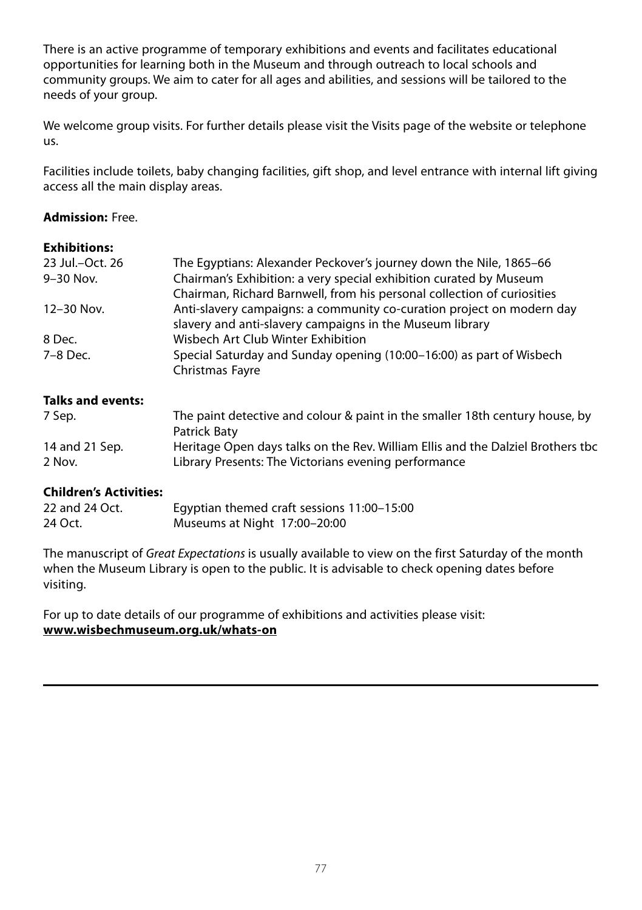There is an active programme of temporary exhibitions and events and facilitates educational opportunities for learning both in the Museum and through outreach to local schools and community groups. We aim to cater for all ages and abilities, and sessions will be tailored to the needs of your group.

We welcome group visits. For further details please visit the Visits page of the website or telephone us.

Facilities include toilets, baby changing facilities, gift shop, and level entrance with internal lift giving access all the main display areas.

**Admission:** Free.

**Exhibitions:**

| | |
|---|---|
| 23 Jul.–Oct. 26 | The Egyptians: Alexander Peckover's journey down the Nile, 1865–66 |
| 9–30 Nov. | Chairman's Exhibition: a very special exhibition curated by Museum Chairman, Richard Barnwell, from his personal collection of curiosities |
| 12–30 Nov. | Anti-slavery campaigns: a community co-curation project on modern day slavery and anti-slavery campaigns in the Museum library |
| 8 Dec. | Wisbech Art Club Winter Exhibition |
| 7–8 Dec. | Special Saturday and Sunday opening (10:00–16:00) as part of Wisbech Christmas Fayre |

**Talks and events:**

| | |
|---|---|
| 7 Sep. | The paint detective and colour & paint in the smaller 18th century house, by Patrick Baty |
| 14 and 21 Sep. | Heritage Open days talks on the Rev. William Ellis and the Dalziel Brothers tbc |
| 2 Nov. | Library Presents: The Victorians evening performance |

**Children's Activities:**

| | |
|---|---|
| 22 and 24 Oct. | Egyptian themed craft sessions 11:00–15:00 |
| 24 Oct. | Museums at Night 17:00–20:00 |

The manuscript of *Great Expectations* is usually available to view on the first Saturday of the month when the Museum Library is open to the public. It is advisable to check opening dates before visiting.

For up to date details of our programme of exhibitions and activities please visit:
**www.wisbechmuseum.org.uk/whats-on**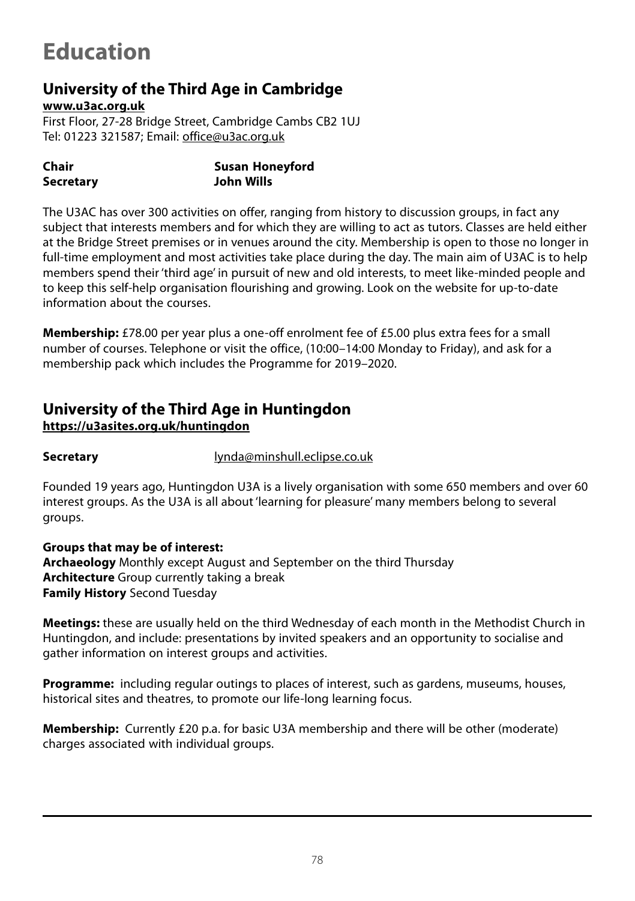# Education

## University of the Third Age in Cambridge

**www.u3ac.org.uk**

First Floor, 27-28 Bridge Street, Cambridge Cambs CB2 1UJ
Tel: 01223 321587; Email: office@u3ac.org.uk

| | |
|---|---|
| **Chair** | **Susan Honeyford** |
| **Secretary** | **John Wills** |

The U3AC has over 300 activities on offer, ranging from history to discussion groups, in fact any subject that interests members and for which they are willing to act as tutors. Classes are held either at the Bridge Street premises or in venues around the city. Membership is open to those no longer in full-time employment and most activities take place during the day. The main aim of U3AC is to help members spend their 'third age' in pursuit of new and old interests, to meet like-minded people and to keep this self-help organisation flourishing and growing. Look on the website for up-to-date information about the courses.

**Membership:** £78.00 per year plus a one-off enrolment fee of £5.00 plus extra fees for a small number of courses. Telephone or visit the office, (10:00–14:00 Monday to Friday), and ask for a membership pack which includes the Programme for 2019–2020.

## University of the Third Age in Huntingdon

**https://u3asites.org.uk/huntingdon**

**Secretary** lynda@minshull.eclipse.co.uk

Founded 19 years ago, Huntingdon U3A is a lively organisation with some 650 members and over 60 interest groups. As the U3A is all about 'learning for pleasure' many members belong to several groups.

**Groups that may be of interest:**
**Archaeology** Monthly except August and September on the third Thursday
**Architecture** Group currently taking a break
**Family History** Second Tuesday

**Meetings:** these are usually held on the third Wednesday of each month in the Methodist Church in Huntingdon, and include: presentations by invited speakers and an opportunity to socialise and gather information on interest groups and activities.

**Programme:** including regular outings to places of interest, such as gardens, museums, houses, historical sites and theatres, to promote our life-long learning focus.

**Membership:** Currently £20 p.a. for basic U3A membership and there will be other (moderate) charges associated with individual groups.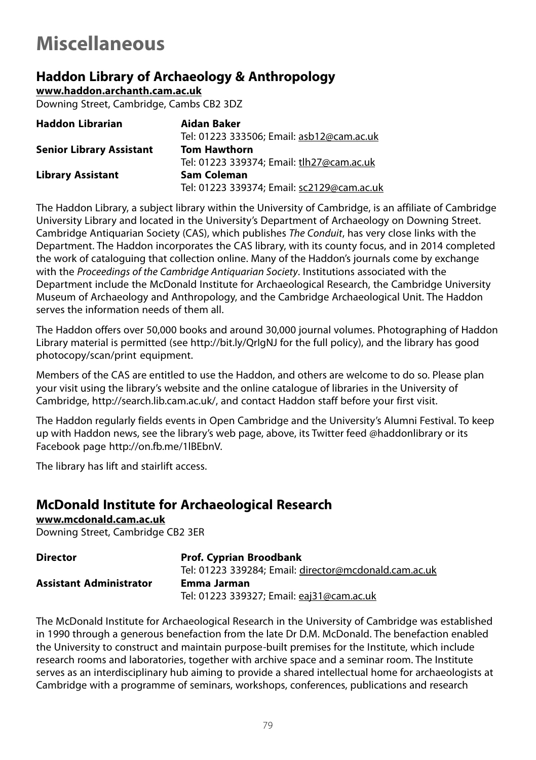# Miscellaneous

## Haddon Library of Archaeology & Anthropology

**www.haddon.archanth.cam.ac.uk**

Downing Street, Cambridge, Cambs CB2 3DZ

| | |
|---|---|
| **Haddon Librarian** | **Aidan Baker** |
| | Tel: 01223 333506; Email: asb12@cam.ac.uk |
| **Senior Library Assistant** | **Tom Hawthorn** |
| | Tel: 01223 339374; Email: tlh27@cam.ac.uk |
| **Library Assistant** | **Sam Coleman** |
| | Tel: 01223 339374; Email: sc2129@cam.ac.uk |

The Haddon Library, a subject library within the University of Cambridge, is an affiliate of Cambridge University Library and located in the University's Department of Archaeology on Downing Street. Cambridge Antiquarian Society (CAS), which publishes *The Conduit*, has very close links with the Department. The Haddon incorporates the CAS library, with its county focus, and in 2014 completed the work of cataloguing that collection online. Many of the Haddon's journals come by exchange with the *Proceedings of the Cambridge Antiquarian Society*. Institutions associated with the Department include the McDonald Institute for Archaeological Research, the Cambridge University Museum of Archaeology and Anthropology, and the Cambridge Archaeological Unit. The Haddon serves the information needs of them all.

The Haddon offers over 50,000 books and around 30,000 journal volumes. Photographing of Haddon Library material is permitted (see http://bit.ly/QrIgNJ for the full policy), and the library has good photocopy/scan/print equipment.

Members of the CAS are entitled to use the Haddon, and others are welcome to do so. Please plan your visit using the library's website and the online catalogue of libraries in the University of Cambridge, http://search.lib.cam.ac.uk/, and contact Haddon staff before your first visit.

The Haddon regularly fields events in Open Cambridge and the University's Alumni Festival. To keep up with Haddon news, see the library's web page, above, its Twitter feed @haddonlibrary or its Facebook page http://on.fb.me/1lBEbnV.

The library has lift and stairlift access.

## McDonald Institute for Archaeological Research

**www.mcdonald.cam.ac.uk**

Downing Street, Cambridge CB2 3ER

| | |
|---|---|
| **Director** | **Prof. Cyprian Broodbank** |
| | Tel: 01223 339284; Email: director@mcdonald.cam.ac.uk |
| **Assistant Administrator** | **Emma Jarman** |
| | Tel: 01223 339327; Email: eaj31@cam.ac.uk |

The McDonald Institute for Archaeological Research in the University of Cambridge was established in 1990 through a generous benefaction from the late Dr D.M. McDonald. The benefaction enabled the University to construct and maintain purpose-built premises for the Institute, which include research rooms and laboratories, together with archive space and a seminar room. The Institute serves as an interdisciplinary hub aiming to provide a shared intellectual home for archaeologists at Cambridge with a programme of seminars, workshops, conferences, publications and research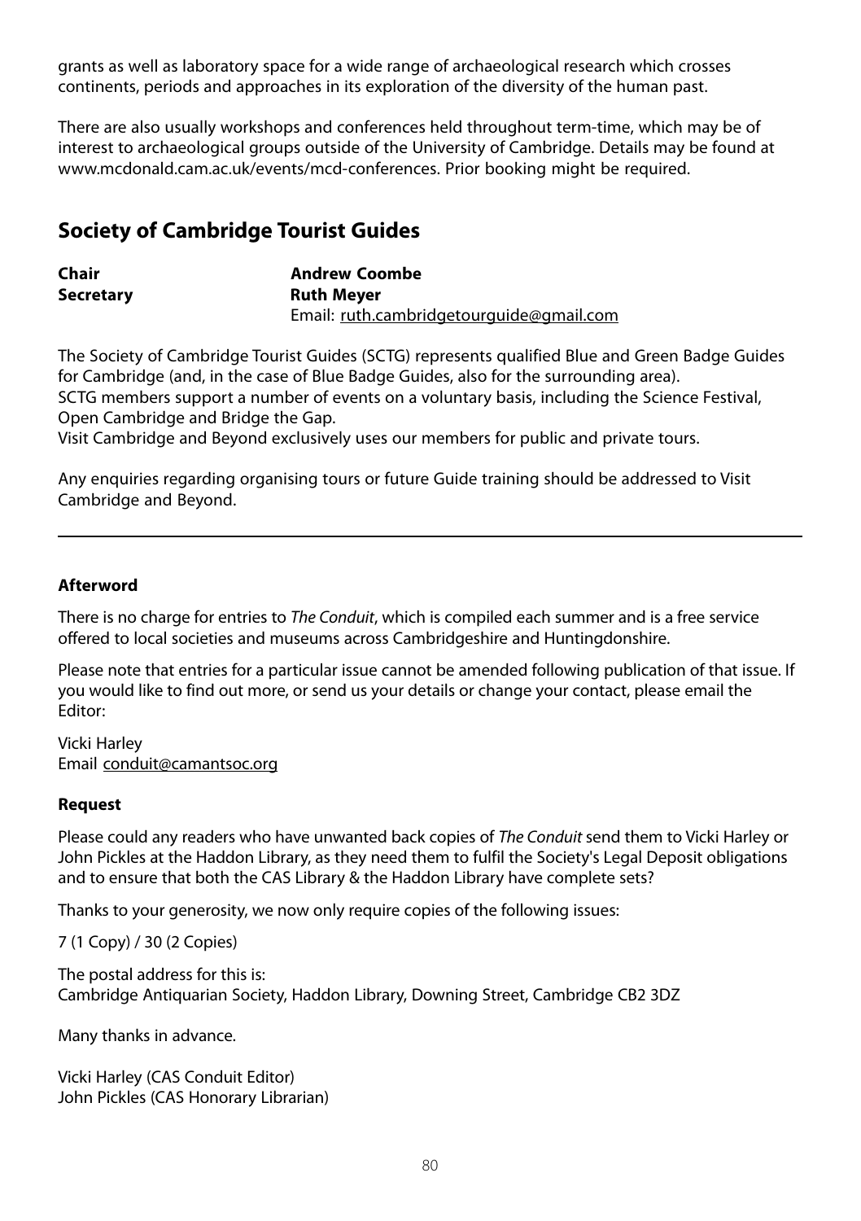grants as well as laboratory space for a wide range of archaeological research which crosses continents, periods and approaches in its exploration of the diversity of the human past.

There are also usually workshops and conferences held throughout term-time, which may be of interest to archaeological groups outside of the University of Cambridge. Details may be found at www.mcdonald.cam.ac.uk/events/mcd-conferences. Prior booking might be required.

## Society of Cambridge Tourist Guides

| | |
|---|---|
| **Chair** | **Andrew Coombe** |
| **Secretary** | **Ruth Meyer** |
| | Email: ruth.cambridgetourguide@gmail.com |

The Society of Cambridge Tourist Guides (SCTG) represents qualified Blue and Green Badge Guides for Cambridge (and, in the case of Blue Badge Guides, also for the surrounding area).
SCTG members support a number of events on a voluntary basis, including the Science Festival, Open Cambridge and Bridge the Gap.
Visit Cambridge and Beyond exclusively uses our members for public and private tours.

Any enquiries regarding organising tours or future Guide training should be addressed to Visit Cambridge and Beyond.

---

### Afterword

There is no charge for entries to *The Conduit*, which is compiled each summer and is a free service offered to local societies and museums across Cambridgeshire and Huntingdonshire.

Please note that entries for a particular issue cannot be amended following publication of that issue. If you would like to find out more, or send us your details or change your contact, please email the Editor:

Vicki Harley
Email conduit@camantsoc.org

### Request

Please could any readers who have unwanted back copies of *The Conduit* send them to Vicki Harley or John Pickles at the Haddon Library, as they need them to fulfil the Society's Legal Deposit obligations and to ensure that both the CAS Library & the Haddon Library have complete sets?

Thanks to your generosity, we now only require copies of the following issues:

7 (1 Copy) / 30 (2 Copies)

The postal address for this is:
Cambridge Antiquarian Society, Haddon Library, Downing Street, Cambridge CB2 3DZ

Many thanks in advance.

Vicki Harley (CAS Conduit Editor)
John Pickles (CAS Honorary Librarian)